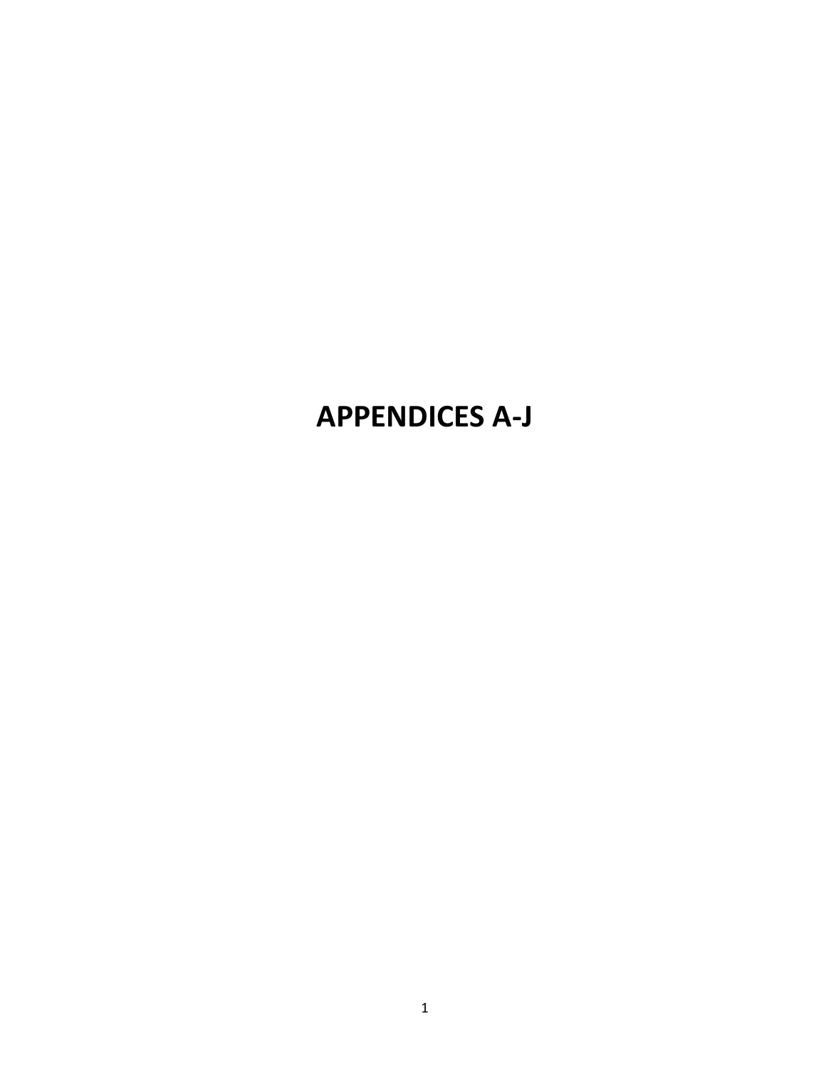# APPENDICES A-J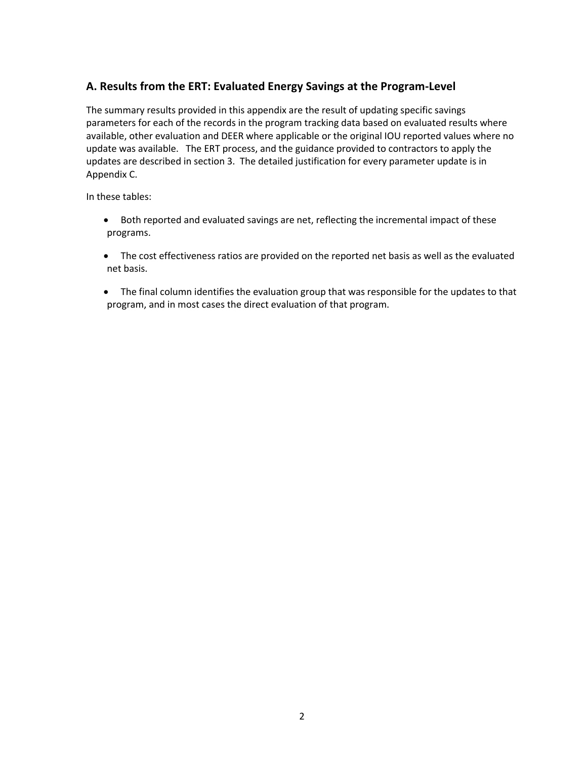## A. Results from the ERT: Evaluated Energy Savings at the Program-Level

The summary results provided in this appendix are the result of updating specific savings parameters for each of the records in the program tracking data based on evaluated results where available, other evaluation and DEER where applicable or the original IOU reported values where no update was available. The ERT process, and the guidance provided to contractors to apply the updates are described in section 3. The detailed justification for every parameter update is in Appendix C.

In these tables:

- Both reported and evaluated savings are net, reflecting the incremental impact of these programs.
- The cost effectiveness ratios are provided on the reported net basis as well as the evaluated net basis.
- The final column identifies the evaluation group that was responsible for the updates to that program, and in most cases the direct evaluation of that program.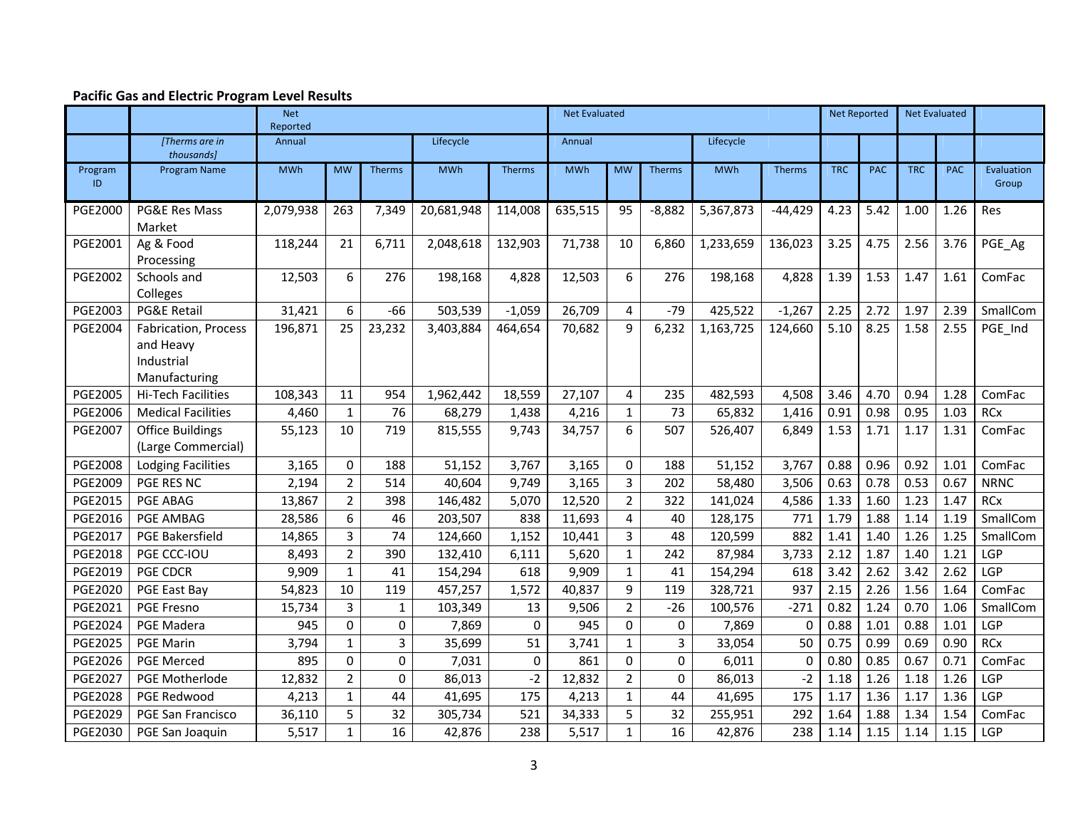**Pacific Gas and Electric Program Level Results**

| | | Net Reported | | | | | Net Evaluated | | | | | Net Reported | | Net Evaluated | | |
|---|---|---|---|---|---|---|---|---|---|---|---|---|---|---|---|---|
| | *[Therms are in thousands]* | Annual | | | Lifecycle | | Annual | | | Lifecycle | | | | | | |
| Program ID | Program Name | MWh | MW | Therms | MWh | Therms | MWh | MW | Therms | MWh | Therms | TRC | PAC | TRC | PAC | Evaluation Group |
| PGE2000 | PG&E Res Mass Market | 2,079,938 | 263 | 7,349 | 20,681,948 | 114,008 | 635,515 | 95 | -8,882 | 5,367,873 | -44,429 | 4.23 | 5.42 | 1.00 | 1.26 | Res |
| PGE2001 | Ag & Food Processing | 118,244 | 21 | 6,711 | 2,048,618 | 132,903 | 71,738 | 10 | 6,860 | 1,233,659 | 136,023 | 3.25 | 4.75 | 2.56 | 3.76 | PGE_Ag |
| PGE2002 | Schools and Colleges | 12,503 | 6 | 276 | 198,168 | 4,828 | 12,503 | 6 | 276 | 198,168 | 4,828 | 1.39 | 1.53 | 1.47 | 1.61 | ComFac |
| PGE2003 | PG&E Retail | 31,421 | 6 | -66 | 503,539 | -1,059 | 26,709 | 4 | -79 | 425,522 | -1,267 | 2.25 | 2.72 | 1.97 | 2.39 | SmallCom |
| PGE2004 | Fabrication, Process and Heavy Industrial Manufacturing | 196,871 | 25 | 23,232 | 3,403,884 | 464,654 | 70,682 | 9 | 6,232 | 1,163,725 | 124,660 | 5.10 | 8.25 | 1.58 | 2.55 | PGE_Ind |
| PGE2005 | Hi-Tech Facilities | 108,343 | 11 | 954 | 1,962,442 | 18,559 | 27,107 | 4 | 235 | 482,593 | 4,508 | 3.46 | 4.70 | 0.94 | 1.28 | ComFac |
| PGE2006 | Medical Facilities | 4,460 | 1 | 76 | 68,279 | 1,438 | 4,216 | 1 | 73 | 65,832 | 1,416 | 0.91 | 0.98 | 0.95 | 1.03 | RCx |
| PGE2007 | Office Buildings (Large Commercial) | 55,123 | 10 | 719 | 815,555 | 9,743 | 34,757 | 6 | 507 | 526,407 | 6,849 | 1.53 | 1.71 | 1.17 | 1.31 | ComFac |
| PGE2008 | Lodging Facilities | 3,165 | 0 | 188 | 51,152 | 3,767 | 3,165 | 0 | 188 | 51,152 | 3,767 | 0.88 | 0.96 | 0.92 | 1.01 | ComFac |
| PGE2009 | PGE RES NC | 2,194 | 2 | 514 | 40,604 | 9,749 | 3,165 | 3 | 202 | 58,480 | 3,506 | 0.63 | 0.78 | 0.53 | 0.67 | NRNC |
| PGE2015 | PGE ABAG | 13,867 | 2 | 398 | 146,482 | 5,070 | 12,520 | 2 | 322 | 141,024 | 4,586 | 1.33 | 1.60 | 1.23 | 1.47 | RCx |
| PGE2016 | PGE AMBAG | 28,586 | 6 | 46 | 203,507 | 838 | 11,693 | 4 | 40 | 128,175 | 771 | 1.79 | 1.88 | 1.14 | 1.19 | SmallCom |
| PGE2017 | PGE Bakersfield | 14,865 | 3 | 74 | 124,660 | 1,152 | 10,441 | 3 | 48 | 120,599 | 882 | 1.41 | 1.40 | 1.26 | 1.25 | SmallCom |
| PGE2018 | PGE CCC-IOU | 8,493 | 2 | 390 | 132,410 | 6,111 | 5,620 | 1 | 242 | 87,984 | 3,733 | 2.12 | 1.87 | 1.40 | 1.21 | LGP |
| PGE2019 | PGE CDCR | 9,909 | 1 | 41 | 154,294 | 618 | 9,909 | 1 | 41 | 154,294 | 618 | 3.42 | 2.62 | 3.42 | 2.62 | LGP |
| PGE2020 | PGE East Bay | 54,823 | 10 | 119 | 457,257 | 1,572 | 40,837 | 9 | 119 | 328,721 | 937 | 2.15 | 2.26 | 1.56 | 1.64 | ComFac |
| PGE2021 | PGE Fresno | 15,734 | 3 | 1 | 103,349 | 13 | 9,506 | 2 | -26 | 100,576 | -271 | 0.82 | 1.24 | 0.70 | 1.06 | SmallCom |
| PGE2024 | PGE Madera | 945 | 0 | 0 | 7,869 | 0 | 945 | 0 | 0 | 7,869 | 0 | 0.88 | 1.01 | 0.88 | 1.01 | LGP |
| PGE2025 | PGE Marin | 3,794 | 1 | 3 | 35,699 | 51 | 3,741 | 1 | 3 | 33,054 | 50 | 0.75 | 0.99 | 0.69 | 0.90 | RCx |
| PGE2026 | PGE Merced | 895 | 0 | 0 | 7,031 | 0 | 861 | 0 | 0 | 6,011 | 0 | 0.80 | 0.85 | 0.67 | 0.71 | ComFac |
| PGE2027 | PGE Motherlode | 12,832 | 2 | 0 | 86,013 | -2 | 12,832 | 2 | 0 | 86,013 | -2 | 1.18 | 1.26 | 1.18 | 1.26 | LGP |
| PGE2028 | PGE Redwood | 4,213 | 1 | 44 | 41,695 | 175 | 4,213 | 1 | 44 | 41,695 | 175 | 1.17 | 1.36 | 1.17 | 1.36 | LGP |
| PGE2029 | PGE San Francisco | 36,110 | 5 | 32 | 305,734 | 521 | 34,333 | 5 | 32 | 255,951 | 292 | 1.64 | 1.88 | 1.34 | 1.54 | ComFac |
| PGE2030 | PGE San Joaquin | 5,517 | 1 | 16 | 42,876 | 238 | 5,517 | 1 | 16 | 42,876 | 238 | 1.14 | 1.15 | 1.14 | 1.15 | LGP |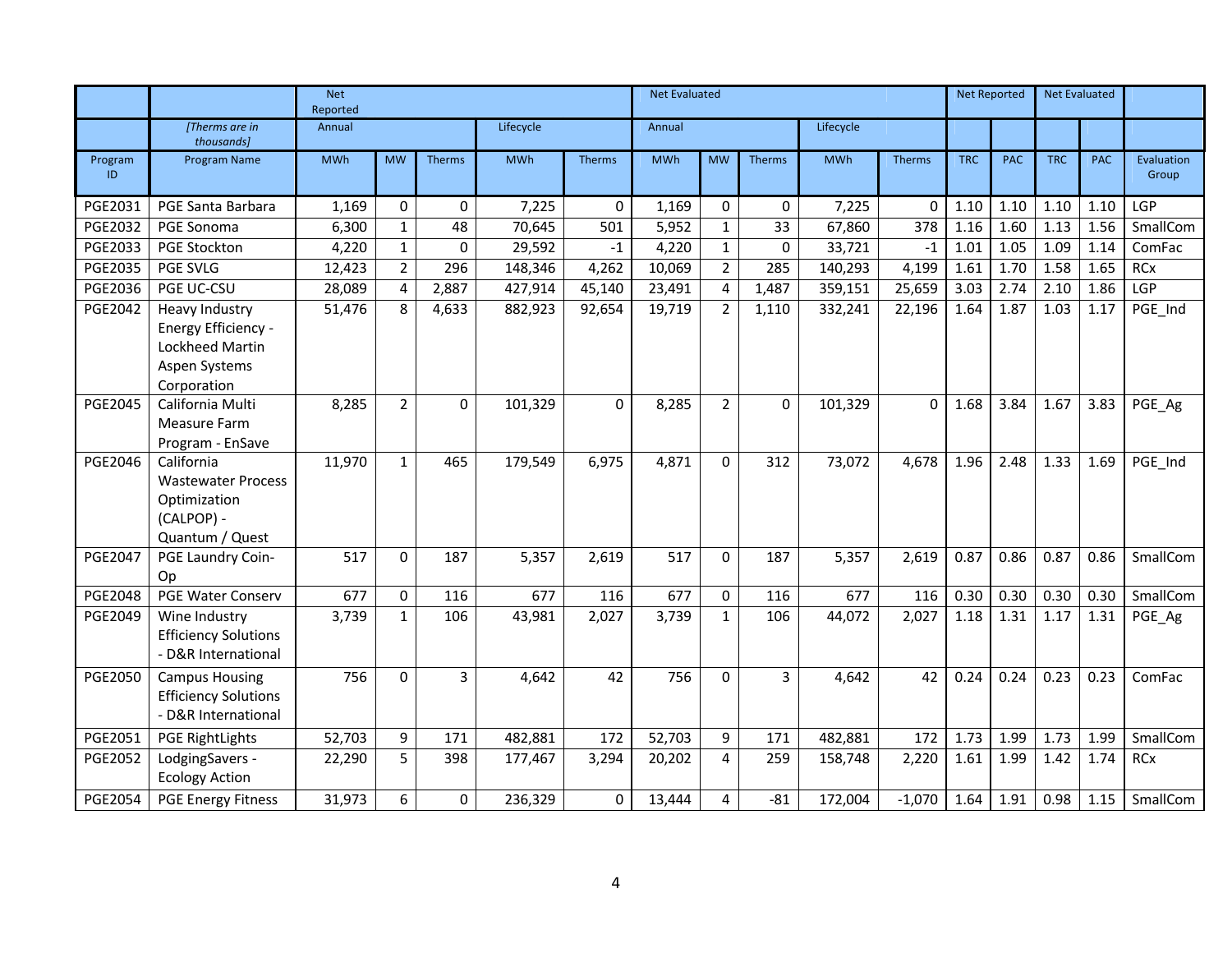| | | Net Reported | | | | | Net Evaluated | | | | | Net Reported | | Net Evaluated | | |
|---|---|---|---|---|---|---|---|---|---|---|---|---|---|---|---|---|
| | *[Therms are in thousands]* | Annual | | | Lifecycle | | Annual | | | Lifecycle | | | | | | |
| Program ID | Program Name | MWh | MW | Therms | MWh | Therms | MWh | MW | Therms | MWh | Therms | TRC | PAC | TRC | PAC | Evaluation Group |
| PGE2031 | PGE Santa Barbara | 1,169 | 0 | 0 | 7,225 | 0 | 1,169 | 0 | 0 | 7,225 | 0 | 1.10 | 1.10 | 1.10 | 1.10 | LGP |
| PGE2032 | PGE Sonoma | 6,300 | 1 | 48 | 70,645 | 501 | 5,952 | 1 | 33 | 67,860 | 378 | 1.16 | 1.60 | 1.13 | 1.56 | SmallCom |
| PGE2033 | PGE Stockton | 4,220 | 1 | 0 | 29,592 | -1 | 4,220 | 1 | 0 | 33,721 | -1 | 1.01 | 1.05 | 1.09 | 1.14 | ComFac |
| PGE2035 | PGE SVLG | 12,423 | 2 | 296 | 148,346 | 4,262 | 10,069 | 2 | 285 | 140,293 | 4,199 | 1.61 | 1.70 | 1.58 | 1.65 | RCx |
| PGE2036 | PGE UC-CSU | 28,089 | 4 | 2,887 | 427,914 | 45,140 | 23,491 | 4 | 1,487 | 359,151 | 25,659 | 3.03 | 2.74 | 2.10 | 1.86 | LGP |
| PGE2042 | Heavy Industry Energy Efficiency - Lockheed Martin Aspen Systems Corporation | 51,476 | 8 | 4,633 | 882,923 | 92,654 | 19,719 | 2 | 1,110 | 332,241 | 22,196 | 1.64 | 1.87 | 1.03 | 1.17 | PGE_Ind |
| PGE2045 | California Multi Measure Farm Program - EnSave | 8,285 | 2 | 0 | 101,329 | 0 | 8,285 | 2 | 0 | 101,329 | 0 | 1.68 | 3.84 | 1.67 | 3.83 | PGE_Ag |
| PGE2046 | California Wastewater Process Optimization (CALPOP) - Quantum / Quest | 11,970 | 1 | 465 | 179,549 | 6,975 | 4,871 | 0 | 312 | 73,072 | 4,678 | 1.96 | 2.48 | 1.33 | 1.69 | PGE_Ind |
| PGE2047 | PGE Laundry Coin-Op | 517 | 0 | 187 | 5,357 | 2,619 | 517 | 0 | 187 | 5,357 | 2,619 | 0.87 | 0.86 | 0.87 | 0.86 | SmallCom |
| PGE2048 | PGE Water Conserv | 677 | 0 | 116 | 677 | 116 | 677 | 0 | 116 | 677 | 116 | 0.30 | 0.30 | 0.30 | 0.30 | SmallCom |
| PGE2049 | Wine Industry Efficiency Solutions - D&R International | 3,739 | 1 | 106 | 43,981 | 2,027 | 3,739 | 1 | 106 | 44,072 | 2,027 | 1.18 | 1.31 | 1.17 | 1.31 | PGE_Ag |
| PGE2050 | Campus Housing Efficiency Solutions - D&R International | 756 | 0 | 3 | 4,642 | 42 | 756 | 0 | 3 | 4,642 | 42 | 0.24 | 0.24 | 0.23 | 0.23 | ComFac |
| PGE2051 | PGE RightLights | 52,703 | 9 | 171 | 482,881 | 172 | 52,703 | 9 | 171 | 482,881 | 172 | 1.73 | 1.99 | 1.73 | 1.99 | SmallCom |
| PGE2052 | LodgingSavers - Ecology Action | 22,290 | 5 | 398 | 177,467 | 3,294 | 20,202 | 4 | 259 | 158,748 | 2,220 | 1.61 | 1.99 | 1.42 | 1.74 | RCx |
| PGE2054 | PGE Energy Fitness | 31,973 | 6 | 0 | 236,329 | 0 | 13,444 | 4 | -81 | 172,004 | -1,070 | 1.64 | 1.91 | 0.98 | 1.15 | SmallCom |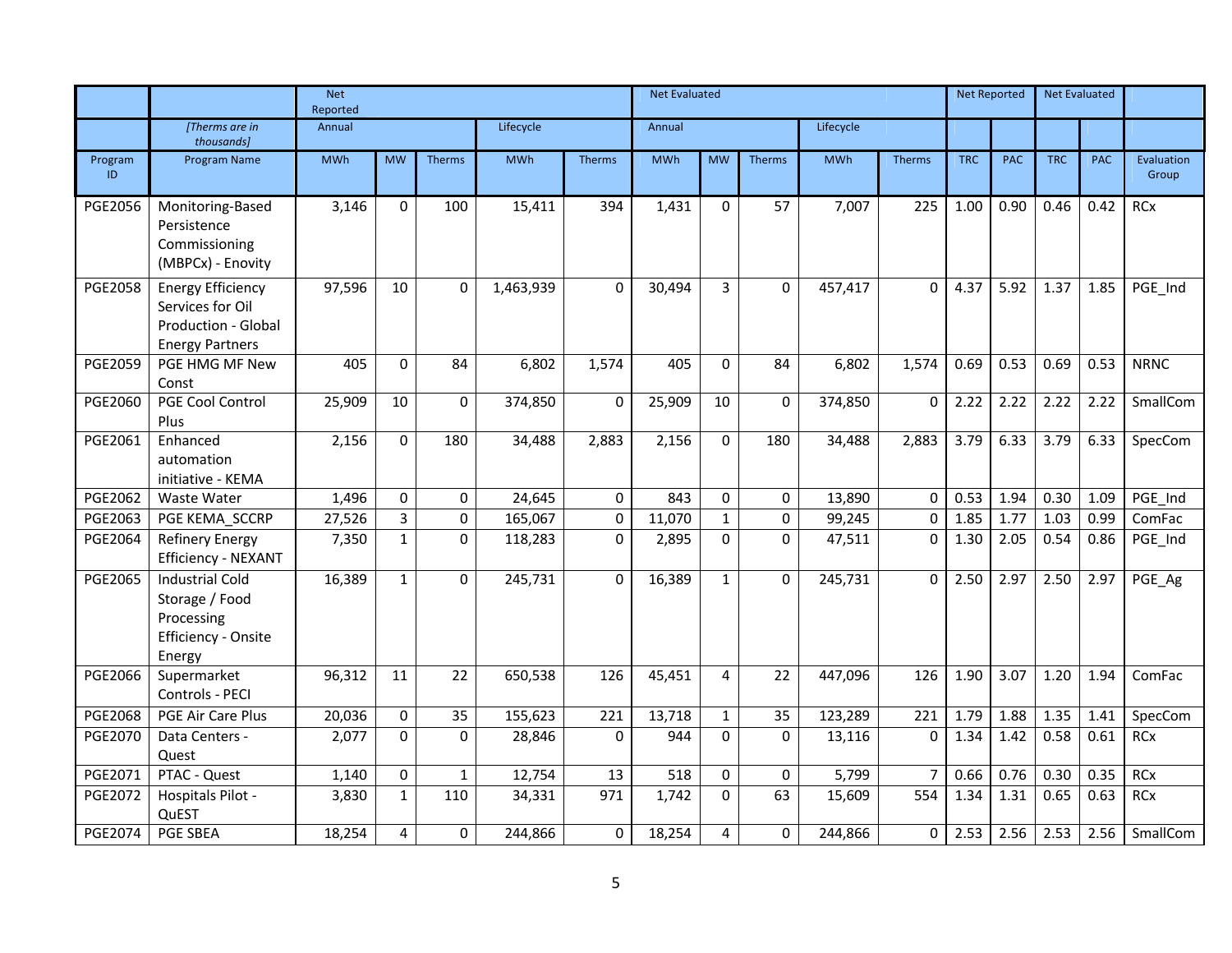| | | Net Reported | | | | | Net Evaluated | | | | | Net Reported | | Net Evaluated | | |
|---|---|---|---|---|---|---|---|---|---|---|---|---|---|---|---|---|
| | *[Therms are in thousands]* | Annual | | | Lifecycle | | Annual | | | Lifecycle | | | | | | |
| Program ID | Program Name | MWh | MW | Therms | MWh | Therms | MWh | MW | Therms | MWh | Therms | TRC | PAC | TRC | PAC | Evaluation Group |
| PGE2056 | Monitoring-Based Persistence Commissioning (MBPCx) - Enovity | 3,146 | 0 | 100 | 15,411 | 394 | 1,431 | 0 | 57 | 7,007 | 225 | 1.00 | 0.90 | 0.46 | 0.42 | RCx |
| PGE2058 | Energy Efficiency Services for Oil Production - Global Energy Partners | 97,596 | 10 | 0 | 1,463,939 | 0 | 30,494 | 3 | 0 | 457,417 | 0 | 4.37 | 5.92 | 1.37 | 1.85 | PGE_Ind |
| PGE2059 | PGE HMG MF New Const | 405 | 0 | 84 | 6,802 | 1,574 | 405 | 0 | 84 | 6,802 | 1,574 | 0.69 | 0.53 | 0.69 | 0.53 | NRNC |
| PGE2060 | PGE Cool Control Plus | 25,909 | 10 | 0 | 374,850 | 0 | 25,909 | 10 | 0 | 374,850 | 0 | 2.22 | 2.22 | 2.22 | 2.22 | SmallCom |
| PGE2061 | Enhanced automation initiative - KEMA | 2,156 | 0 | 180 | 34,488 | 2,883 | 2,156 | 0 | 180 | 34,488 | 2,883 | 3.79 | 6.33 | 3.79 | 6.33 | SpecCom |
| PGE2062 | Waste Water | 1,496 | 0 | 0 | 24,645 | 0 | 843 | 0 | 0 | 13,890 | 0 | 0.53 | 1.94 | 0.30 | 1.09 | PGE_Ind |
| PGE2063 | PGE KEMA_SCCRP | 27,526 | 3 | 0 | 165,067 | 0 | 11,070 | 1 | 0 | 99,245 | 0 | 1.85 | 1.77 | 1.03 | 0.99 | ComFac |
| PGE2064 | Refinery Energy Efficiency - NEXANT | 7,350 | 1 | 0 | 118,283 | 0 | 2,895 | 0 | 0 | 47,511 | 0 | 1.30 | 2.05 | 0.54 | 0.86 | PGE_Ind |
| PGE2065 | Industrial Cold Storage / Food Processing Efficiency - Onsite Energy | 16,389 | 1 | 0 | 245,731 | 0 | 16,389 | 1 | 0 | 245,731 | 0 | 2.50 | 2.97 | 2.50 | 2.97 | PGE_Ag |
| PGE2066 | Supermarket Controls - PECI | 96,312 | 11 | 22 | 650,538 | 126 | 45,451 | 4 | 22 | 447,096 | 126 | 1.90 | 3.07 | 1.20 | 1.94 | ComFac |
| PGE2068 | PGE Air Care Plus | 20,036 | 0 | 35 | 155,623 | 221 | 13,718 | 1 | 35 | 123,289 | 221 | 1.79 | 1.88 | 1.35 | 1.41 | SpecCom |
| PGE2070 | Data Centers - Quest | 2,077 | 0 | 0 | 28,846 | 0 | 944 | 0 | 0 | 13,116 | 0 | 1.34 | 1.42 | 0.58 | 0.61 | RCx |
| PGE2071 | PTAC - Quest | 1,140 | 0 | 1 | 12,754 | 13 | 518 | 0 | 0 | 5,799 | 7 | 0.66 | 0.76 | 0.30 | 0.35 | RCx |
| PGE2072 | Hospitals Pilot - QuEST | 3,830 | 1 | 110 | 34,331 | 971 | 1,742 | 0 | 63 | 15,609 | 554 | 1.34 | 1.31 | 0.65 | 0.63 | RCx |
| PGE2074 | PGE SBEA | 18,254 | 4 | 0 | 244,866 | 0 | 18,254 | 4 | 0 | 244,866 | 0 | 2.53 | 2.56 | 2.53 | 2.56 | SmallCom |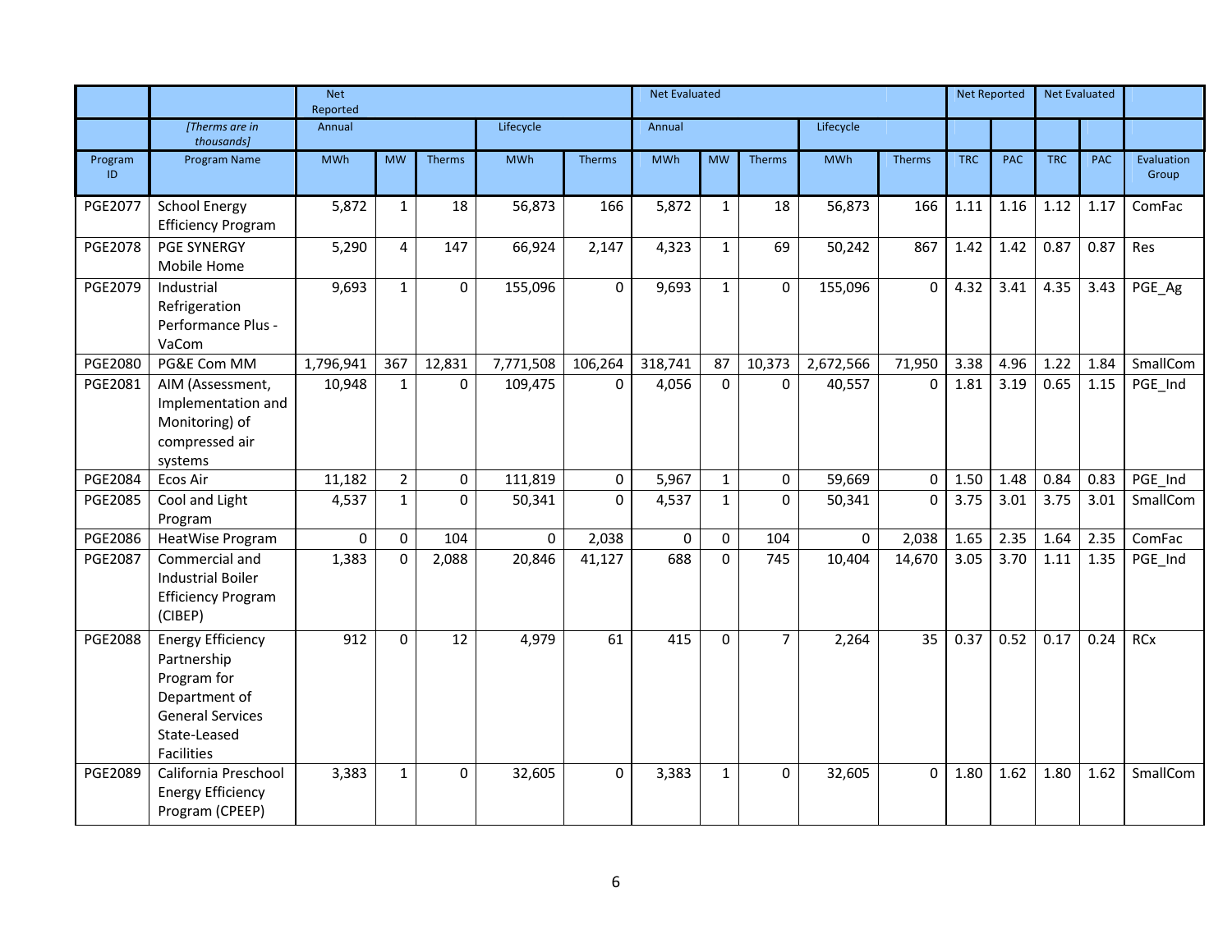| | | Net Reported | | | | | Net Evaluated | | | | | Net Reported | | Net Evaluated | | |
|---|---|---|---|---|---|---|---|---|---|---|---|---|---|---|---|---|
| | *[Therms are in thousands]* | Annual | | | Lifecycle | | Annual | | | Lifecycle | | | | | | |
| Program ID | Program Name | MWh | MW | Therms | MWh | Therms | MWh | MW | Therms | MWh | Therms | TRC | PAC | TRC | PAC | Evaluation Group |
| PGE2077 | School Energy Efficiency Program | 5,872 | 1 | 18 | 56,873 | 166 | 5,872 | 1 | 18 | 56,873 | 166 | 1.11 | 1.16 | 1.12 | 1.17 | ComFac |
| PGE2078 | PGE SYNERGY Mobile Home | 5,290 | 4 | 147 | 66,924 | 2,147 | 4,323 | 1 | 69 | 50,242 | 867 | 1.42 | 1.42 | 0.87 | 0.87 | Res |
| PGE2079 | Industrial Refrigeration Performance Plus - VaCom | 9,693 | 1 | 0 | 155,096 | 0 | 9,693 | 1 | 0 | 155,096 | 0 | 4.32 | 3.41 | 4.35 | 3.43 | PGE_Ag |
| PGE2080 | PG&E Com MM | 1,796,941 | 367 | 12,831 | 7,771,508 | 106,264 | 318,741 | 87 | 10,373 | 2,672,566 | 71,950 | 3.38 | 4.96 | 1.22 | 1.84 | SmallCom |
| PGE2081 | AIM (Assessment, Implementation and Monitoring) of compressed air systems | 10,948 | 1 | 0 | 109,475 | 0 | 4,056 | 0 | 0 | 40,557 | 0 | 1.81 | 3.19 | 0.65 | 1.15 | PGE_Ind |
| PGE2084 | Ecos Air | 11,182 | 2 | 0 | 111,819 | 0 | 5,967 | 1 | 0 | 59,669 | 0 | 1.50 | 1.48 | 0.84 | 0.83 | PGE_Ind |
| PGE2085 | Cool and Light Program | 4,537 | 1 | 0 | 50,341 | 0 | 4,537 | 1 | 0 | 50,341 | 0 | 3.75 | 3.01 | 3.75 | 3.01 | SmallCom |
| PGE2086 | HeatWise Program | 0 | 0 | 104 | 0 | 2,038 | 0 | 0 | 104 | 0 | 2,038 | 1.65 | 2.35 | 1.64 | 2.35 | ComFac |
| PGE2087 | Commercial and Industrial Boiler Efficiency Program (CIBEP) | 1,383 | 0 | 2,088 | 20,846 | 41,127 | 688 | 0 | 745 | 10,404 | 14,670 | 3.05 | 3.70 | 1.11 | 1.35 | PGE_Ind |
| PGE2088 | Energy Efficiency Partnership Program for Department of General Services State-Leased Facilities | 912 | 0 | 12 | 4,979 | 61 | 415 | 0 | 7 | 2,264 | 35 | 0.37 | 0.52 | 0.17 | 0.24 | RCx |
| PGE2089 | California Preschool Energy Efficiency Program (CPEEP) | 3,383 | 1 | 0 | 32,605 | 0 | 3,383 | 1 | 0 | 32,605 | 0 | 1.80 | 1.62 | 1.80 | 1.62 | SmallCom |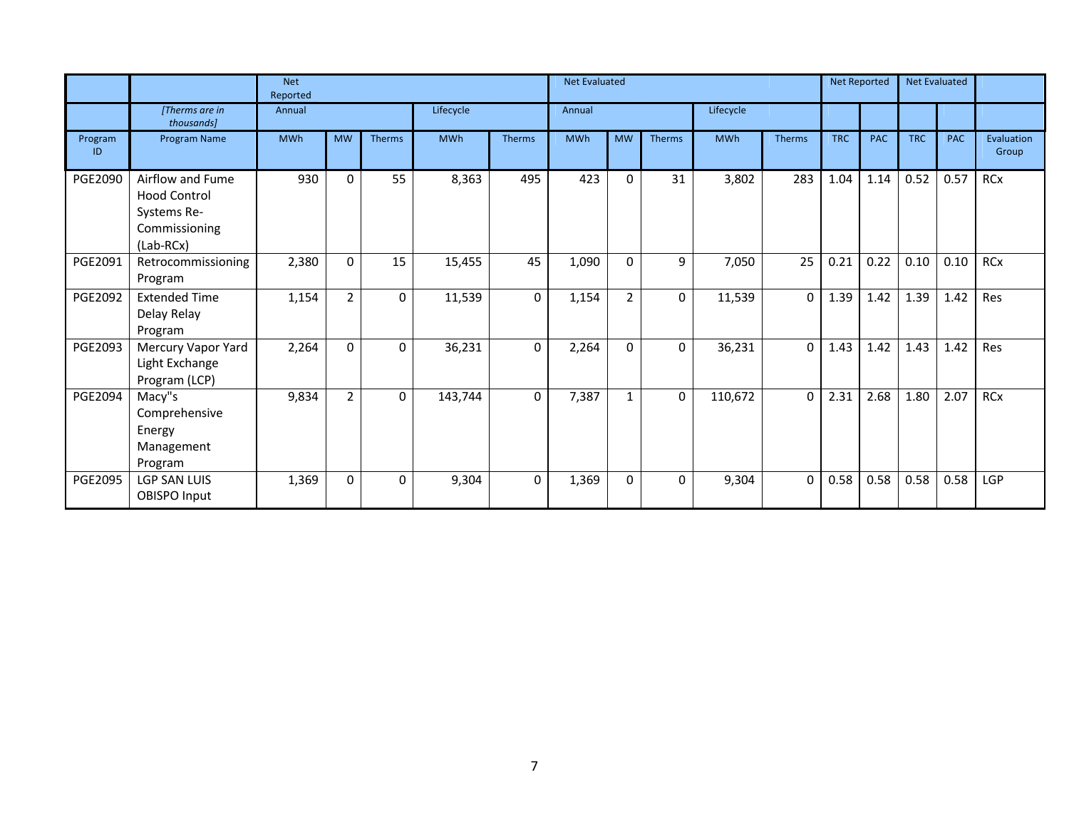| | | Net Reported | | | | | Net Evaluated | | | | | Net Reported | | Net Evaluated | | |
|---|---|---|---|---|---|---|---|---|---|---|---|---|---|---|---|---|
| | *[Therms are in thousands]* | Annual | | | Lifecycle | | Annual | | | Lifecycle | | | | | | |
| Program ID | Program Name | MWh | MW | Therms | MWh | Therms | MWh | MW | Therms | MWh | Therms | TRC | PAC | TRC | PAC | Evaluation Group |
| PGE2090 | Airflow and Fume Hood Control Systems Re-Commissioning (Lab-RCx) | 930 | 0 | 55 | 8,363 | 495 | 423 | 0 | 31 | 3,802 | 283 | 1.04 | 1.14 | 0.52 | 0.57 | RCx |
| PGE2091 | Retrocommissioning Program | 2,380 | 0 | 15 | 15,455 | 45 | 1,090 | 0 | 9 | 7,050 | 25 | 0.21 | 0.22 | 0.10 | 0.10 | RCx |
| PGE2092 | Extended Time Delay Relay Program | 1,154 | 2 | 0 | 11,539 | 0 | 1,154 | 2 | 0 | 11,539 | 0 | 1.39 | 1.42 | 1.39 | 1.42 | Res |
| PGE2093 | Mercury Vapor Yard Light Exchange Program (LCP) | 2,264 | 0 | 0 | 36,231 | 0 | 2,264 | 0 | 0 | 36,231 | 0 | 1.43 | 1.42 | 1.43 | 1.42 | Res |
| PGE2094 | Macy"s Comprehensive Energy Management Program | 9,834 | 2 | 0 | 143,744 | 0 | 7,387 | 1 | 0 | 110,672 | 0 | 2.31 | 2.68 | 1.80 | 2.07 | RCx |
| PGE2095 | LGP SAN LUIS OBISPO Input | 1,369 | 0 | 0 | 9,304 | 0 | 1,369 | 0 | 0 | 9,304 | 0 | 0.58 | 0.58 | 0.58 | 0.58 | LGP |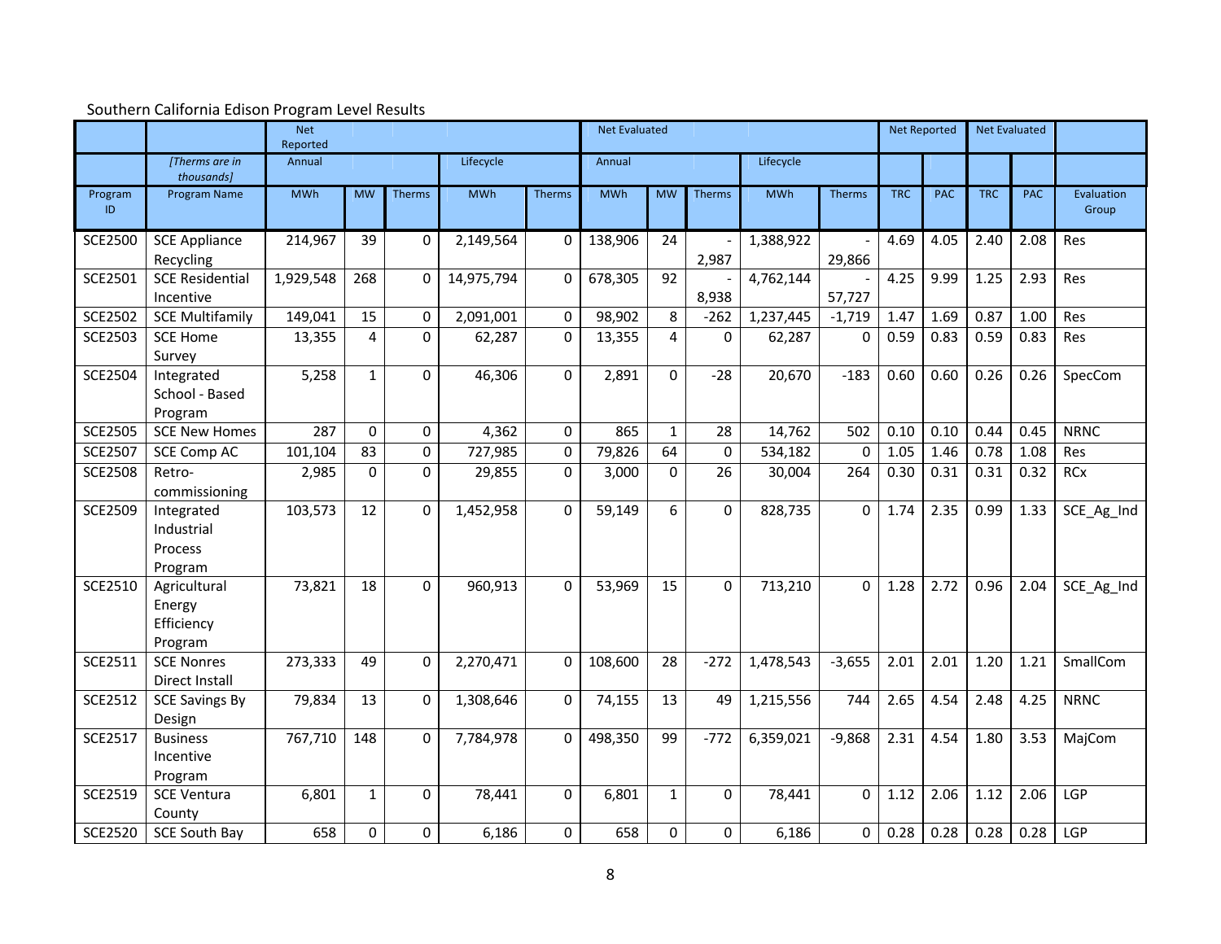Southern California Edison Program Level Results

| | | Net Reported | | | | | Net Evaluated | | | | | Net Reported | | Net Evaluated | | |
|---|---|---|---|---|---|---|---|---|---|---|---|---|---|---|---|---|
| | *[Therms are in thousands]* | Annual | | | Lifecycle | | Annual | | | Lifecycle | | | | | | |
| Program ID | Program Name | MWh | MW | Therms | MWh | Therms | MWh | MW | Therms | MWh | Therms | TRC | PAC | TRC | PAC | Evaluation Group |
| SCE2500 | SCE Appliance Recycling | 214,967 | 39 | 0 | 2,149,564 | 0 | 138,906 | 24 | -2,987 | 1,388,922 | -29,866 | 4.69 | 4.05 | 2.40 | 2.08 | Res |
| SCE2501 | SCE Residential Incentive | 1,929,548 | 268 | 0 | 14,975,794 | 0 | 678,305 | 92 | -8,938 | 4,762,144 | -57,727 | 4.25 | 9.99 | 1.25 | 2.93 | Res |
| SCE2502 | SCE Multifamily | 149,041 | 15 | 0 | 2,091,001 | 0 | 98,902 | 8 | -262 | 1,237,445 | -1,719 | 1.47 | 1.69 | 0.87 | 1.00 | Res |
| SCE2503 | SCE Home Survey | 13,355 | 4 | 0 | 62,287 | 0 | 13,355 | 4 | 0 | 62,287 | 0 | 0.59 | 0.83 | 0.59 | 0.83 | Res |
| SCE2504 | Integrated School - Based Program | 5,258 | 1 | 0 | 46,306 | 0 | 2,891 | 0 | -28 | 20,670 | -183 | 0.60 | 0.60 | 0.26 | 0.26 | SpecCom |
| SCE2505 | SCE New Homes | 287 | 0 | 0 | 4,362 | 0 | 865 | 1 | 28 | 14,762 | 502 | 0.10 | 0.10 | 0.44 | 0.45 | NRNC |
| SCE2507 | SCE Comp AC | 101,104 | 83 | 0 | 727,985 | 0 | 79,826 | 64 | 0 | 534,182 | 0 | 1.05 | 1.46 | 0.78 | 1.08 | Res |
| SCE2508 | Retro-commissioning | 2,985 | 0 | 0 | 29,855 | 0 | 3,000 | 0 | 26 | 30,004 | 264 | 0.30 | 0.31 | 0.31 | 0.32 | RCx |
| SCE2509 | Integrated Industrial Process Program | 103,573 | 12 | 0 | 1,452,958 | 0 | 59,149 | 6 | 0 | 828,735 | 0 | 1.74 | 2.35 | 0.99 | 1.33 | SCE_Ag_Ind |
| SCE2510 | Agricultural Energy Efficiency Program | 73,821 | 18 | 0 | 960,913 | 0 | 53,969 | 15 | 0 | 713,210 | 0 | 1.28 | 2.72 | 0.96 | 2.04 | SCE_Ag_Ind |
| SCE2511 | SCE Nonres Direct Install | 273,333 | 49 | 0 | 2,270,471 | 0 | 108,600 | 28 | -272 | 1,478,543 | -3,655 | 2.01 | 2.01 | 1.20 | 1.21 | SmallCom |
| SCE2512 | SCE Savings By Design | 79,834 | 13 | 0 | 1,308,646 | 0 | 74,155 | 13 | 49 | 1,215,556 | 744 | 2.65 | 4.54 | 2.48 | 4.25 | NRNC |
| SCE2517 | Business Incentive Program | 767,710 | 148 | 0 | 7,784,978 | 0 | 498,350 | 99 | -772 | 6,359,021 | -9,868 | 2.31 | 4.54 | 1.80 | 3.53 | MajCom |
| SCE2519 | SCE Ventura County | 6,801 | 1 | 0 | 78,441 | 0 | 6,801 | 1 | 0 | 78,441 | 0 | 1.12 | 2.06 | 1.12 | 2.06 | LGP |
| SCE2520 | SCE South Bay | 658 | 0 | 0 | 6,186 | 0 | 658 | 0 | 0 | 6,186 | 0 | 0.28 | 0.28 | 0.28 | 0.28 | LGP |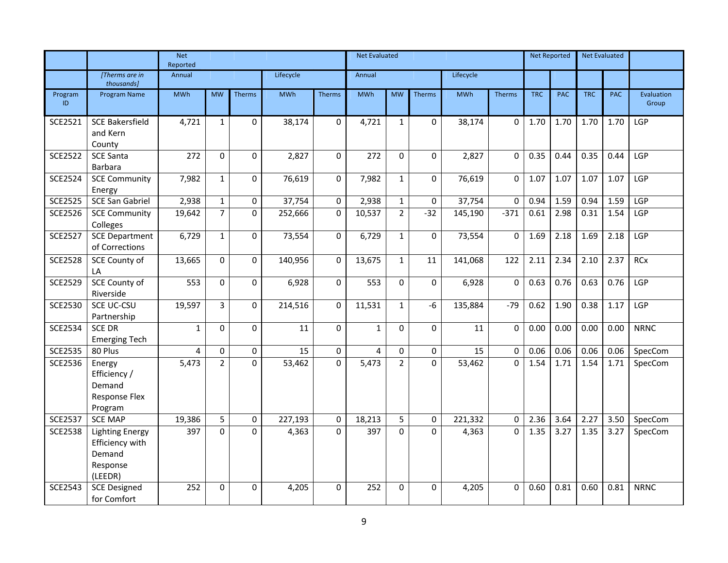| | | Net Reported | | | | | Net Evaluated | | | | | Net Reported | | Net Evaluated | | |
|---|---|---|---|---|---|---|---|---|---|---|---|---|---|---|---|---|
| | *[Therms are in thousands]* | Annual | | | Lifecycle | | Annual | | | Lifecycle | | | | | | |
| Program ID | Program Name | MWh | MW | Therms | MWh | Therms | MWh | MW | Therms | MWh | Therms | TRC | PAC | TRC | PAC | Evaluation Group |
| SCE2521 | SCE Bakersfield and Kern County | 4,721 | 1 | 0 | 38,174 | 0 | 4,721 | 1 | 0 | 38,174 | 0 | 1.70 | 1.70 | 1.70 | 1.70 | LGP |
| SCE2522 | SCE Santa Barbara | 272 | 0 | 0 | 2,827 | 0 | 272 | 0 | 0 | 2,827 | 0 | 0.35 | 0.44 | 0.35 | 0.44 | LGP |
| SCE2524 | SCE Community Energy | 7,982 | 1 | 0 | 76,619 | 0 | 7,982 | 1 | 0 | 76,619 | 0 | 1.07 | 1.07 | 1.07 | 1.07 | LGP |
| SCE2525 | SCE San Gabriel | 2,938 | 1 | 0 | 37,754 | 0 | 2,938 | 1 | 0 | 37,754 | 0 | 0.94 | 1.59 | 0.94 | 1.59 | LGP |
| SCE2526 | SCE Community Colleges | 19,642 | 7 | 0 | 252,666 | 0 | 10,537 | 2 | -32 | 145,190 | -371 | 0.61 | 2.98 | 0.31 | 1.54 | LGP |
| SCE2527 | SCE Department of Corrections | 6,729 | 1 | 0 | 73,554 | 0 | 6,729 | 1 | 0 | 73,554 | 0 | 1.69 | 2.18 | 1.69 | 2.18 | LGP |
| SCE2528 | SCE County of LA | 13,665 | 0 | 0 | 140,956 | 0 | 13,675 | 1 | 11 | 141,068 | 122 | 2.11 | 2.34 | 2.10 | 2.37 | RCx |
| SCE2529 | SCE County of Riverside | 553 | 0 | 0 | 6,928 | 0 | 553 | 0 | 0 | 6,928 | 0 | 0.63 | 0.76 | 0.63 | 0.76 | LGP |
| SCE2530 | SCE UC-CSU Partnership | 19,597 | 3 | 0 | 214,516 | 0 | 11,531 | 1 | -6 | 135,884 | -79 | 0.62 | 1.90 | 0.38 | 1.17 | LGP |
| SCE2534 | SCE DR Emerging Tech | 1 | 0 | 0 | 11 | 0 | 1 | 0 | 0 | 11 | 0 | 0.00 | 0.00 | 0.00 | 0.00 | NRNC |
| SCE2535 | 80 Plus | 4 | 0 | 0 | 15 | 0 | 4 | 0 | 0 | 15 | 0 | 0.06 | 0.06 | 0.06 | 0.06 | SpecCom |
| SCE2536 | Energy Efficiency / Demand Response Flex Program | 5,473 | 2 | 0 | 53,462 | 0 | 5,473 | 2 | 0 | 53,462 | 0 | 1.54 | 1.71 | 1.54 | 1.71 | SpecCom |
| SCE2537 | SCE MAP | 19,386 | 5 | 0 | 227,193 | 0 | 18,213 | 5 | 0 | 221,332 | 0 | 2.36 | 3.64 | 2.27 | 3.50 | SpecCom |
| SCE2538 | Lighting Energy Efficiency with Demand Response (LEEDR) | 397 | 0 | 0 | 4,363 | 0 | 397 | 0 | 0 | 4,363 | 0 | 1.35 | 3.27 | 1.35 | 3.27 | SpecCom |
| SCE2543 | SCE Designed for Comfort | 252 | 0 | 0 | 4,205 | 0 | 252 | 0 | 0 | 4,205 | 0 | 0.60 | 0.81 | 0.60 | 0.81 | NRNC |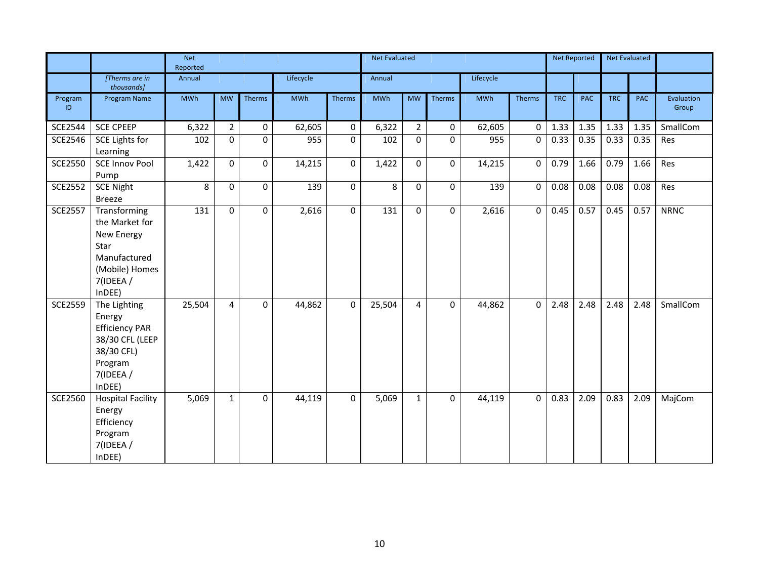| | | Net Reported | | | | | Net Evaluated | | | | | Net Reported | | Net Evaluated | | |
|---|---|---|---|---|---|---|---|---|---|---|---|---|---|---|---|---|
| | [Therms are in thousands] | Annual | | | Lifecycle | | Annual | | | Lifecycle | | | | | | |
| Program ID | Program Name | MWh | MW | Therms | MWh | Therms | MWh | MW | Therms | MWh | Therms | TRC | PAC | TRC | PAC | Evaluation Group |
| SCE2544 | SCE CPEEP | 6,322 | 2 | 0 | 62,605 | 0 | 6,322 | 2 | 0 | 62,605 | 0 | 1.33 | 1.35 | 1.33 | 1.35 | SmallCom |
| SCE2546 | SCE Lights for Learning | 102 | 0 | 0 | 955 | 0 | 102 | 0 | 0 | 955 | 0 | 0.33 | 0.35 | 0.33 | 0.35 | Res |
| SCE2550 | SCE Innov Pool Pump | 1,422 | 0 | 0 | 14,215 | 0 | 1,422 | 0 | 0 | 14,215 | 0 | 0.79 | 1.66 | 0.79 | 1.66 | Res |
| SCE2552 | SCE Night Breeze | 8 | 0 | 0 | 139 | 0 | 8 | 0 | 0 | 139 | 0 | 0.08 | 0.08 | 0.08 | 0.08 | Res |
| SCE2557 | Transforming the Market for New Energy Star Manufactured (Mobile) Homes 7(IDEEA / InDEE) | 131 | 0 | 0 | 2,616 | 0 | 131 | 0 | 0 | 2,616 | 0 | 0.45 | 0.57 | 0.45 | 0.57 | NRNC |
| SCE2559 | The Lighting Energy Efficiency PAR 38/30 CFL (LEEP 38/30 CFL) Program 7(IDEEA / InDEE) | 25,504 | 4 | 0 | 44,862 | 0 | 25,504 | 4 | 0 | 44,862 | 0 | 2.48 | 2.48 | 2.48 | 2.48 | SmallCom |
| SCE2560 | Hospital Facility Energy Efficiency Program 7(IDEEA / InDEE) | 5,069 | 1 | 0 | 44,119 | 0 | 5,069 | 1 | 0 | 44,119 | 0 | 0.83 | 2.09 | 0.83 | 2.09 | MajCom |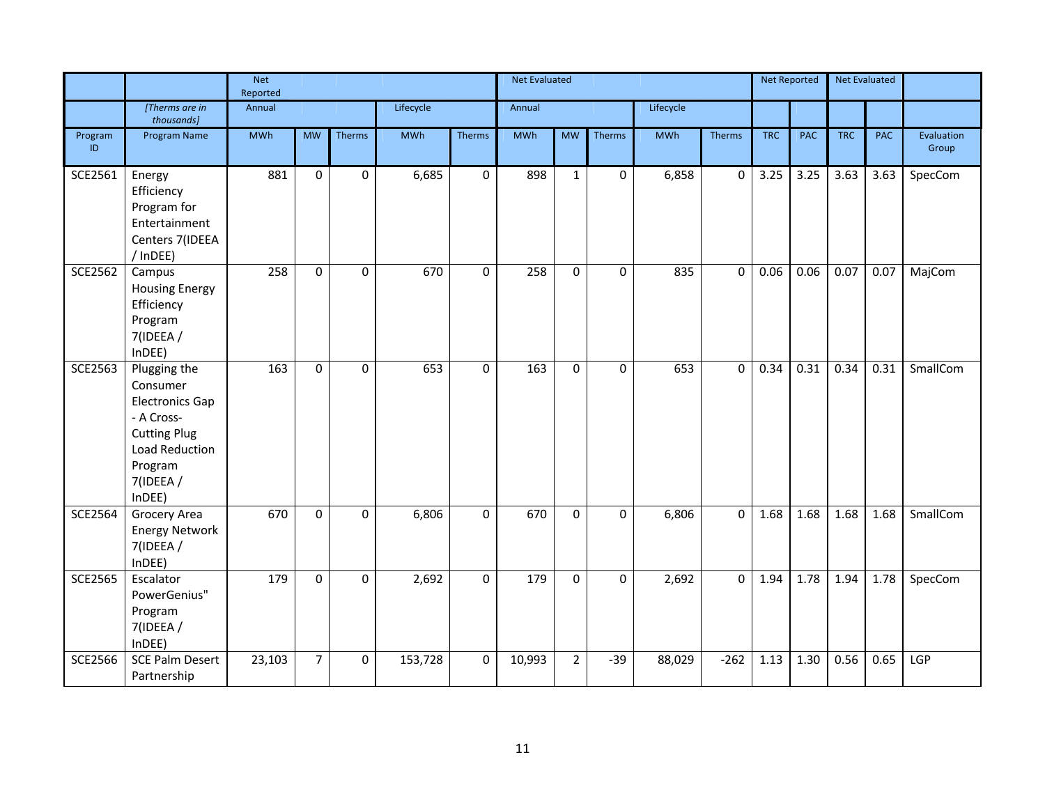| | | Net Reported | | | | | Net Evaluated | | | | | Net Reported | | Net Evaluated | | |
|---|---|---|---|---|---|---|---|---|---|---|---|---|---|---|---|---|
| | *[Therms are in thousands]* | Annual | | | Lifecycle | | Annual | | | Lifecycle | | | | | | |
| Program ID | Program Name | MWh | MW | Therms | MWh | Therms | MWh | MW | Therms | MWh | Therms | TRC | PAC | TRC | PAC | Evaluation Group |
| SCE2561 | Energy Efficiency Program for Entertainment Centers 7(IDEEA / InDEE) | 881 | 0 | 0 | 6,685 | 0 | 898 | 1 | 0 | 6,858 | 0 | 3.25 | 3.25 | 3.63 | 3.63 | SpecCom |
| SCE2562 | Campus Housing Energy Efficiency Program 7(IDEEA / InDEE) | 258 | 0 | 0 | 670 | 0 | 258 | 0 | 0 | 835 | 0 | 0.06 | 0.06 | 0.07 | 0.07 | MajCom |
| SCE2563 | Plugging the Consumer Electronics Gap - A Cross-Cutting Plug Load Reduction Program 7(IDEEA / InDEE) | 163 | 0 | 0 | 653 | 0 | 163 | 0 | 0 | 653 | 0 | 0.34 | 0.31 | 0.34 | 0.31 | SmallCom |
| SCE2564 | Grocery Area Energy Network 7(IDEEA / InDEE) | 670 | 0 | 0 | 6,806 | 0 | 670 | 0 | 0 | 6,806 | 0 | 1.68 | 1.68 | 1.68 | 1.68 | SmallCom |
| SCE2565 | Escalator PowerGenius" Program 7(IDEEA / InDEE) | 179 | 0 | 0 | 2,692 | 0 | 179 | 0 | 0 | 2,692 | 0 | 1.94 | 1.78 | 1.94 | 1.78 | SpecCom |
| SCE2566 | SCE Palm Desert Partnership | 23,103 | 7 | 0 | 153,728 | 0 | 10,993 | 2 | -39 | 88,029 | -262 | 1.13 | 1.30 | 0.56 | 0.65 | LGP |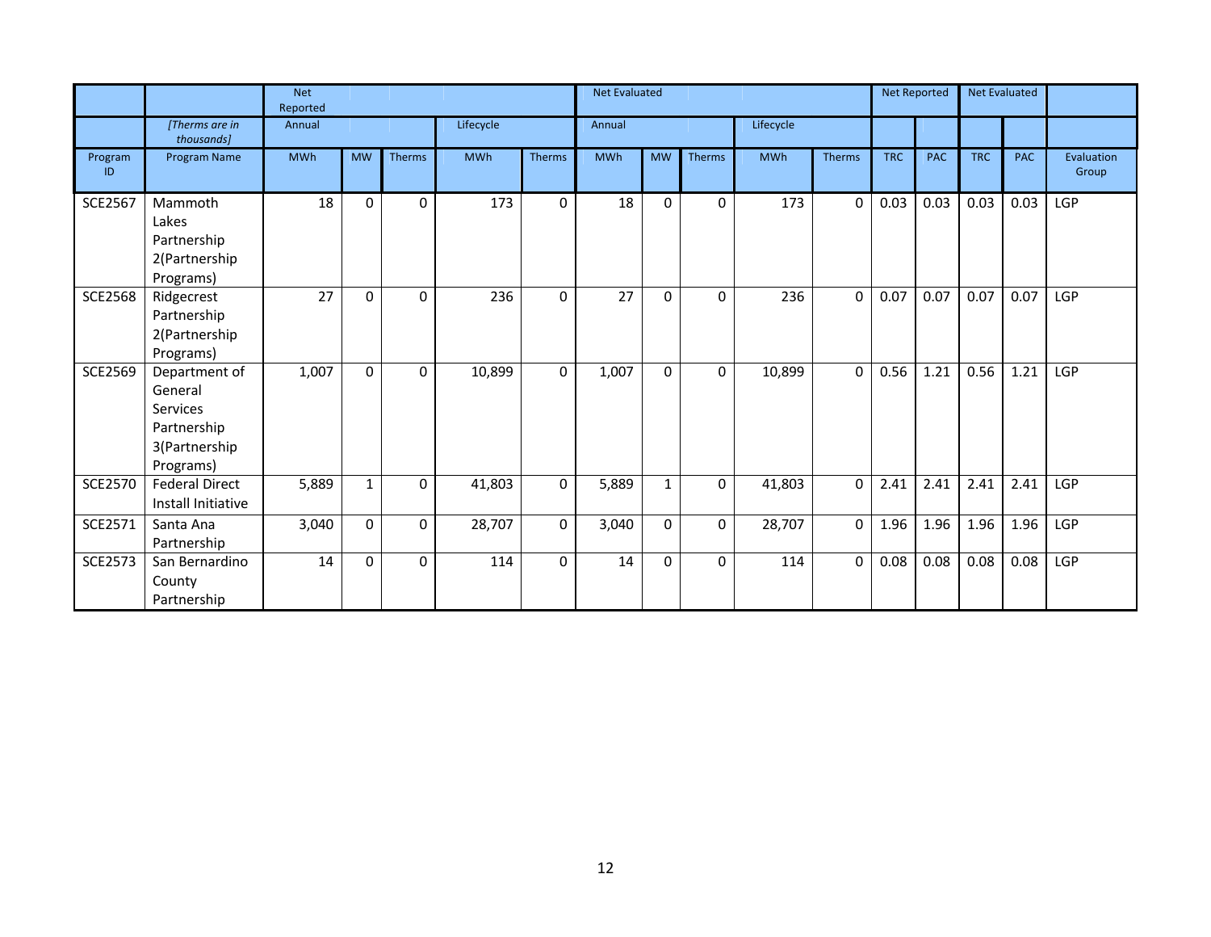| | | Net Reported | | | | | Net Evaluated | | | | | Net Reported | | Net Evaluated | | |
|---|---|---|---|---|---|---|---|---|---|---|---|---|---|---|---|---|
| | *[Therms are in thousands]* | Annual | | | Lifecycle | | Annual | | | Lifecycle | | | | | | |
| Program ID | Program Name | MWh | MW | Therms | MWh | Therms | MWh | MW | Therms | MWh | Therms | TRC | PAC | TRC | PAC | Evaluation Group |
| SCE2567 | Mammoth Lakes Partnership 2(Partnership Programs) | 18 | 0 | 0 | 173 | 0 | 18 | 0 | 0 | 173 | 0 | 0.03 | 0.03 | 0.03 | 0.03 | LGP |
| SCE2568 | Ridgecrest Partnership 2(Partnership Programs) | 27 | 0 | 0 | 236 | 0 | 27 | 0 | 0 | 236 | 0 | 0.07 | 0.07 | 0.07 | 0.07 | LGP |
| SCE2569 | Department of General Services Partnership 3(Partnership Programs) | 1,007 | 0 | 0 | 10,899 | 0 | 1,007 | 0 | 0 | 10,899 | 0 | 0.56 | 1.21 | 0.56 | 1.21 | LGP |
| SCE2570 | Federal Direct Install Initiative | 5,889 | 1 | 0 | 41,803 | 0 | 5,889 | 1 | 0 | 41,803 | 0 | 2.41 | 2.41 | 2.41 | 2.41 | LGP |
| SCE2571 | Santa Ana Partnership | 3,040 | 0 | 0 | 28,707 | 0 | 3,040 | 0 | 0 | 28,707 | 0 | 1.96 | 1.96 | 1.96 | 1.96 | LGP |
| SCE2573 | San Bernardino County Partnership | 14 | 0 | 0 | 114 | 0 | 14 | 0 | 0 | 114 | 0 | 0.08 | 0.08 | 0.08 | 0.08 | LGP |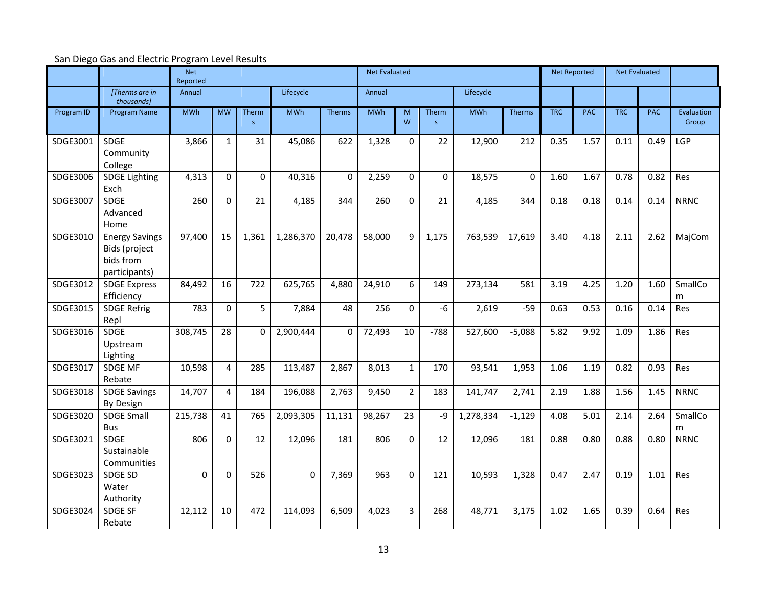San Diego Gas and Electric Program Level Results

| | | Net Reported | | | | | Net Evaluated | | | | | Net Reported | | Net Evaluated | | |
|---|---|---|---|---|---|---|---|---|---|---|---|---|---|---|---|---|
| | *[Therms are in thousands]* | Annual | | | Lifecycle | | Annual | | | Lifecycle | | | | | | |
| Program ID | Program Name | MWh | MW | Therms | MWh | Therms | MWh | MW | Therms | MWh | Therms | TRC | PAC | TRC | PAC | Evaluation Group |
| SDGE3001 | SDGE Community College | 3,866 | 1 | 31 | 45,086 | 622 | 1,328 | 0 | 22 | 12,900 | 212 | 0.35 | 1.57 | 0.11 | 0.49 | LGP |
| SDGE3006 | SDGE Lighting Exch | 4,313 | 0 | 0 | 40,316 | 0 | 2,259 | 0 | 0 | 18,575 | 0 | 1.60 | 1.67 | 0.78 | 0.82 | Res |
| SDGE3007 | SDGE Advanced Home | 260 | 0 | 21 | 4,185 | 344 | 260 | 0 | 21 | 4,185 | 344 | 0.18 | 0.18 | 0.14 | 0.14 | NRNC |
| SDGE3010 | Energy Savings Bids (project bids from participants) | 97,400 | 15 | 1,361 | 1,286,370 | 20,478 | 58,000 | 9 | 1,175 | 763,539 | 17,619 | 3.40 | 4.18 | 2.11 | 2.62 | MajCom |
| SDGE3012 | SDGE Express Efficiency | 84,492 | 16 | 722 | 625,765 | 4,880 | 24,910 | 6 | 149 | 273,134 | 581 | 3.19 | 4.25 | 1.20 | 1.60 | SmallCom |
| SDGE3015 | SDGE Refrig Repl | 783 | 0 | 5 | 7,884 | 48 | 256 | 0 | -6 | 2,619 | -59 | 0.63 | 0.53 | 0.16 | 0.14 | Res |
| SDGE3016 | SDGE Upstream Lighting | 308,745 | 28 | 0 | 2,900,444 | 0 | 72,493 | 10 | -788 | 527,600 | -5,088 | 5.82 | 9.92 | 1.09 | 1.86 | Res |
| SDGE3017 | SDGE MF Rebate | 10,598 | 4 | 285 | 113,487 | 2,867 | 8,013 | 1 | 170 | 93,541 | 1,953 | 1.06 | 1.19 | 0.82 | 0.93 | Res |
| SDGE3018 | SDGE Savings By Design | 14,707 | 4 | 184 | 196,088 | 2,763 | 9,450 | 2 | 183 | 141,747 | 2,741 | 2.19 | 1.88 | 1.56 | 1.45 | NRNC |
| SDGE3020 | SDGE Small Bus | 215,738 | 41 | 765 | 2,093,305 | 11,131 | 98,267 | 23 | -9 | 1,278,334 | -1,129 | 4.08 | 5.01 | 2.14 | 2.64 | SmallCom |
| SDGE3021 | SDGE Sustainable Communities | 806 | 0 | 12 | 12,096 | 181 | 806 | 0 | 12 | 12,096 | 181 | 0.88 | 0.80 | 0.88 | 0.80 | NRNC |
| SDGE3023 | SDGE SD Water Authority | 0 | 0 | 526 | 0 | 7,369 | 963 | 0 | 121 | 10,593 | 1,328 | 0.47 | 2.47 | 0.19 | 1.01 | Res |
| SDGE3024 | SDGE SF Rebate | 12,112 | 10 | 472 | 114,093 | 6,509 | 4,023 | 3 | 268 | 48,771 | 3,175 | 1.02 | 1.65 | 0.39 | 0.64 | Res |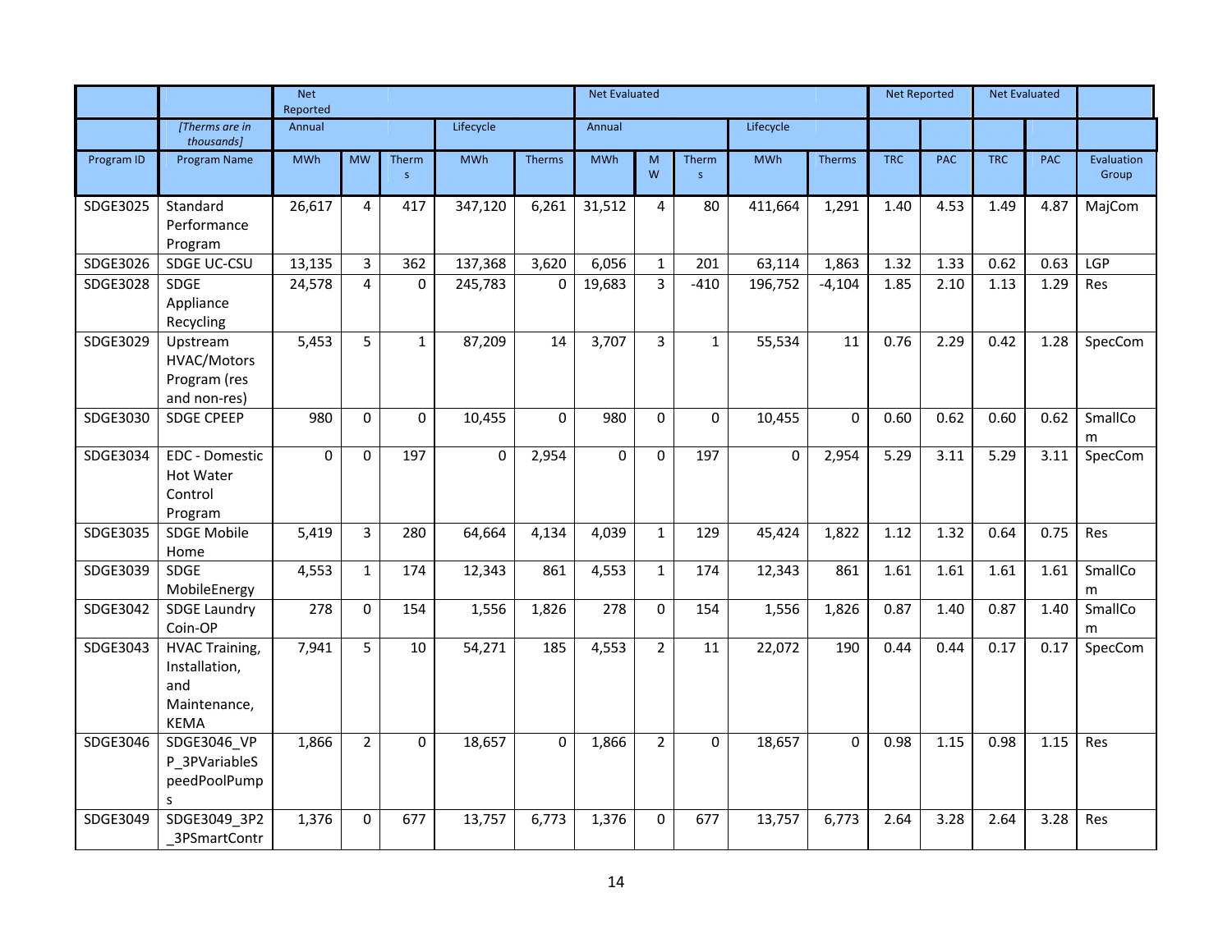| | | Net Reported | | | | | Net Evaluated | | | | | Net Reported | | Net Evaluated | | |
|---|---|---|---|---|---|---|---|---|---|---|---|---|---|---|---|---|
| | *[Therms are in thousands]* | Annual | | | Lifecycle | | Annual | | | Lifecycle | | | | | | |
| Program ID | Program Name | MWh | MW | Therms | MWh | Therms | MWh | MW | Therms | MWh | Therms | TRC | PAC | TRC | PAC | Evaluation Group |
| SDGE3025 | Standard Performance Program | 26,617 | 4 | 417 | 347,120 | 6,261 | 31,512 | 4 | 80 | 411,664 | 1,291 | 1.40 | 4.53 | 1.49 | 4.87 | MajCom |
| SDGE3026 | SDGE UC-CSU | 13,135 | 3 | 362 | 137,368 | 3,620 | 6,056 | 1 | 201 | 63,114 | 1,863 | 1.32 | 1.33 | 0.62 | 0.63 | LGP |
| SDGE3028 | SDGE Appliance Recycling | 24,578 | 4 | 0 | 245,783 | 0 | 19,683 | 3 | -410 | 196,752 | -4,104 | 1.85 | 2.10 | 1.13 | 1.29 | Res |
| SDGE3029 | Upstream HVAC/Motors Program (res and non-res) | 5,453 | 5 | 1 | 87,209 | 14 | 3,707 | 3 | 1 | 55,534 | 11 | 0.76 | 2.29 | 0.42 | 1.28 | SpecCom |
| SDGE3030 | SDGE CPEEP | 980 | 0 | 0 | 10,455 | 0 | 980 | 0 | 0 | 10,455 | 0 | 0.60 | 0.62 | 0.60 | 0.62 | SmallCom |
| SDGE3034 | EDC - Domestic Hot Water Control Program | 0 | 0 | 197 | 0 | 2,954 | 0 | 0 | 197 | 0 | 2,954 | 5.29 | 3.11 | 5.29 | 3.11 | SpecCom |
| SDGE3035 | SDGE Mobile Home | 5,419 | 3 | 280 | 64,664 | 4,134 | 4,039 | 1 | 129 | 45,424 | 1,822 | 1.12 | 1.32 | 0.64 | 0.75 | Res |
| SDGE3039 | SDGE MobileEnergy | 4,553 | 1 | 174 | 12,343 | 861 | 4,553 | 1 | 174 | 12,343 | 861 | 1.61 | 1.61 | 1.61 | 1.61 | SmallCom |
| SDGE3042 | SDGE Laundry Coin-OP | 278 | 0 | 154 | 1,556 | 1,826 | 278 | 0 | 154 | 1,556 | 1,826 | 0.87 | 1.40 | 0.87 | 1.40 | SmallCom |
| SDGE3043 | HVAC Training, Installation, and Maintenance, KEMA | 7,941 | 5 | 10 | 54,271 | 185 | 4,553 | 2 | 11 | 22,072 | 190 | 0.44 | 0.44 | 0.17 | 0.17 | SpecCom |
| SDGE3046 | SDGE3046_VP_3PVariableSpeedPoolPumps | 1,866 | 2 | 0 | 18,657 | 0 | 1,866 | 2 | 0 | 18,657 | 0 | 0.98 | 1.15 | 0.98 | 1.15 | Res |
| SDGE3049 | SDGE3049_3P2_3PSmartContr | 1,376 | 0 | 677 | 13,757 | 6,773 | 1,376 | 0 | 677 | 13,757 | 6,773 | 2.64 | 3.28 | 2.64 | 3.28 | Res |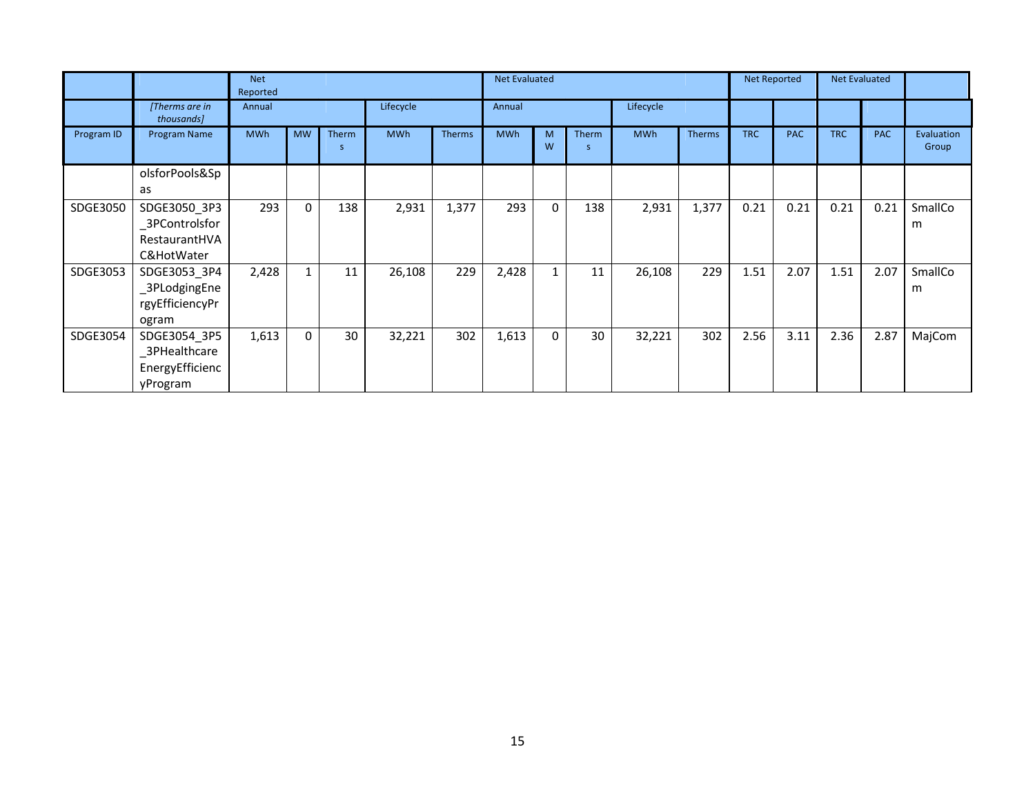| | | Net Reported | | | | | Net Evaluated | | | | | Net Reported | | Net Evaluated | | |
|---|---|---|---|---|---|---|---|---|---|---|---|---|---|---|---|---|
| | *[Therms are in thousands]* | Annual | | | Lifecycle | | Annual | | | Lifecycle | | | | | | |
| Program ID | Program Name | MWh | MW | Therms | MWh | Therms | MWh | MW | Therms | MWh | Therms | TRC | PAC | TRC | PAC | Evaluation Group |
| | olsforPools&Spas | | | | | | | | | | | | | | | |
| SDGE3050 | SDGE3050_3P3_3PControlsforRestaurantHVAC&HotWater | 293 | 0 | 138 | 2,931 | 1,377 | 293 | 0 | 138 | 2,931 | 1,377 | 0.21 | 0.21 | 0.21 | 0.21 | SmallCom |
| SDGE3053 | SDGE3053_3P4_3PLodgingEnergyEfficiencyProgram | 2,428 | 1 | 11 | 26,108 | 229 | 2,428 | 1 | 11 | 26,108 | 229 | 1.51 | 2.07 | 1.51 | 2.07 | SmallCom |
| SDGE3054 | SDGE3054_3P5_3PHealthcareEnergyEfficiencyProgram | 1,613 | 0 | 30 | 32,221 | 302 | 1,613 | 0 | 30 | 32,221 | 302 | 2.56 | 3.11 | 2.36 | 2.87 | MajCom |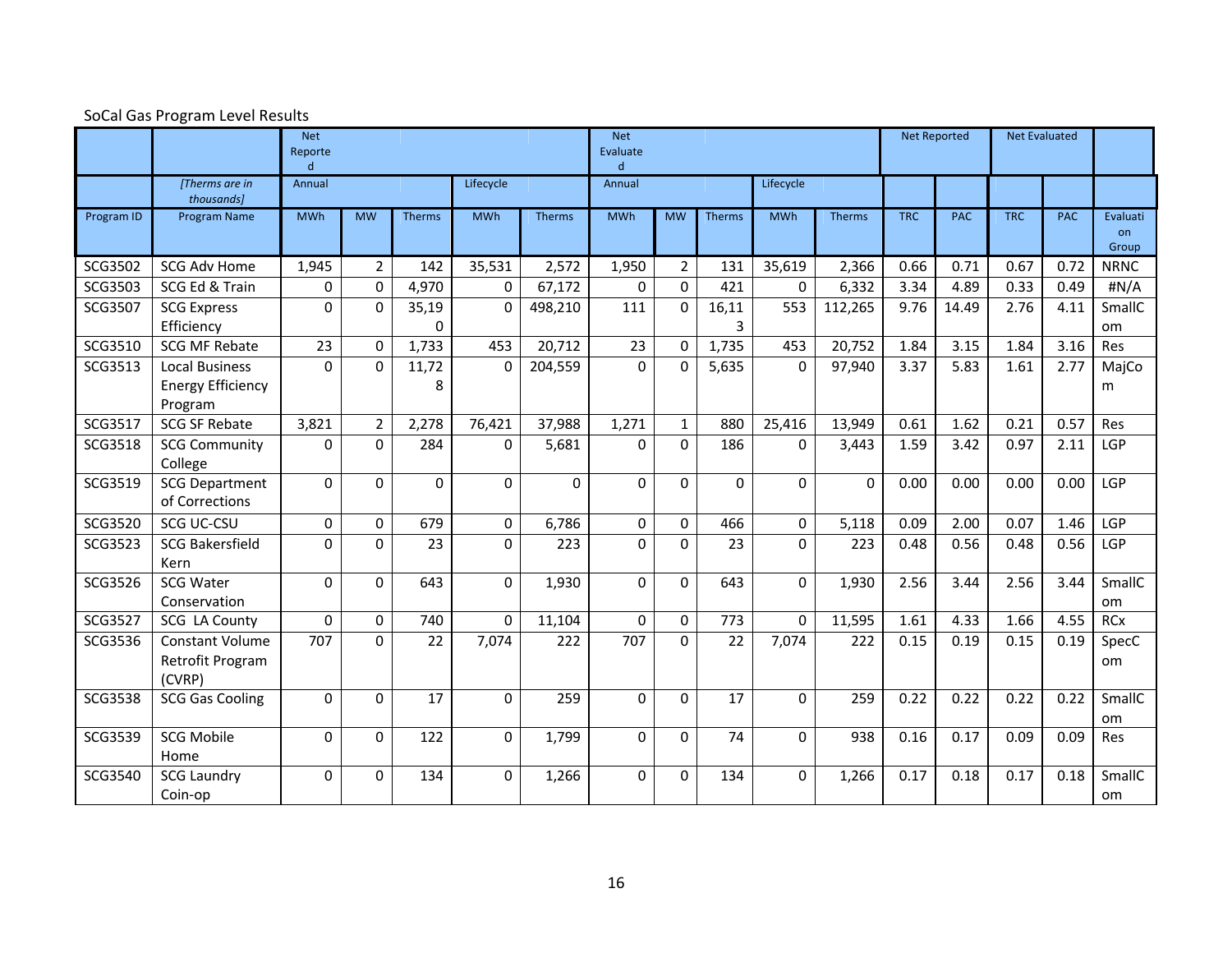SoCal Gas Program Level Results

| | | Net Reported | | | | | Net Evaluated | | | | | Net Reported | | Net Evaluated | | |
|---|---|---|---|---|---|---|---|---|---|---|---|---|---|---|---|---|
| | *[Therms are in thousands]* | Annual | | | Lifecycle | | Annual | | | Lifecycle | | | | | | |
| Program ID | Program Name | MWh | MW | Therms | MWh | Therms | MWh | MW | Therms | MWh | Therms | TRC | PAC | TRC | PAC | Evaluation Group |
| SCG3502 | SCG Adv Home | 1,945 | 2 | 142 | 35,531 | 2,572 | 1,950 | 2 | 131 | 35,619 | 2,366 | 0.66 | 0.71 | 0.67 | 0.72 | NRNC |
| SCG3503 | SCG Ed & Train | 0 | 0 | 4,970 | 0 | 67,172 | 0 | 0 | 421 | 0 | 6,332 | 3.34 | 4.89 | 0.33 | 0.49 | #N/A |
| SCG3507 | SCG Express Efficiency | 0 | 0 | 35,190 | 0 | 498,210 | 111 | 0 | 16,113 | 553 | 112,265 | 9.76 | 14.49 | 2.76 | 4.11 | SmallCom |
| SCG3510 | SCG MF Rebate | 23 | 0 | 1,733 | 453 | 20,712 | 23 | 0 | 1,735 | 453 | 20,752 | 1.84 | 3.15 | 1.84 | 3.16 | Res |
| SCG3513 | Local Business Energy Efficiency Program | 0 | 0 | 11,728 | 0 | 204,559 | 0 | 0 | 5,635 | 0 | 97,940 | 3.37 | 5.83 | 1.61 | 2.77 | MajCom |
| SCG3517 | SCG SF Rebate | 3,821 | 2 | 2,278 | 76,421 | 37,988 | 1,271 | 1 | 880 | 25,416 | 13,949 | 0.61 | 1.62 | 0.21 | 0.57 | Res |
| SCG3518 | SCG Community College | 0 | 0 | 284 | 0 | 5,681 | 0 | 0 | 186 | 0 | 3,443 | 1.59 | 3.42 | 0.97 | 2.11 | LGP |
| SCG3519 | SCG Department of Corrections | 0 | 0 | 0 | 0 | 0 | 0 | 0 | 0 | 0 | 0 | 0.00 | 0.00 | 0.00 | 0.00 | LGP |
| SCG3520 | SCG UC-CSU | 0 | 0 | 679 | 0 | 6,786 | 0 | 0 | 466 | 0 | 5,118 | 0.09 | 2.00 | 0.07 | 1.46 | LGP |
| SCG3523 | SCG Bakersfield Kern | 0 | 0 | 23 | 0 | 223 | 0 | 0 | 23 | 0 | 223 | 0.48 | 0.56 | 0.48 | 0.56 | LGP |
| SCG3526 | SCG Water Conservation | 0 | 0 | 643 | 0 | 1,930 | 0 | 0 | 643 | 0 | 1,930 | 2.56 | 3.44 | 2.56 | 3.44 | SmallCom |
| SCG3527 | SCG LA County | 0 | 0 | 740 | 0 | 11,104 | 0 | 0 | 773 | 0 | 11,595 | 1.61 | 4.33 | 1.66 | 4.55 | RCx |
| SCG3536 | Constant Volume Retrofit Program (CVRP) | 707 | 0 | 22 | 7,074 | 222 | 707 | 0 | 22 | 7,074 | 222 | 0.15 | 0.19 | 0.15 | 0.19 | SpecCom |
| SCG3538 | SCG Gas Cooling | 0 | 0 | 17 | 0 | 259 | 0 | 0 | 17 | 0 | 259 | 0.22 | 0.22 | 0.22 | 0.22 | SmallCom |
| SCG3539 | SCG Mobile Home | 0 | 0 | 122 | 0 | 1,799 | 0 | 0 | 74 | 0 | 938 | 0.16 | 0.17 | 0.09 | 0.09 | Res |
| SCG3540 | SCG Laundry Coin-op | 0 | 0 | 134 | 0 | 1,266 | 0 | 0 | 134 | 0 | 1,266 | 0.17 | 0.18 | 0.17 | 0.18 | SmallCom |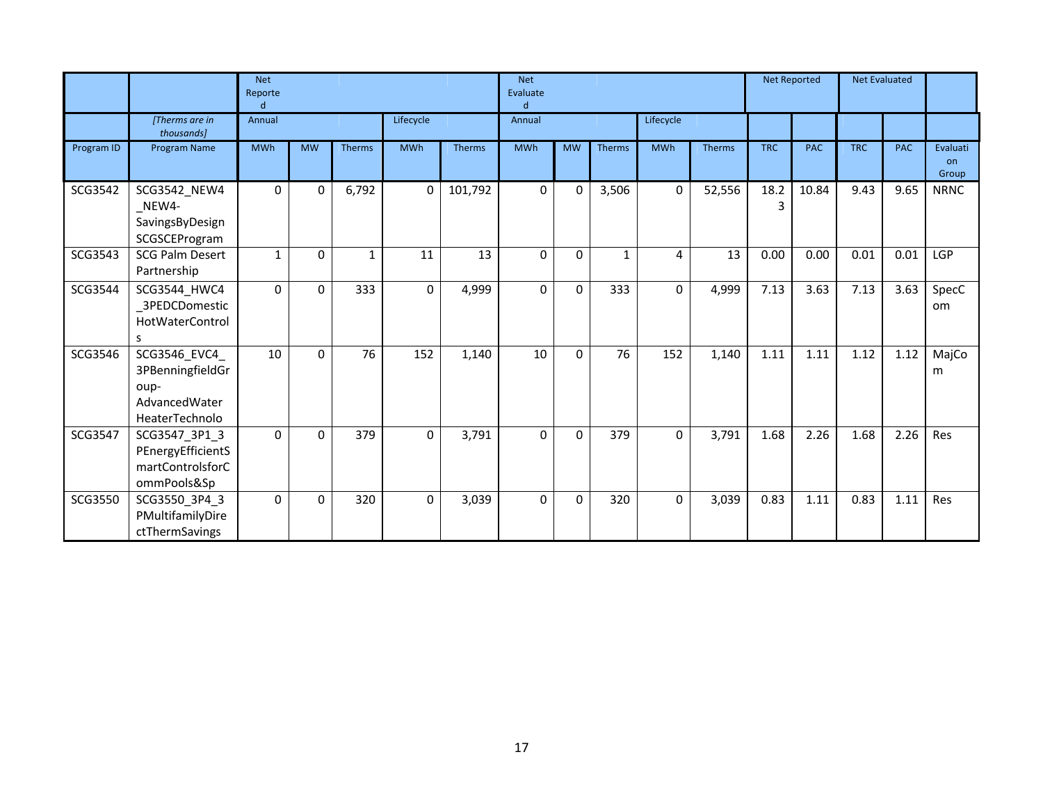| | | Net Reported | | | | | Net Evaluated | | | | | Net Reported | | Net Evaluated | | |
|---|---|---|---|---|---|---|---|---|---|---|---|---|---|---|---|---|
| | *[Therms are in thousands]* | Annual | | | Lifecycle | | Annual | | | Lifecycle | | | | | | |
| Program ID | Program Name | MWh | MW | Therms | MWh | Therms | MWh | MW | Therms | MWh | Therms | TRC | PAC | TRC | PAC | Evaluation Group |
| SCG3542 | SCG3542_NEW4_NEW4-SavingsByDesign SCGSCEProgram | 0 | 0 | 6,792 | 0 | 101,792 | 0 | 0 | 3,506 | 0 | 52,556 | 18.23 | 10.84 | 9.43 | 9.65 | NRNC |
| SCG3543 | SCG Palm Desert Partnership | 1 | 0 | 1 | 11 | 13 | 0 | 0 | 1 | 4 | 13 | 0.00 | 0.00 | 0.01 | 0.01 | LGP |
| SCG3544 | SCG3544_HWC4_3PEDCDomestic HotWaterControls | 0 | 0 | 333 | 0 | 4,999 | 0 | 0 | 333 | 0 | 4,999 | 7.13 | 3.63 | 7.13 | 3.63 | SpecCom |
| SCG3546 | SCG3546_EVC4_3PBenningfieldGroup-AdvancedWater HeaterTechnolo | 10 | 0 | 76 | 152 | 1,140 | 10 | 0 | 76 | 152 | 1,140 | 1.11 | 1.11 | 1.12 | 1.12 | MajCom |
| SCG3547 | SCG3547_3P1_3PEnergyEfficientSmartControlsforCommPools&Sp | 0 | 0 | 379 | 0 | 3,791 | 0 | 0 | 379 | 0 | 3,791 | 1.68 | 2.26 | 1.68 | 2.26 | Res |
| SCG3550 | SCG3550_3P4_3PMultifamilyDirectThermSavings | 0 | 0 | 320 | 0 | 3,039 | 0 | 0 | 320 | 0 | 3,039 | 0.83 | 1.11 | 0.83 | 1.11 | Res |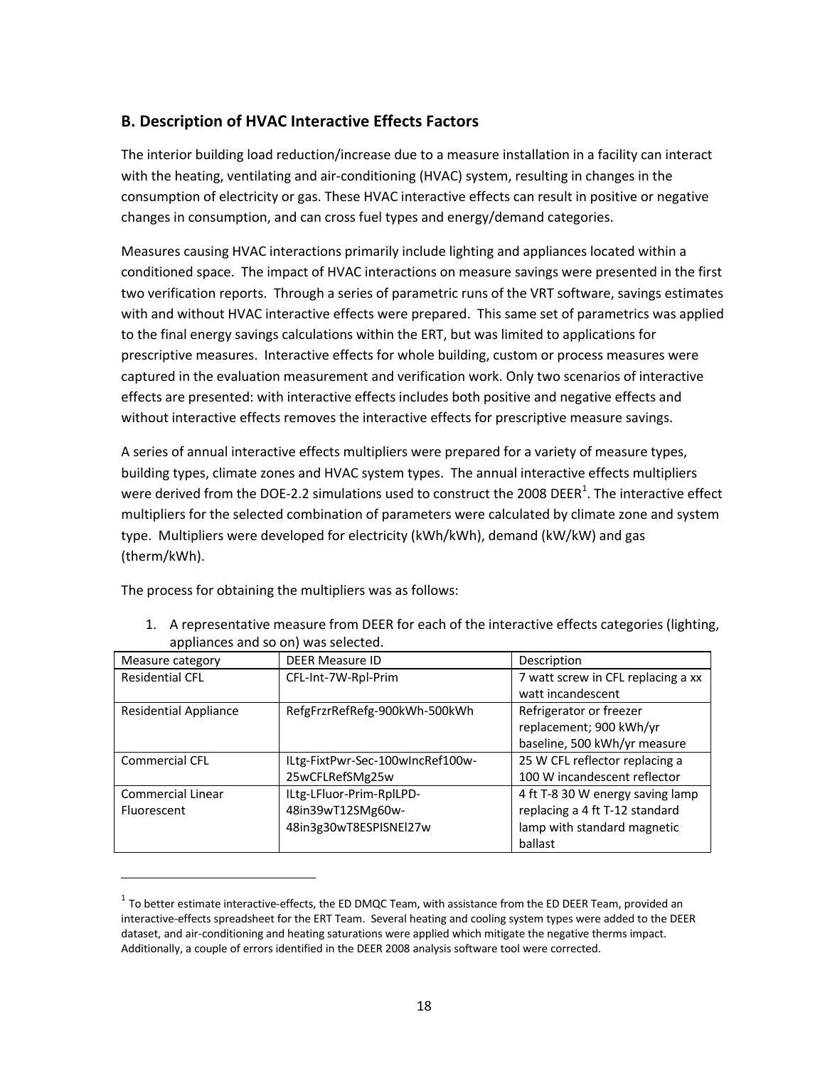## B. Description of HVAC Interactive Effects Factors

The interior building load reduction/increase due to a measure installation in a facility can interact with the heating, ventilating and air-conditioning (HVAC) system, resulting in changes in the consumption of electricity or gas. These HVAC interactive effects can result in positive or negative changes in consumption, and can cross fuel types and energy/demand categories.

Measures causing HVAC interactions primarily include lighting and appliances located within a conditioned space. The impact of HVAC interactions on measure savings were presented in the first two verification reports. Through a series of parametric runs of the VRT software, savings estimates with and without HVAC interactive effects were prepared. This same set of parametrics was applied to the final energy savings calculations within the ERT, but was limited to applications for prescriptive measures. Interactive effects for whole building, custom or process measures were captured in the evaluation measurement and verification work. Only two scenarios of interactive effects are presented: with interactive effects includes both positive and negative effects and without interactive effects removes the interactive effects for prescriptive measure savings.

A series of annual interactive effects multipliers were prepared for a variety of measure types, building types, climate zones and HVAC system types. The annual interactive effects multipliers were derived from the DOE-2.2 simulations used to construct the 2008 DEER[1]. The interactive effect multipliers for the selected combination of parameters were calculated by climate zone and system type. Multipliers were developed for electricity (kWh/kWh), demand (kW/kW) and gas (therm/kWh).

The process for obtaining the multipliers was as follows:

1. A representative measure from DEER for each of the interactive effects categories (lighting, appliances and so on) was selected.

| Measure category | DEER Measure ID | Description |
|---|---|---|
| Residential CFL | CFL-Int-7W-Rpl-Prim | 7 watt screw in CFL replacing a xx watt incandescent |
| Residential Appliance | RefgFrzrRefRefg-900kWh-500kWh | Refrigerator or freezer replacement; 900 kWh/yr baseline, 500 kWh/yr measure |
| Commercial CFL | ILtg-FixtPwr-Sec-100wIncRef100w-25wCFLRefSMg25w | 25 W CFL reflector replacing a 100 W incandescent reflector |
| Commercial Linear Fluorescent | ILtg-LFluor-Prim-RplLPD-48in39wT12SMg60w-48in3g30wT8ESPISNEl27w | 4 ft T-8 30 W energy saving lamp replacing a 4 ft T-12 standard lamp with standard magnetic ballast |

[1] To better estimate interactive-effects, the ED DMQC Team, with assistance from the ED DEER Team, provided an interactive-effects spreadsheet for the ERT Team. Several heating and cooling system types were added to the DEER dataset, and air-conditioning and heating saturations were applied which mitigate the negative therms impact. Additionally, a couple of errors identified in the DEER 2008 analysis software tool were corrected.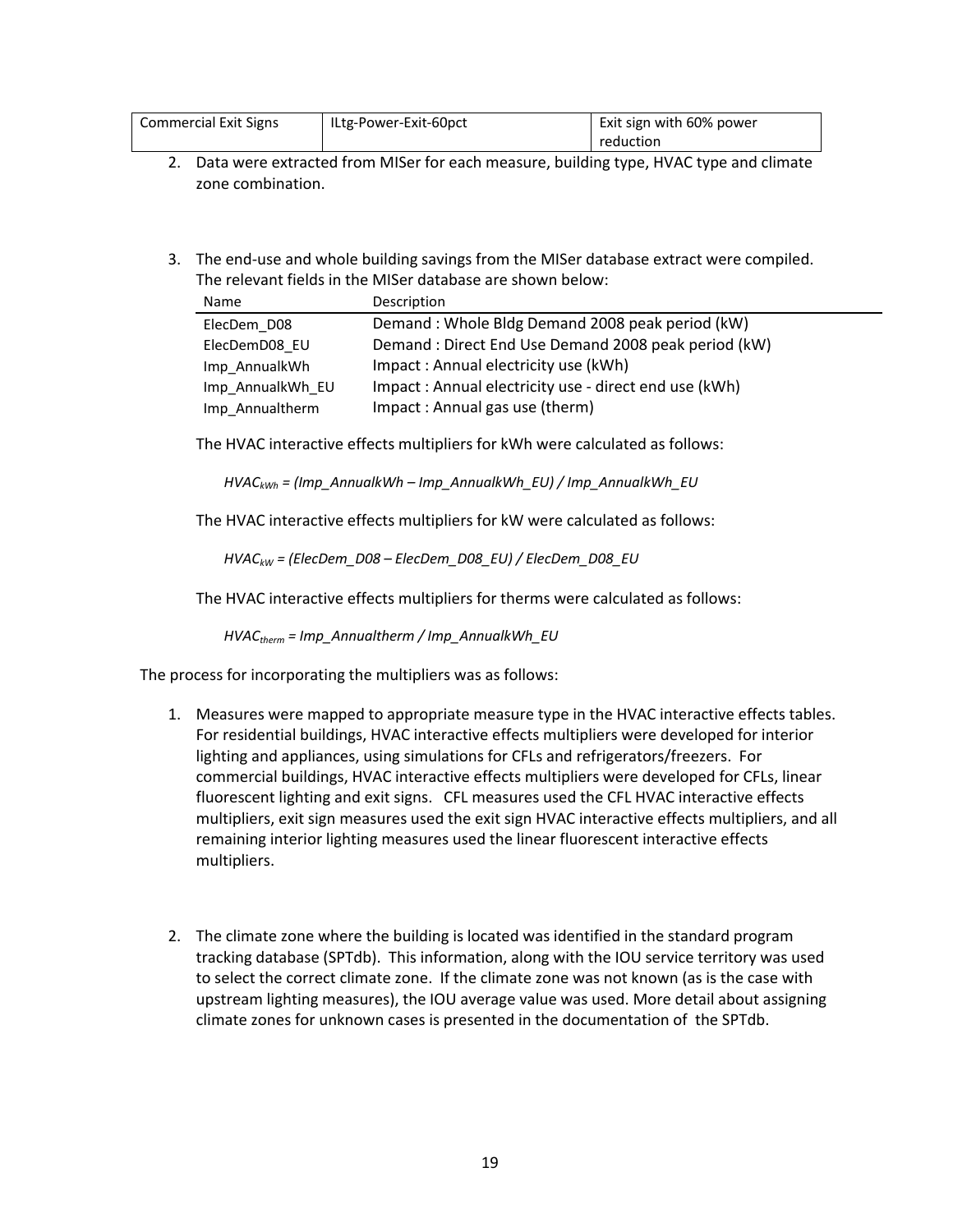| Commercial Exit Signs | ILtg-Power-Exit-60pct | Exit sign with 60% power reduction |
|---|---|---|

2. Data were extracted from MISer for each measure, building type, HVAC type and climate zone combination.

3. The end-use and whole building savings from the MISer database extract were compiled. The relevant fields in the MISer database are shown below:

| Name | Description |
|---|---|
| ElecDem_D08 | Demand : Whole Bldg Demand 2008 peak period (kW) |
| ElecDemD08_EU | Demand : Direct End Use Demand 2008 peak period (kW) |
| Imp_AnnualkWh | Impact : Annual electricity use (kWh) |
| Imp_AnnualkWh_EU | Impact : Annual electricity use - direct end use (kWh) |
| Imp_Annualtherm | Impact : Annual gas use (therm) |

The HVAC interactive effects multipliers for kWh were calculated as follows:

$$HVAC_{kWh} = (Imp\_AnnualkWh - Imp\_AnnualkWh\_EU) / Imp\_AnnualkWh\_EU$$

The HVAC interactive effects multipliers for kW were calculated as follows:

$$HVAC_{kW} = (ElecDem\_D08 - ElecDem\_D08\_EU) / ElecDem\_D08\_EU$$

The HVAC interactive effects multipliers for therms were calculated as follows:

$$HVAC_{therm} = Imp\_Annualtherm / Imp\_AnnualkWh\_EU$$

The process for incorporating the multipliers was as follows:

1. Measures were mapped to appropriate measure type in the HVAC interactive effects tables. For residential buildings, HVAC interactive effects multipliers were developed for interior lighting and appliances, using simulations for CFLs and refrigerators/freezers. For commercial buildings, HVAC interactive effects multipliers were developed for CFLs, linear fluorescent lighting and exit signs. CFL measures used the CFL HVAC interactive effects multipliers, exit sign measures used the exit sign HVAC interactive effects multipliers, and all remaining interior lighting measures used the linear fluorescent interactive effects multipliers.

2. The climate zone where the building is located was identified in the standard program tracking database (SPTdb). This information, along with the IOU service territory was used to select the correct climate zone. If the climate zone was not known (as is the case with upstream lighting measures), the IOU average value was used. More detail about assigning climate zones for unknown cases is presented in the documentation of the SPTdb.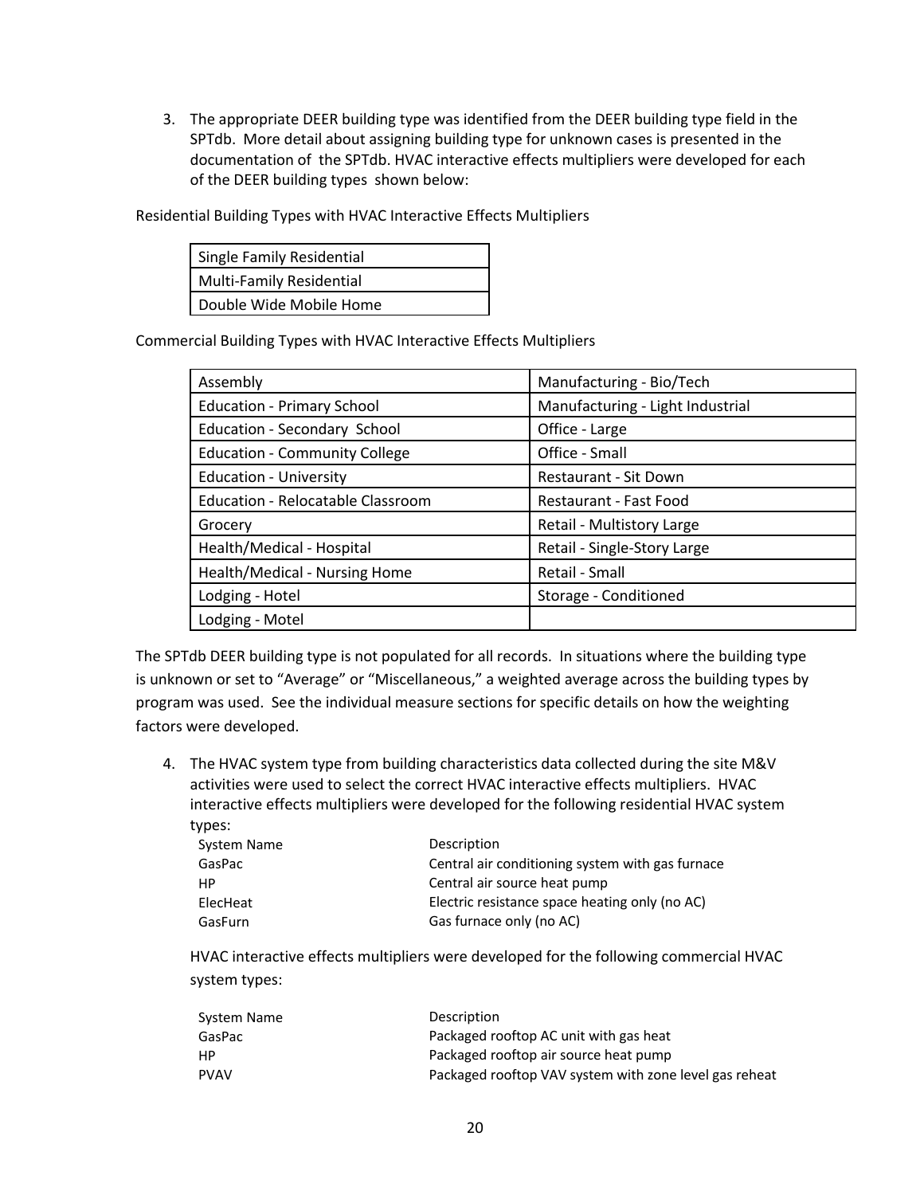3. The appropriate DEER building type was identified from the DEER building type field in the SPTdb. More detail about assigning building type for unknown cases is presented in the documentation of the SPTdb. HVAC interactive effects multipliers were developed for each of the DEER building types shown below:

Residential Building Types with HVAC Interactive Effects Multipliers

| Single Family Residential |
|---|
| Multi-Family Residential |
| Double Wide Mobile Home |

Commercial Building Types with HVAC Interactive Effects Multipliers

| Assembly | Manufacturing - Bio/Tech |
|---|---|
| Education - Primary School | Manufacturing - Light Industrial |
| Education - Secondary School | Office - Large |
| Education - Community College | Office - Small |
| Education - University | Restaurant - Sit Down |
| Education - Relocatable Classroom | Restaurant - Fast Food |
| Grocery | Retail - Multistory Large |
| Health/Medical - Hospital | Retail - Single-Story Large |
| Health/Medical - Nursing Home | Retail - Small |
| Lodging - Hotel | Storage - Conditioned |
| Lodging - Motel | |

The SPTdb DEER building type is not populated for all records. In situations where the building type is unknown or set to "Average" or "Miscellaneous," a weighted average across the building types by program was used. See the individual measure sections for specific details on how the weighting factors were developed.

4. The HVAC system type from building characteristics data collected during the site M&V activities were used to select the correct HVAC interactive effects multipliers. HVAC interactive effects multipliers were developed for the following residential HVAC system types:

| System Name | Description |
|---|---|
| GasPac | Central air conditioning system with gas furnace |
| HP | Central air source heat pump |
| ElecHeat | Electric resistance space heating only (no AC) |
| GasFurn | Gas furnace only (no AC) |

HVAC interactive effects multipliers were developed for the following commercial HVAC system types:

| System Name | Description |
|---|---|
| GasPac | Packaged rooftop AC unit with gas heat |
| HP | Packaged rooftop air source heat pump |
| PVAV | Packaged rooftop VAV system with zone level gas reheat |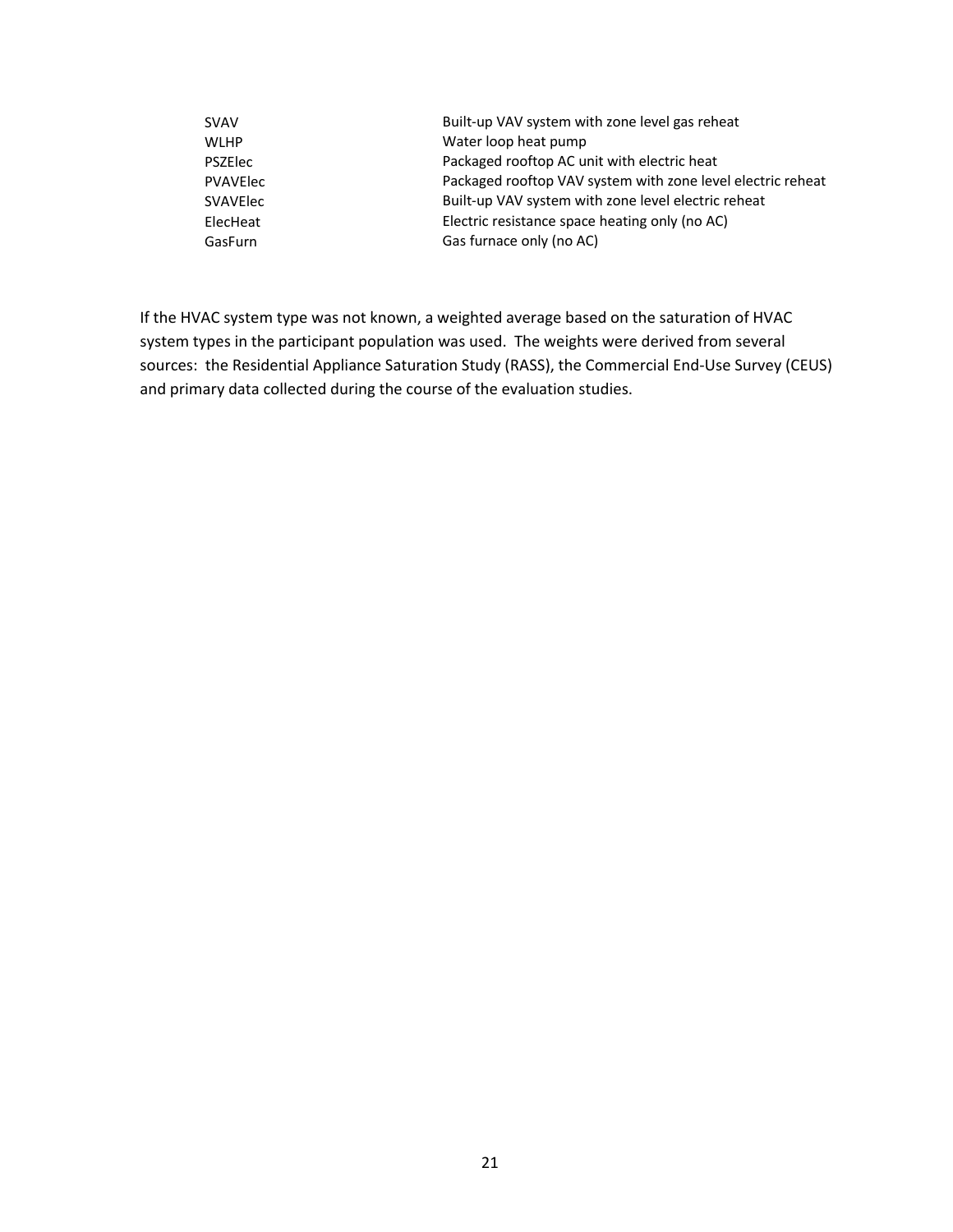| | |
|---|---|
| SVAV | Built-up VAV system with zone level gas reheat |
| WLHP | Water loop heat pump |
| PSZElec | Packaged rooftop AC unit with electric heat |
| PVAVElec | Packaged rooftop VAV system with zone level electric reheat |
| SVAVElec | Built-up VAV system with zone level electric reheat |
| ElecHeat | Electric resistance space heating only (no AC) |
| GasFurn | Gas furnace only (no AC) |

If the HVAC system type was not known, a weighted average based on the saturation of HVAC system types in the participant population was used. The weights were derived from several sources: the Residential Appliance Saturation Study (RASS), the Commercial End-Use Survey (CEUS) and primary data collected during the course of the evaluation studies.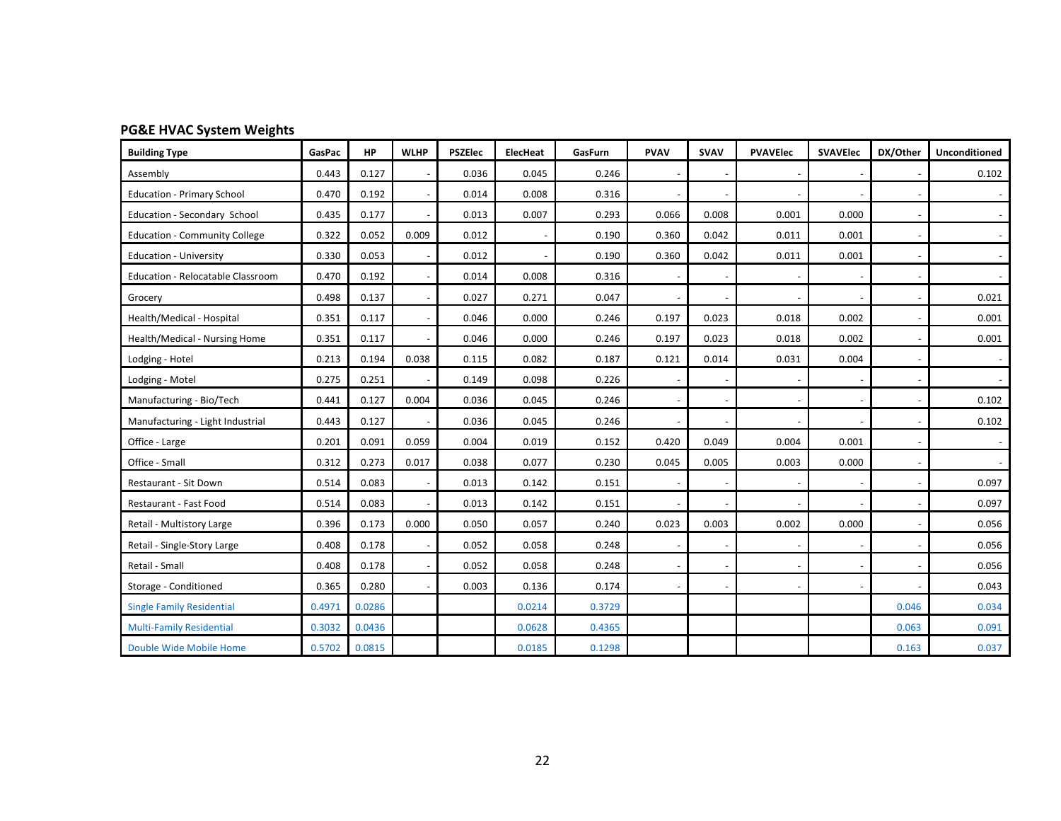**PG&E HVAC System Weights**

| Building Type | GasPac | HP | WLHP | PSZElec | ElecHeat | GasFurn | PVAV | SVAV | PVAVElec | SVAVElec | DX/Other | Unconditioned |
|---|---|---|---|---|---|---|---|---|---|---|---|---|
| Assembly | 0.443 | 0.127 | - | 0.036 | 0.045 | 0.246 | - | - | - | - | - | 0.102 |
| Education - Primary School | 0.470 | 0.192 | - | 0.014 | 0.008 | 0.316 | - | - | - | - | - | - |
| Education - Secondary School | 0.435 | 0.177 | - | 0.013 | 0.007 | 0.293 | 0.066 | 0.008 | 0.001 | 0.000 | - | - |
| Education - Community College | 0.322 | 0.052 | 0.009 | 0.012 | - | 0.190 | 0.360 | 0.042 | 0.011 | 0.001 | - | - |
| Education - University | 0.330 | 0.053 | - | 0.012 | - | 0.190 | 0.360 | 0.042 | 0.011 | 0.001 | - | - |
| Education - Relocatable Classroom | 0.470 | 0.192 | - | 0.014 | 0.008 | 0.316 | - | - | - | - | - | - |
| Grocery | 0.498 | 0.137 | - | 0.027 | 0.271 | 0.047 | - | - | - | - | - | 0.021 |
| Health/Medical - Hospital | 0.351 | 0.117 | - | 0.046 | 0.000 | 0.246 | 0.197 | 0.023 | 0.018 | 0.002 | - | 0.001 |
| Health/Medical - Nursing Home | 0.351 | 0.117 | - | 0.046 | 0.000 | 0.246 | 0.197 | 0.023 | 0.018 | 0.002 | - | 0.001 |
| Lodging - Hotel | 0.213 | 0.194 | 0.038 | 0.115 | 0.082 | 0.187 | 0.121 | 0.014 | 0.031 | 0.004 | - | - |
| Lodging - Motel | 0.275 | 0.251 | - | 0.149 | 0.098 | 0.226 | - | - | - | - | - | - |
| Manufacturing - Bio/Tech | 0.441 | 0.127 | 0.004 | 0.036 | 0.045 | 0.246 | - | - | - | - | - | 0.102 |
| Manufacturing - Light Industrial | 0.443 | 0.127 | - | 0.036 | 0.045 | 0.246 | - | - | - | - | - | 0.102 |
| Office - Large | 0.201 | 0.091 | 0.059 | 0.004 | 0.019 | 0.152 | 0.420 | 0.049 | 0.004 | 0.001 | - | - |
| Office - Small | 0.312 | 0.273 | 0.017 | 0.038 | 0.077 | 0.230 | 0.045 | 0.005 | 0.003 | 0.000 | - | - |
| Restaurant - Sit Down | 0.514 | 0.083 | - | 0.013 | 0.142 | 0.151 | - | - | - | - | - | 0.097 |
| Restaurant - Fast Food | 0.514 | 0.083 | - | 0.013 | 0.142 | 0.151 | - | - | - | - | - | 0.097 |
| Retail - Multistory Large | 0.396 | 0.173 | 0.000 | 0.050 | 0.057 | 0.240 | 0.023 | 0.003 | 0.002 | 0.000 | - | 0.056 |
| Retail - Single-Story Large | 0.408 | 0.178 | - | 0.052 | 0.058 | 0.248 | - | - | - | - | - | 0.056 |
| Retail - Small | 0.408 | 0.178 | - | 0.052 | 0.058 | 0.248 | - | - | - | - | - | 0.056 |
| Storage - Conditioned | 0.365 | 0.280 | - | 0.003 | 0.136 | 0.174 | - | - | - | - | - | 0.043 |
| Single Family Residential | 0.4971 | 0.0286 | | | 0.0214 | 0.3729 | | | | | 0.046 | 0.034 |
| Multi-Family Residential | 0.3032 | 0.0436 | | | 0.0628 | 0.4365 | | | | | 0.063 | 0.091 |
| Double Wide Mobile Home | 0.5702 | 0.0815 | | | 0.0185 | 0.1298 | | | | | 0.163 | 0.037 |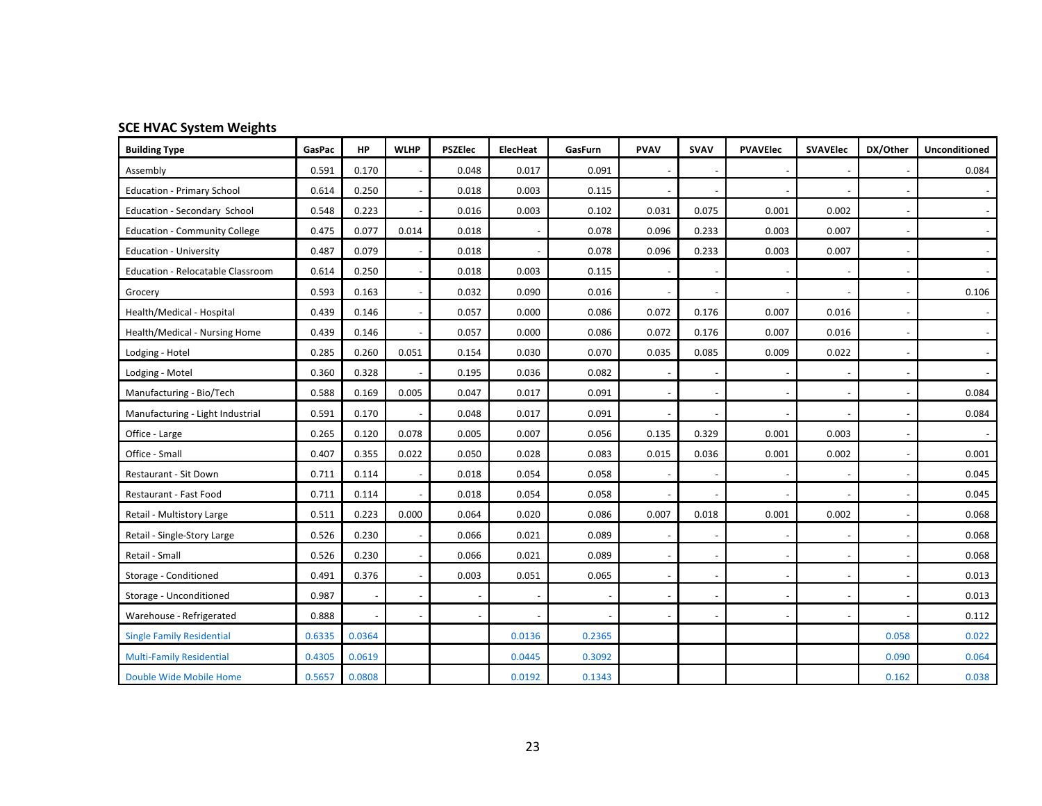## SCE HVAC System Weights

| Building Type | GasPac | HP | WLHP | PSZElec | ElecHeat | GasFurn | PVAV | SVAV | PVAVElec | SVAVElec | DX/Other | Unconditioned |
|---|---|---|---|---|---|---|---|---|---|---|---|---|
| Assembly | 0.591 | 0.170 | - | 0.048 | 0.017 | 0.091 | - | - | - | - | - | 0.084 |
| Education - Primary School | 0.614 | 0.250 | - | 0.018 | 0.003 | 0.115 | - | - | - | - | - | - |
| Education - Secondary School | 0.548 | 0.223 | - | 0.016 | 0.003 | 0.102 | 0.031 | 0.075 | 0.001 | 0.002 | - | - |
| Education - Community College | 0.475 | 0.077 | 0.014 | 0.018 | - | 0.078 | 0.096 | 0.233 | 0.003 | 0.007 | - | - |
| Education - University | 0.487 | 0.079 | - | 0.018 | - | 0.078 | 0.096 | 0.233 | 0.003 | 0.007 | - | - |
| Education - Relocatable Classroom | 0.614 | 0.250 | - | 0.018 | 0.003 | 0.115 | - | - | - | - | - | - |
| Grocery | 0.593 | 0.163 | - | 0.032 | 0.090 | 0.016 | - | - | - | - | - | 0.106 |
| Health/Medical - Hospital | 0.439 | 0.146 | - | 0.057 | 0.000 | 0.086 | 0.072 | 0.176 | 0.007 | 0.016 | - | - |
| Health/Medical - Nursing Home | 0.439 | 0.146 | - | 0.057 | 0.000 | 0.086 | 0.072 | 0.176 | 0.007 | 0.016 | - | - |
| Lodging - Hotel | 0.285 | 0.260 | 0.051 | 0.154 | 0.030 | 0.070 | 0.035 | 0.085 | 0.009 | 0.022 | - | - |
| Lodging - Motel | 0.360 | 0.328 | - | 0.195 | 0.036 | 0.082 | - | - | - | - | - | - |
| Manufacturing - Bio/Tech | 0.588 | 0.169 | 0.005 | 0.047 | 0.017 | 0.091 | - | - | - | - | - | 0.084 |
| Manufacturing - Light Industrial | 0.591 | 0.170 | - | 0.048 | 0.017 | 0.091 | - | - | - | - | - | 0.084 |
| Office - Large | 0.265 | 0.120 | 0.078 | 0.005 | 0.007 | 0.056 | 0.135 | 0.329 | 0.001 | 0.003 | - | - |
| Office - Small | 0.407 | 0.355 | 0.022 | 0.050 | 0.028 | 0.083 | 0.015 | 0.036 | 0.001 | 0.002 | - | 0.001 |
| Restaurant - Sit Down | 0.711 | 0.114 | - | 0.018 | 0.054 | 0.058 | - | - | - | - | - | 0.045 |
| Restaurant - Fast Food | 0.711 | 0.114 | - | 0.018 | 0.054 | 0.058 | - | - | - | - | - | 0.045 |
| Retail - Multistory Large | 0.511 | 0.223 | 0.000 | 0.064 | 0.020 | 0.086 | 0.007 | 0.018 | 0.001 | 0.002 | - | 0.068 |
| Retail - Single-Story Large | 0.526 | 0.230 | - | 0.066 | 0.021 | 0.089 | - | - | - | - | - | 0.068 |
| Retail - Small | 0.526 | 0.230 | - | 0.066 | 0.021 | 0.089 | - | - | - | - | - | 0.068 |
| Storage - Conditioned | 0.491 | 0.376 | - | 0.003 | 0.051 | 0.065 | - | - | - | - | - | 0.013 |
| Storage - Unconditioned | 0.987 | - | - | - | - | - | - | - | - | - | - | 0.013 |
| Warehouse - Refrigerated | 0.888 | - | - | - | - | - | - | - | - | - | - | 0.112 |
| Single Family Residential | 0.6335 | 0.0364 | | | 0.0136 | 0.2365 | | | | | 0.058 | 0.022 |
| Multi-Family Residential | 0.4305 | 0.0619 | | | 0.0445 | 0.3092 | | | | | 0.090 | 0.064 |
| Double Wide Mobile Home | 0.5657 | 0.0808 | | | 0.0192 | 0.1343 | | | | | 0.162 | 0.038 |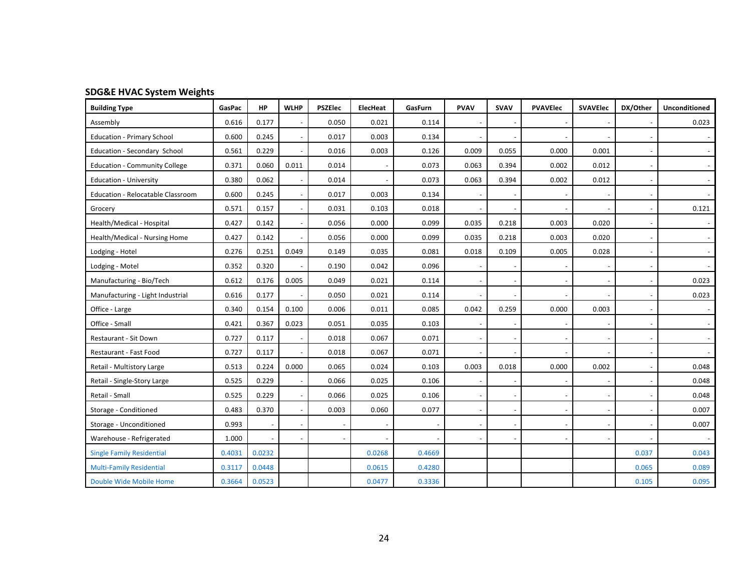## SDG&E HVAC System Weights

| Building Type | GasPac | HP | WLHP | PSZElec | ElecHeat | GasFurn | PVAV | SVAV | PVAVElec | SVAVElec | DX/Other | Unconditioned |
|---|---|---|---|---|---|---|---|---|---|---|---|---|
| Assembly | 0.616 | 0.177 | - | 0.050 | 0.021 | 0.114 | - | - | - | - | - | 0.023 |
| Education - Primary School | 0.600 | 0.245 | - | 0.017 | 0.003 | 0.134 | - | - | - | - | - | - |
| Education - Secondary School | 0.561 | 0.229 | - | 0.016 | 0.003 | 0.126 | 0.009 | 0.055 | 0.000 | 0.001 | - | - |
| Education - Community College | 0.371 | 0.060 | 0.011 | 0.014 | - | 0.073 | 0.063 | 0.394 | 0.002 | 0.012 | - | - |
| Education - University | 0.380 | 0.062 | - | 0.014 | - | 0.073 | 0.063 | 0.394 | 0.002 | 0.012 | - | - |
| Education - Relocatable Classroom | 0.600 | 0.245 | - | 0.017 | 0.003 | 0.134 | - | - | - | - | - | - |
| Grocery | 0.571 | 0.157 | - | 0.031 | 0.103 | 0.018 | - | - | - | - | - | 0.121 |
| Health/Medical - Hospital | 0.427 | 0.142 | - | 0.056 | 0.000 | 0.099 | 0.035 | 0.218 | 0.003 | 0.020 | - | - |
| Health/Medical - Nursing Home | 0.427 | 0.142 | - | 0.056 | 0.000 | 0.099 | 0.035 | 0.218 | 0.003 | 0.020 | - | - |
| Lodging - Hotel | 0.276 | 0.251 | 0.049 | 0.149 | 0.035 | 0.081 | 0.018 | 0.109 | 0.005 | 0.028 | - | - |
| Lodging - Motel | 0.352 | 0.320 | - | 0.190 | 0.042 | 0.096 | - | - | - | - | - | - |
| Manufacturing - Bio/Tech | 0.612 | 0.176 | 0.005 | 0.049 | 0.021 | 0.114 | - | - | - | - | - | 0.023 |
| Manufacturing - Light Industrial | 0.616 | 0.177 | - | 0.050 | 0.021 | 0.114 | - | - | - | - | - | 0.023 |
| Office - Large | 0.340 | 0.154 | 0.100 | 0.006 | 0.011 | 0.085 | 0.042 | 0.259 | 0.000 | 0.003 | - | - |
| Office - Small | 0.421 | 0.367 | 0.023 | 0.051 | 0.035 | 0.103 | - | - | - | - | - | - |
| Restaurant - Sit Down | 0.727 | 0.117 | - | 0.018 | 0.067 | 0.071 | - | - | - | - | - | - |
| Restaurant - Fast Food | 0.727 | 0.117 | - | 0.018 | 0.067 | 0.071 | - | - | - | - | - | - |
| Retail - Multistory Large | 0.513 | 0.224 | 0.000 | 0.065 | 0.024 | 0.103 | 0.003 | 0.018 | 0.000 | 0.002 | - | 0.048 |
| Retail - Single-Story Large | 0.525 | 0.229 | - | 0.066 | 0.025 | 0.106 | - | - | - | - | - | 0.048 |
| Retail - Small | 0.525 | 0.229 | - | 0.066 | 0.025 | 0.106 | - | - | - | - | - | 0.048 |
| Storage - Conditioned | 0.483 | 0.370 | - | 0.003 | 0.060 | 0.077 | - | - | - | - | - | 0.007 |
| Storage - Unconditioned | 0.993 | - | - | - | - | - | - | - | - | - | - | 0.007 |
| Warehouse - Refrigerated | 1.000 | - | - | - | - | - | - | - | - | - | - | - |
| Single Family Residential | 0.4031 | 0.0232 | | | 0.0268 | 0.4669 | | | | | 0.037 | 0.043 |
| Multi-Family Residential | 0.3117 | 0.0448 | | | 0.0615 | 0.4280 | | | | | 0.065 | 0.089 |
| Double Wide Mobile Home | 0.3664 | 0.0523 | | | 0.0477 | 0.3336 | | | | | 0.105 | 0.095 |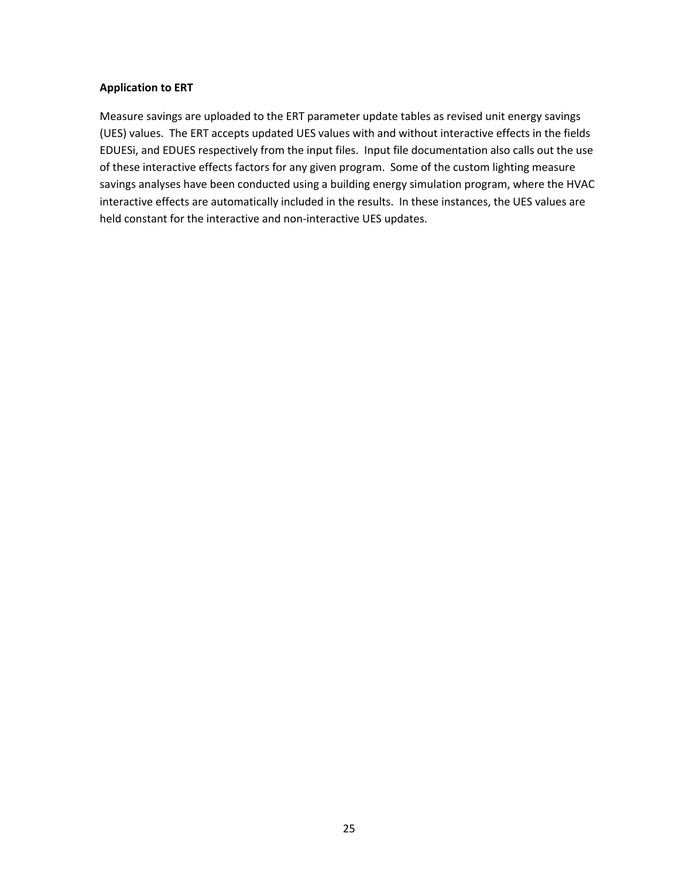**Application to ERT**

Measure savings are uploaded to the ERT parameter update tables as revised unit energy savings (UES) values. The ERT accepts updated UES values with and without interactive effects in the fields EDUESi, and EDUES respectively from the input files. Input file documentation also calls out the use of these interactive effects factors for any given program. Some of the custom lighting measure savings analyses have been conducted using a building energy simulation program, where the HVAC interactive effects are automatically included in the results. In these instances, the UES values are held constant for the interactive and non-interactive UES updates.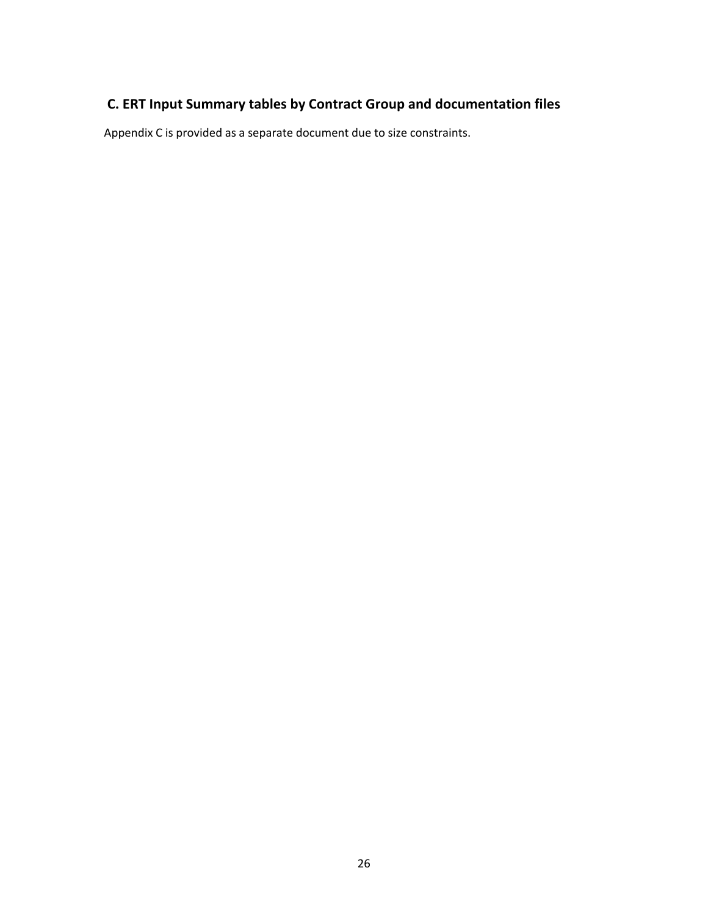## C. ERT Input Summary tables by Contract Group and documentation files

Appendix C is provided as a separate document due to size constraints.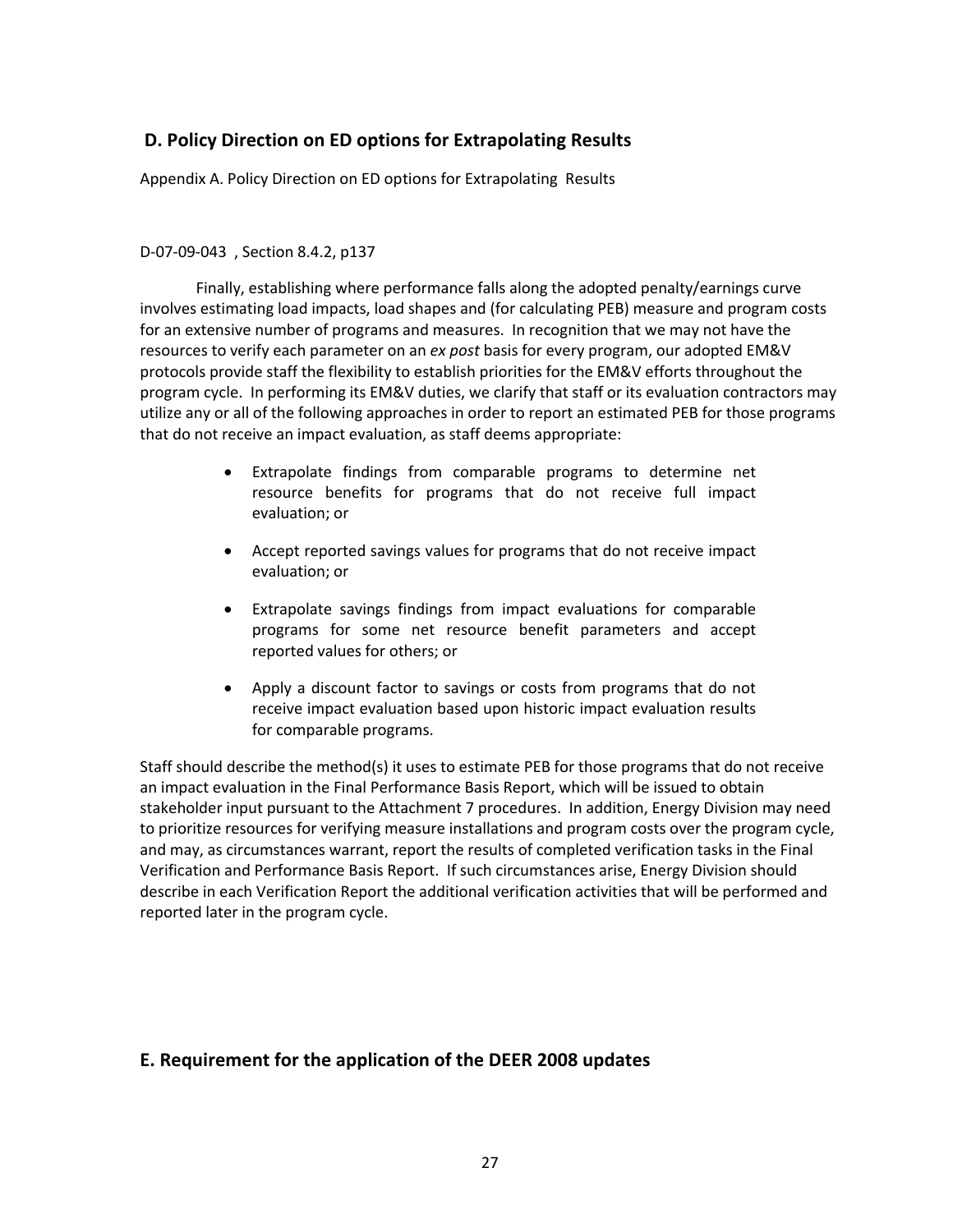## D. Policy Direction on ED options for Extrapolating Results

Appendix A. Policy Direction on ED options for Extrapolating Results

D-07-09-043 , Section 8.4.2, p137

Finally, establishing where performance falls along the adopted penalty/earnings curve involves estimating load impacts, load shapes and (for calculating PEB) measure and program costs for an extensive number of programs and measures. In recognition that we may not have the resources to verify each parameter on an *ex post* basis for every program, our adopted EM&V protocols provide staff the flexibility to establish priorities for the EM&V efforts throughout the program cycle. In performing its EM&V duties, we clarify that staff or its evaluation contractors may utilize any or all of the following approaches in order to report an estimated PEB for those programs that do not receive an impact evaluation, as staff deems appropriate:

- Extrapolate findings from comparable programs to determine net resource benefits for programs that do not receive full impact evaluation; or
- Accept reported savings values for programs that do not receive impact evaluation; or
- Extrapolate savings findings from impact evaluations for comparable programs for some net resource benefit parameters and accept reported values for others; or
- Apply a discount factor to savings or costs from programs that do not receive impact evaluation based upon historic impact evaluation results for comparable programs.

Staff should describe the method(s) it uses to estimate PEB for those programs that do not receive an impact evaluation in the Final Performance Basis Report, which will be issued to obtain stakeholder input pursuant to the Attachment 7 procedures. In addition, Energy Division may need to prioritize resources for verifying measure installations and program costs over the program cycle, and may, as circumstances warrant, report the results of completed verification tasks in the Final Verification and Performance Basis Report. If such circumstances arise, Energy Division should describe in each Verification Report the additional verification activities that will be performed and reported later in the program cycle.

## E. Requirement for the application of the DEER 2008 updates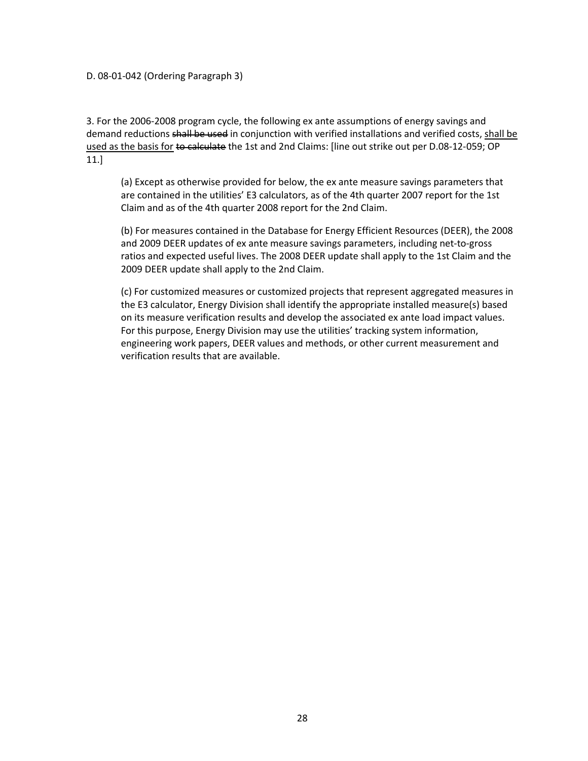D. 08-01-042 (Ordering Paragraph 3)

3. For the 2006-2008 program cycle, the following ex ante assumptions of energy savings and demand reductions ~~shall be used~~ in conjunction with verified installations and verified costs, <u>shall be used as the basis for</u> ~~to calculate~~ the 1st and 2nd Claims: [line out strike out per D.08-12-059; OP 11.]

> (a) Except as otherwise provided for below, the ex ante measure savings parameters that are contained in the utilities' E3 calculators, as of the 4th quarter 2007 report for the 1st Claim and as of the 4th quarter 2008 report for the 2nd Claim.
>
> (b) For measures contained in the Database for Energy Efficient Resources (DEER), the 2008 and 2009 DEER updates of ex ante measure savings parameters, including net-to-gross ratios and expected useful lives. The 2008 DEER update shall apply to the 1st Claim and the 2009 DEER update shall apply to the 2nd Claim.
>
> (c) For customized measures or customized projects that represent aggregated measures in the E3 calculator, Energy Division shall identify the appropriate installed measure(s) based on its measure verification results and develop the associated ex ante load impact values. For this purpose, Energy Division may use the utilities' tracking system information, engineering work papers, DEER values and methods, or other current measurement and verification results that are available.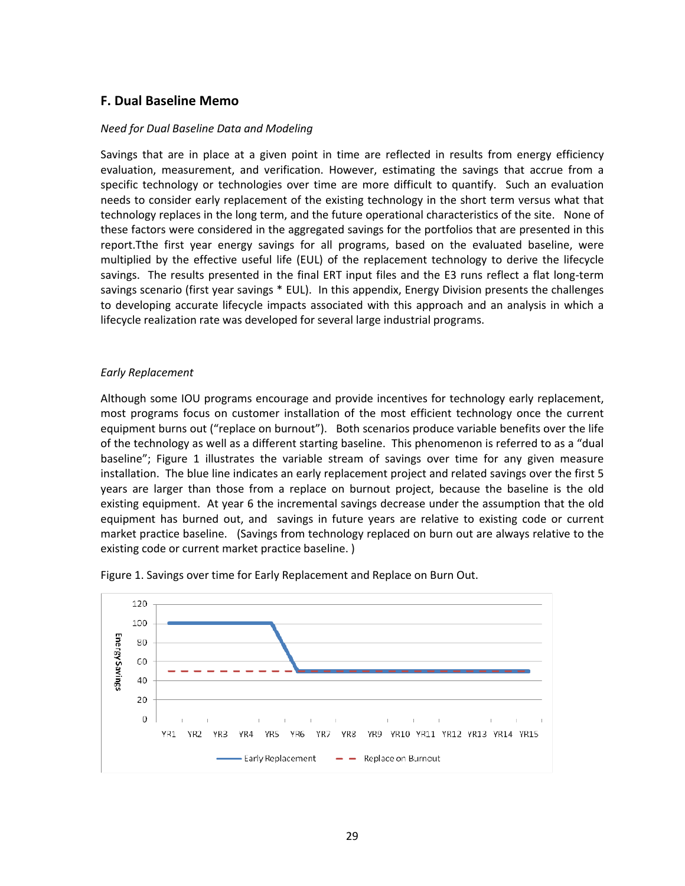## F. Dual Baseline Memo

*Need for Dual Baseline Data and Modeling*

Savings that are in place at a given point in time are reflected in results from energy efficiency evaluation, measurement, and verification. However, estimating the savings that accrue from a specific technology or technologies over time are more difficult to quantify. Such an evaluation needs to consider early replacement of the existing technology in the short term versus what that technology replaces in the long term, and the future operational characteristics of the site. None of these factors were considered in the aggregated savings for the portfolios that are presented in this report.Tthe first year energy savings for all programs, based on the evaluated baseline, were multiplied by the effective useful life (EUL) of the replacement technology to derive the lifecycle savings. The results presented in the final ERT input files and the E3 runs reflect a flat long-term savings scenario (first year savings * EUL). In this appendix, Energy Division presents the challenges to developing accurate lifecycle impacts associated with this approach and an analysis in which a lifecycle realization rate was developed for several large industrial programs.

*Early Replacement*

Although some IOU programs encourage and provide incentives for technology early replacement, most programs focus on customer installation of the most efficient technology once the current equipment burns out ("replace on burnout"). Both scenarios produce variable benefits over the life of the technology as well as a different starting baseline. This phenomenon is referred to as a "dual baseline"; Figure 1 illustrates the variable stream of savings over time for any given measure installation. The blue line indicates an early replacement project and related savings over the first 5 years are larger than those from a replace on burnout project, because the baseline is the old existing equipment. At year 6 the incremental savings decrease under the assumption that the old equipment has burned out, and savings in future years are relative to existing code or current market practice baseline. (Savings from technology replaced on burn out are always relative to the existing code or current market practice baseline. )

Figure 1. Savings over time for Early Replacement and Replace on Burn Out.

| Year | Early Replacement | Replace on Burnout |
|---|---|---|
| YR1 | 100 | 50 |
| YR2 | 100 | 50 |
| YR3 | 100 | 50 |
| YR4 | 100 | 50 |
| YR5 | 100 | 50 |
| YR6 | 50 | 50 |
| YR7 | 50 | 50 |
| YR8 | 50 | 50 |
| YR9 | 50 | 50 |
| YR10 | 50 | 50 |
| YR11 | 50 | 50 |
| YR12 | 50 | 50 |
| YR13 | 50 | 50 |
| YR14 | 50 | 50 |
| YR15 | 50 | 50 |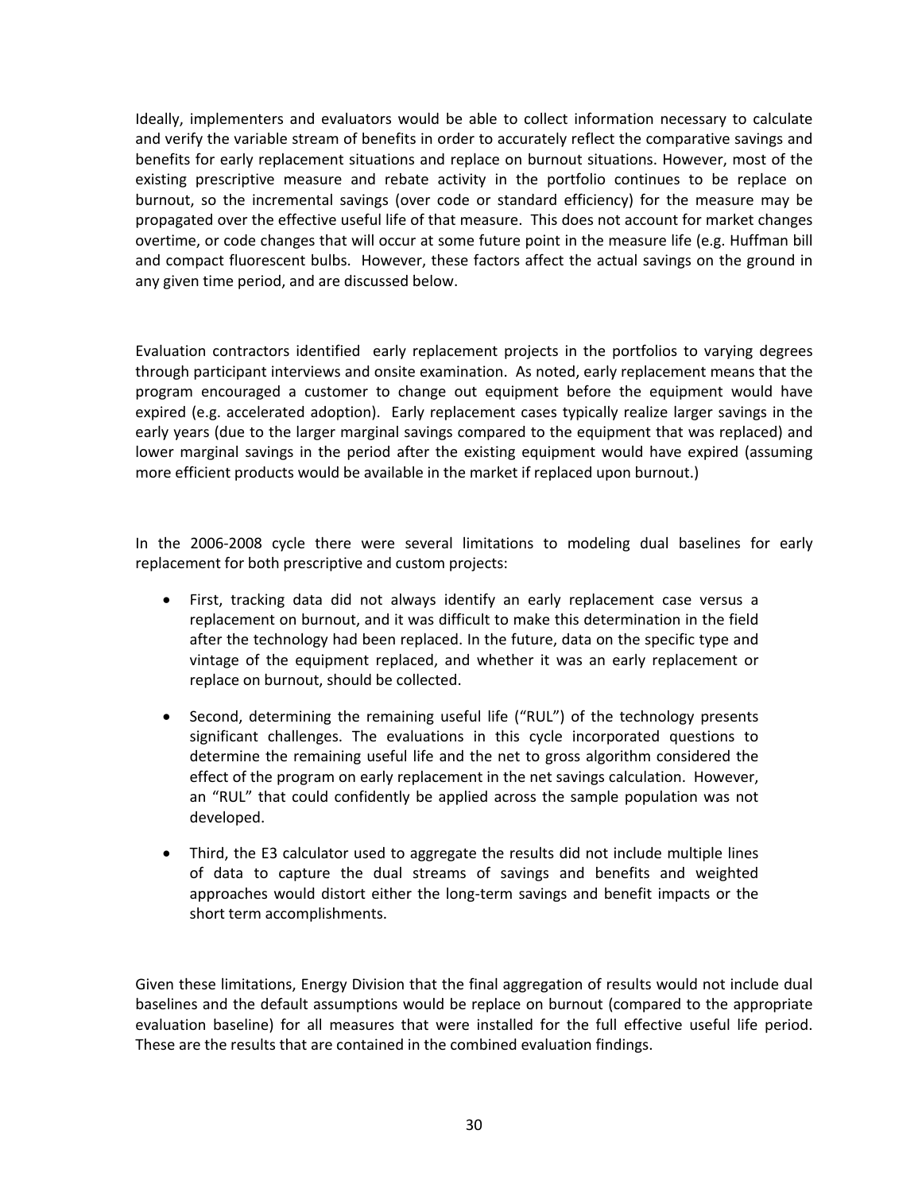Ideally, implementers and evaluators would be able to collect information necessary to calculate and verify the variable stream of benefits in order to accurately reflect the comparative savings and benefits for early replacement situations and replace on burnout situations. However, most of the existing prescriptive measure and rebate activity in the portfolio continues to be replace on burnout, so the incremental savings (over code or standard efficiency) for the measure may be propagated over the effective useful life of that measure. This does not account for market changes overtime, or code changes that will occur at some future point in the measure life (e.g. Huffman bill and compact fluorescent bulbs. However, these factors affect the actual savings on the ground in any given time period, and are discussed below.

Evaluation contractors identified early replacement projects in the portfolios to varying degrees through participant interviews and onsite examination. As noted, early replacement means that the program encouraged a customer to change out equipment before the equipment would have expired (e.g. accelerated adoption). Early replacement cases typically realize larger savings in the early years (due to the larger marginal savings compared to the equipment that was replaced) and lower marginal savings in the period after the existing equipment would have expired (assuming more efficient products would be available in the market if replaced upon burnout.)

In the 2006-2008 cycle there were several limitations to modeling dual baselines for early replacement for both prescriptive and custom projects:

- First, tracking data did not always identify an early replacement case versus a replacement on burnout, and it was difficult to make this determination in the field after the technology had been replaced. In the future, data on the specific type and vintage of the equipment replaced, and whether it was an early replacement or replace on burnout, should be collected.
- Second, determining the remaining useful life ("RUL") of the technology presents significant challenges. The evaluations in this cycle incorporated questions to determine the remaining useful life and the net to gross algorithm considered the effect of the program on early replacement in the net savings calculation. However, an "RUL" that could confidently be applied across the sample population was not developed.
- Third, the E3 calculator used to aggregate the results did not include multiple lines of data to capture the dual streams of savings and benefits and weighted approaches would distort either the long-term savings and benefit impacts or the short term accomplishments.

Given these limitations, Energy Division that the final aggregation of results would not include dual baselines and the default assumptions would be replace on burnout (compared to the appropriate evaluation baseline) for all measures that were installed for the full effective useful life period. These are the results that are contained in the combined evaluation findings.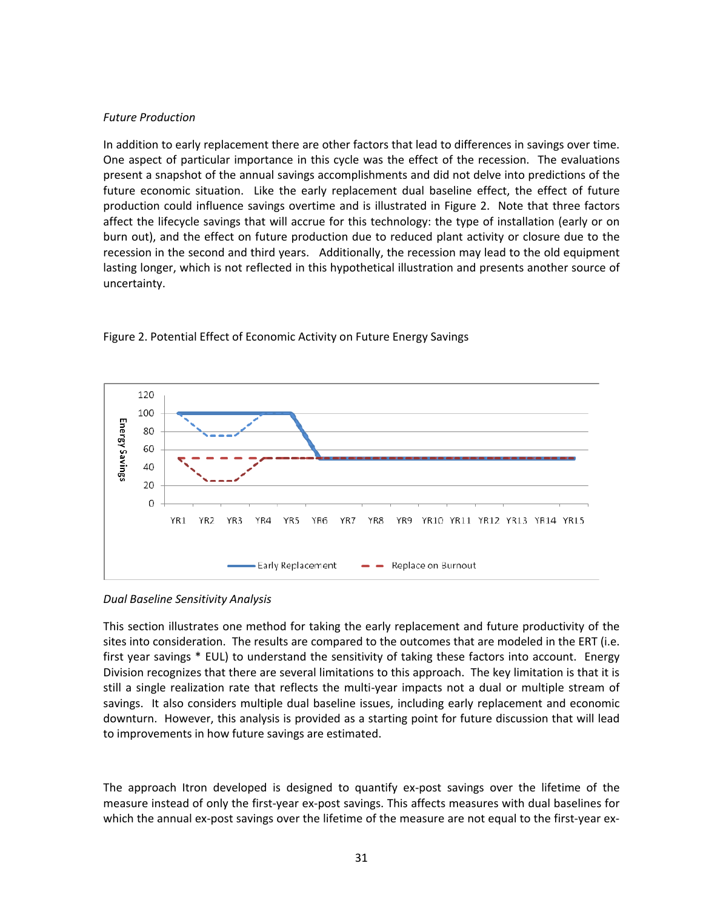*Future Production*

In addition to early replacement there are other factors that lead to differences in savings over time. One aspect of particular importance in this cycle was the effect of the recession. The evaluations present a snapshot of the annual savings accomplishments and did not delve into predictions of the future economic situation. Like the early replacement dual baseline effect, the effect of future production could influence savings overtime and is illustrated in Figure 2. Note that three factors affect the lifecycle savings that will accrue for this technology: the type of installation (early or on burn out), and the effect on future production due to reduced plant activity or closure due to the recession in the second and third years. Additionally, the recession may lead to the old equipment lasting longer, which is not reflected in this hypothetical illustration and presents another source of uncertainty.

Figure 2. Potential Effect of Economic Activity on Future Energy Savings

*Dual Baseline Sensitivity Analysis*

This section illustrates one method for taking the early replacement and future productivity of the sites into consideration. The results are compared to the outcomes that are modeled in the ERT (i.e. first year savings * EUL) to understand the sensitivity of taking these factors into account. Energy Division recognizes that there are several limitations to this approach. The key limitation is that it is still a single realization rate that reflects the multi-year impacts not a dual or multiple stream of savings. It also considers multiple dual baseline issues, including early replacement and economic downturn. However, this analysis is provided as a starting point for future discussion that will lead to improvements in how future savings are estimated.

The approach Itron developed is designed to quantify ex-post savings over the lifetime of the measure instead of only the first-year ex-post savings. This affects measures with dual baselines for which the annual ex-post savings over the lifetime of the measure are not equal to the first-year ex-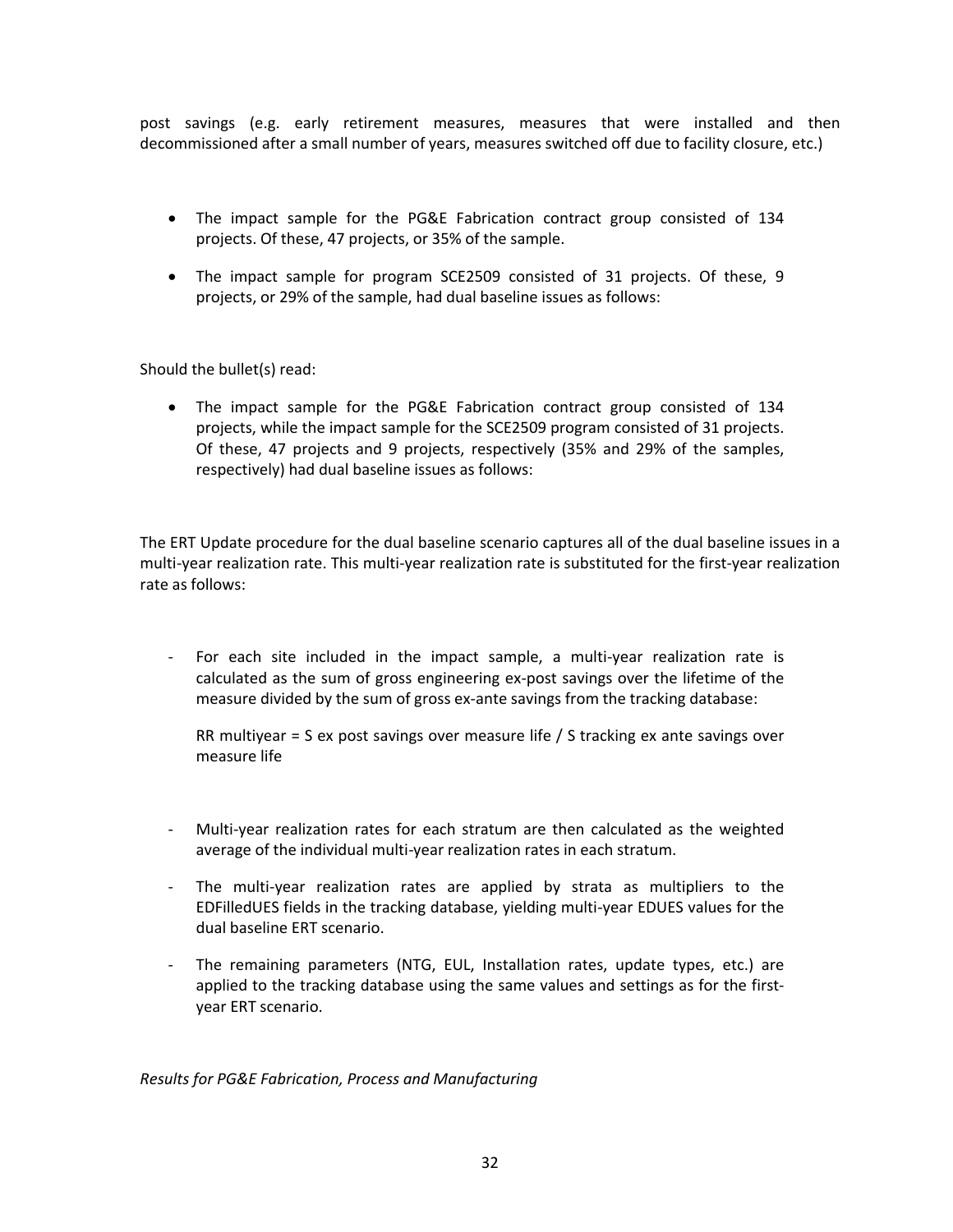post savings (e.g. early retirement measures, measures that were installed and then decommissioned after a small number of years, measures switched off due to facility closure, etc.)

- The impact sample for the PG&E Fabrication contract group consisted of 134 projects. Of these, 47 projects, or 35% of the sample.
- The impact sample for program SCE2509 consisted of 31 projects. Of these, 9 projects, or 29% of the sample, had dual baseline issues as follows:

Should the bullet(s) read:

- The impact sample for the PG&E Fabrication contract group consisted of 134 projects, while the impact sample for the SCE2509 program consisted of 31 projects. Of these, 47 projects and 9 projects, respectively (35% and 29% of the samples, respectively) had dual baseline issues as follows:

The ERT Update procedure for the dual baseline scenario captures all of the dual baseline issues in a multi-year realization rate. This multi-year realization rate is substituted for the first-year realization rate as follows:

- For each site included in the impact sample, a multi-year realization rate is calculated as the sum of gross engineering ex-post savings over the lifetime of the measure divided by the sum of gross ex-ante savings from the tracking database:

  RR multiyear = S ex post savings over measure life / S tracking ex ante savings over measure life

- Multi-year realization rates for each stratum are then calculated as the weighted average of the individual multi-year realization rates in each stratum.
- The multi-year realization rates are applied by strata as multipliers to the EDFilledUES fields in the tracking database, yielding multi-year EDUES values for the dual baseline ERT scenario.
- The remaining parameters (NTG, EUL, Installation rates, update types, etc.) are applied to the tracking database using the same values and settings as for the first-year ERT scenario.

*Results for PG&E Fabrication, Process and Manufacturing*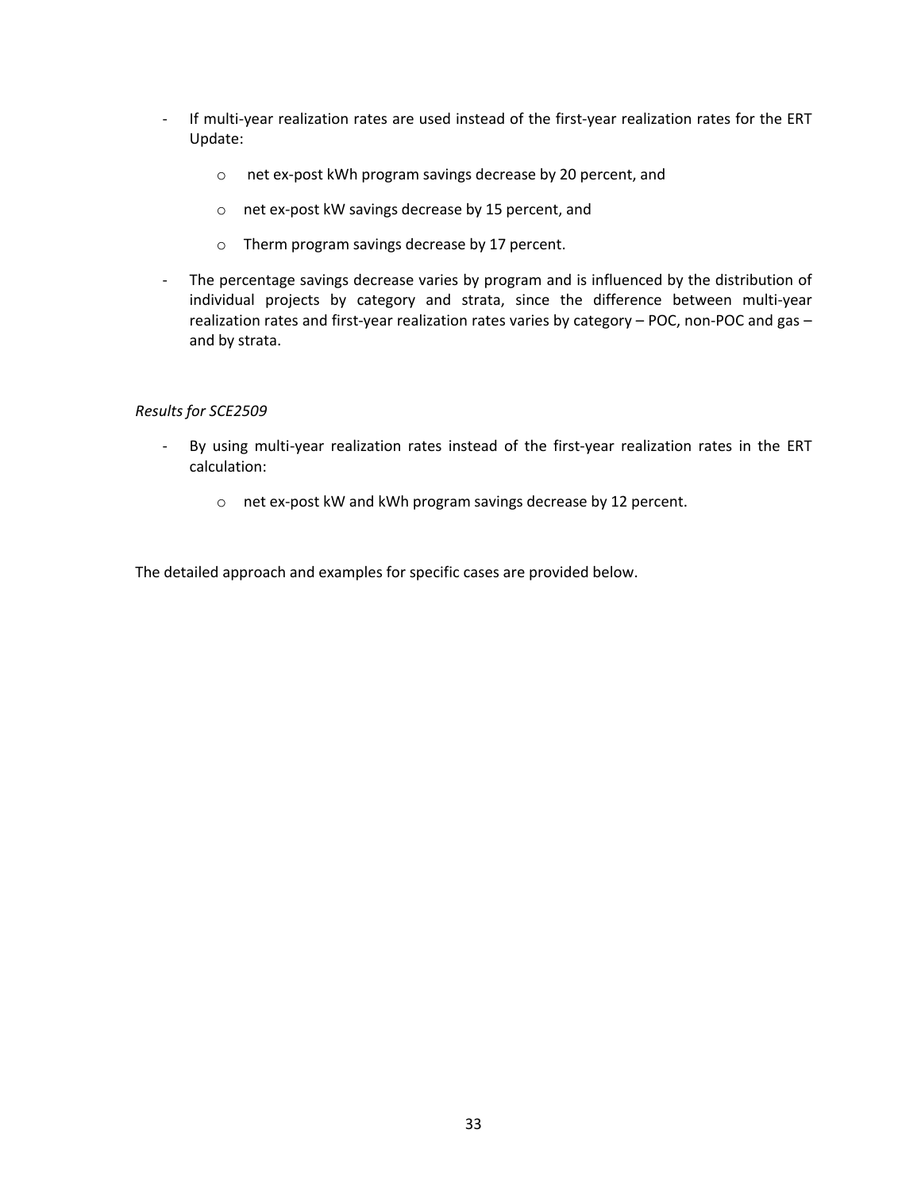- If multi-year realization rates are used instead of the first-year realization rates for the ERT Update:
  - net ex-post kWh program savings decrease by 20 percent, and
  - net ex-post kW savings decrease by 15 percent, and
  - Therm program savings decrease by 17 percent.
- The percentage savings decrease varies by program and is influenced by the distribution of individual projects by category and strata, since the difference between multi-year realization rates and first-year realization rates varies by category – POC, non-POC and gas – and by strata.

*Results for SCE2509*

- By using multi-year realization rates instead of the first-year realization rates in the ERT calculation:
  - net ex-post kW and kWh program savings decrease by 12 percent.

The detailed approach and examples for specific cases are provided below.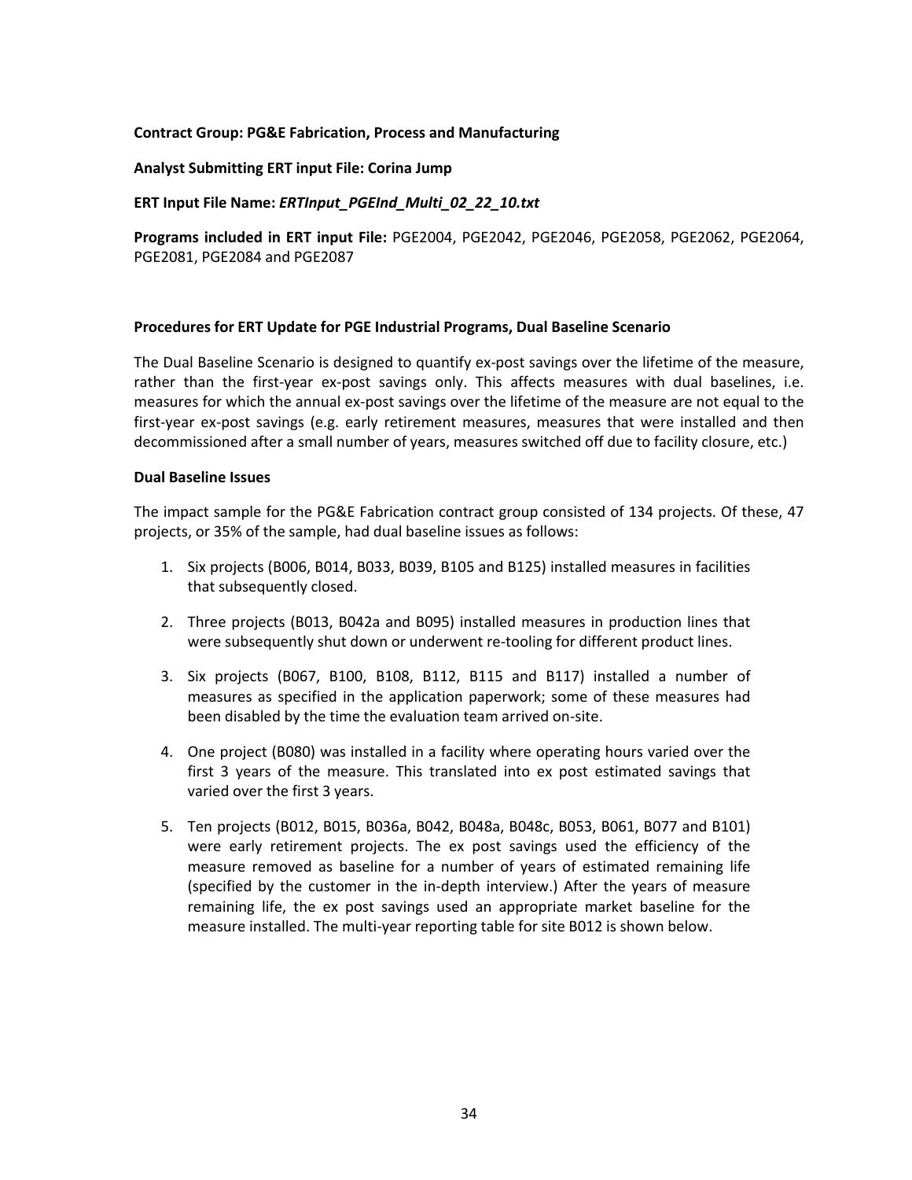**Contract Group: PG&E Fabrication, Process and Manufacturing**

**Analyst Submitting ERT input File: Corina Jump**

**ERT Input File Name:** ***ERTInput_PGEInd_Multi_02_22_10.txt***

**Programs included in ERT input File:** PGE2004, PGE2042, PGE2046, PGE2058, PGE2062, PGE2064, PGE2081, PGE2084 and PGE2087

**Procedures for ERT Update for PGE Industrial Programs, Dual Baseline Scenario**

The Dual Baseline Scenario is designed to quantify ex-post savings over the lifetime of the measure, rather than the first-year ex-post savings only. This affects measures with dual baselines, i.e. measures for which the annual ex-post savings over the lifetime of the measure are not equal to the first-year ex-post savings (e.g. early retirement measures, measures that were installed and then decommissioned after a small number of years, measures switched off due to facility closure, etc.)

**Dual Baseline Issues**

The impact sample for the PG&E Fabrication contract group consisted of 134 projects. Of these, 47 projects, or 35% of the sample, had dual baseline issues as follows:

1. Six projects (B006, B014, B033, B039, B105 and B125) installed measures in facilities that subsequently closed.
2. Three projects (B013, B042a and B095) installed measures in production lines that were subsequently shut down or underwent re-tooling for different product lines.
3. Six projects (B067, B100, B108, B112, B115 and B117) installed a number of measures as specified in the application paperwork; some of these measures had been disabled by the time the evaluation team arrived on-site.
4. One project (B080) was installed in a facility where operating hours varied over the first 3 years of the measure. This translated into ex post estimated savings that varied over the first 3 years.
5. Ten projects (B012, B015, B036a, B042, B048a, B048c, B053, B061, B077 and B101) were early retirement projects. The ex post savings used the efficiency of the measure removed as baseline for a number of years of estimated remaining life (specified by the customer in the in-depth interview.) After the years of measure remaining life, the ex post savings used an appropriate market baseline for the measure installed. The multi-year reporting table for site B012 is shown below.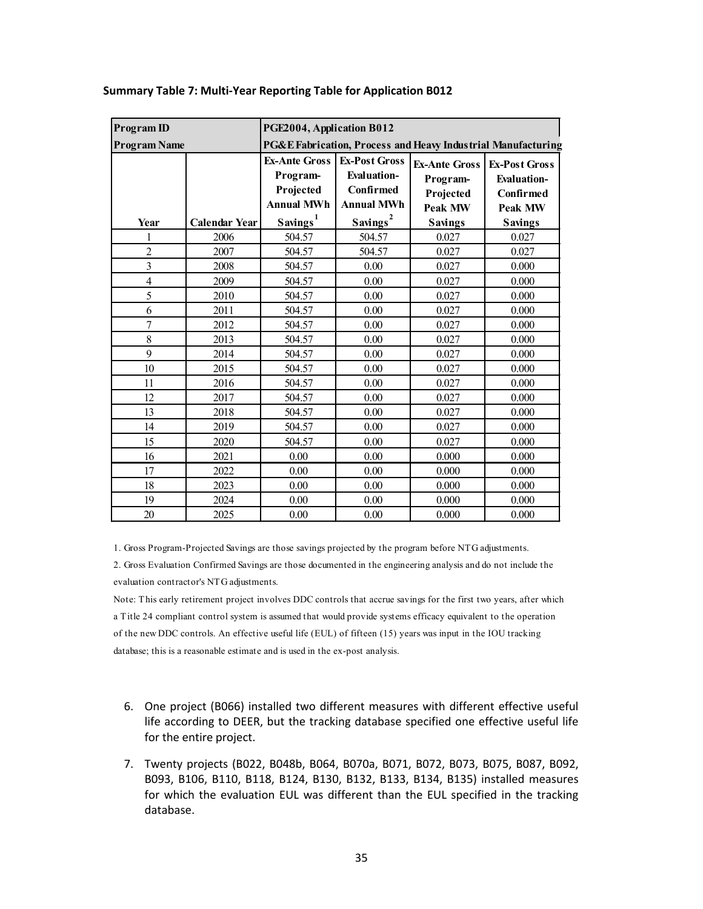**Summary Table 7: Multi-Year Reporting Table for Application B012**

| Program ID | | PGE2004, Application B012 | | | |
|---|---|---|---|---|---|
| Program Name | | PG&E Fabrication, Process and Heavy Industrial Manufacturing | | | |
| Year | Calendar Year | Ex-Ante Gross Program-Projected Annual MWh Savings[1] | Ex-Post Gross Evaluation-Confirmed Annual MWh Savings[2] | Ex-Ante Gross Program-Projected Peak MW Savings | Ex-Post Gross Evaluation-Confirmed Peak MW Savings |
| 1 | 2006 | 504.57 | 504.57 | 0.027 | 0.027 |
| 2 | 2007 | 504.57 | 504.57 | 0.027 | 0.027 |
| 3 | 2008 | 504.57 | 0.00 | 0.027 | 0.000 |
| 4 | 2009 | 504.57 | 0.00 | 0.027 | 0.000 |
| 5 | 2010 | 504.57 | 0.00 | 0.027 | 0.000 |
| 6 | 2011 | 504.57 | 0.00 | 0.027 | 0.000 |
| 7 | 2012 | 504.57 | 0.00 | 0.027 | 0.000 |
| 8 | 2013 | 504.57 | 0.00 | 0.027 | 0.000 |
| 9 | 2014 | 504.57 | 0.00 | 0.027 | 0.000 |
| 10 | 2015 | 504.57 | 0.00 | 0.027 | 0.000 |
| 11 | 2016 | 504.57 | 0.00 | 0.027 | 0.000 |
| 12 | 2017 | 504.57 | 0.00 | 0.027 | 0.000 |
| 13 | 2018 | 504.57 | 0.00 | 0.027 | 0.000 |
| 14 | 2019 | 504.57 | 0.00 | 0.027 | 0.000 |
| 15 | 2020 | 504.57 | 0.00 | 0.027 | 0.000 |
| 16 | 2021 | 0.00 | 0.00 | 0.000 | 0.000 |
| 17 | 2022 | 0.00 | 0.00 | 0.000 | 0.000 |
| 18 | 2023 | 0.00 | 0.00 | 0.000 | 0.000 |
| 19 | 2024 | 0.00 | 0.00 | 0.000 | 0.000 |
| 20 | 2025 | 0.00 | 0.00 | 0.000 | 0.000 |

1. Gross Program-Projected Savings are those savings projected by the program before NTG adjustments.

2. Gross Evaluation Confirmed Savings are those documented in the engineering analysis and do not include the evaluation contractor's NTG adjustments.

Note: This early retirement project involves DDC controls that accrue savings for the first two years, after which a Title 24 compliant control system is assumed that would provide systems efficacy equivalent to the operation of the new DDC controls. An effective useful life (EUL) of fifteen (15) years was input in the IOU tracking database; this is a reasonable estimate and is used in the ex-post analysis.

6. One project (B066) installed two different measures with different effective useful life according to DEER, but the tracking database specified one effective useful life for the entire project.

7. Twenty projects (B022, B048b, B064, B070a, B071, B072, B073, B075, B087, B092, B093, B106, B110, B118, B124, B130, B132, B133, B134, B135) installed measures for which the evaluation EUL was different than the EUL specified in the tracking database.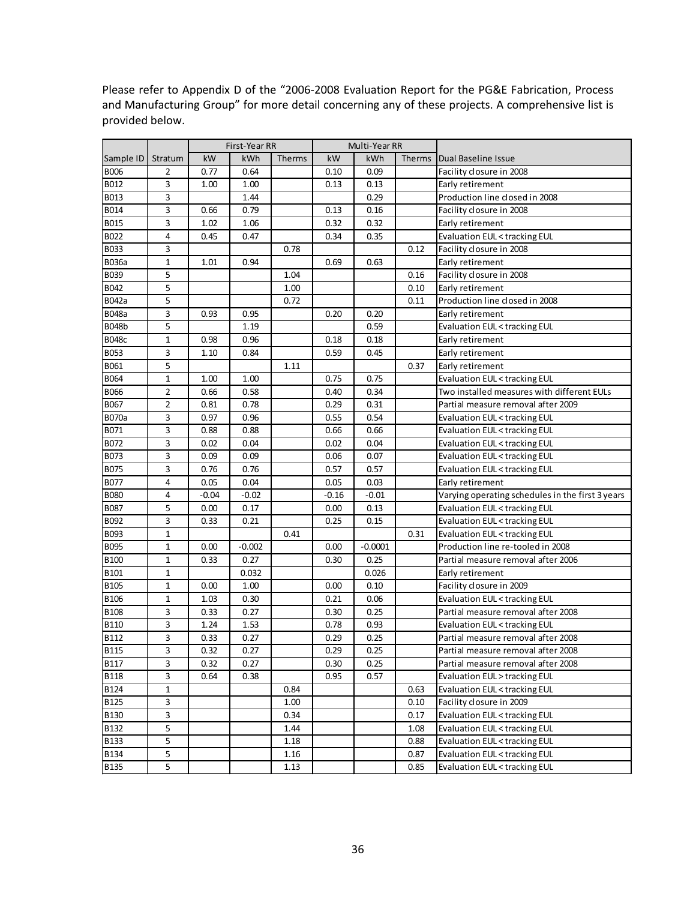Please refer to Appendix D of the "2006-2008 Evaluation Report for the PG&E Fabrication, Process and Manufacturing Group" for more detail concerning any of these projects. A comprehensive list is provided below.

| | | First-Year RR | | | Multi-Year RR | | | |
|---|---|---|---|---|---|---|---|---|
| Sample ID | Stratum | kW | kWh | Therms | kW | kWh | Therms | Dual Baseline Issue |
| B006 | 2 | 0.77 | 0.64 | | 0.10 | 0.09 | | Facility closure in 2008 |
| B012 | 3 | 1.00 | 1.00 | | 0.13 | 0.13 | | Early retirement |
| B013 | 3 | | 1.44 | | | 0.29 | | Production line closed in 2008 |
| B014 | 3 | 0.66 | 0.79 | | 0.13 | 0.16 | | Facility closure in 2008 |
| B015 | 3 | 1.02 | 1.06 | | 0.32 | 0.32 | | Early retirement |
| B022 | 4 | 0.45 | 0.47 | | 0.34 | 0.35 | | Evaluation EUL < tracking EUL |
| B033 | 3 | | | 0.78 | | | 0.12 | Facility closure in 2008 |
| B036a | 1 | 1.01 | 0.94 | | 0.69 | 0.63 | | Early retirement |
| B039 | 5 | | | 1.04 | | | 0.16 | Facility closure in 2008 |
| B042 | 5 | | | 1.00 | | | 0.10 | Early retirement |
| B042a | 5 | | | 0.72 | | | 0.11 | Production line closed in 2008 |
| B048a | 3 | 0.93 | 0.95 | | 0.20 | 0.20 | | Early retirement |
| B048b | 5 | | 1.19 | | | 0.59 | | Evaluation EUL < tracking EUL |
| B048c | 1 | 0.98 | 0.96 | | 0.18 | 0.18 | | Early retirement |
| B053 | 3 | 1.10 | 0.84 | | 0.59 | 0.45 | | Early retirement |
| B061 | 5 | | | 1.11 | | | 0.37 | Early retirement |
| B064 | 1 | 1.00 | 1.00 | | 0.75 | 0.75 | | Evaluation EUL < tracking EUL |
| B066 | 2 | 0.66 | 0.58 | | 0.40 | 0.34 | | Two installed measures with different EULs |
| B067 | 2 | 0.81 | 0.78 | | 0.29 | 0.31 | | Partial measure removal after 2009 |
| B070a | 3 | 0.97 | 0.96 | | 0.55 | 0.54 | | Evaluation EUL < tracking EUL |
| B071 | 3 | 0.88 | 0.88 | | 0.66 | 0.66 | | Evaluation EUL < tracking EUL |
| B072 | 3 | 0.02 | 0.04 | | 0.02 | 0.04 | | Evaluation EUL < tracking EUL |
| B073 | 3 | 0.09 | 0.09 | | 0.06 | 0.07 | | Evaluation EUL < tracking EUL |
| B075 | 3 | 0.76 | 0.76 | | 0.57 | 0.57 | | Evaluation EUL < tracking EUL |
| B077 | 4 | 0.05 | 0.04 | | 0.05 | 0.03 | | Early retirement |
| B080 | 4 | -0.04 | -0.02 | | -0.16 | -0.01 | | Varying operating schedules in the first 3 years |
| B087 | 5 | 0.00 | 0.17 | | 0.00 | 0.13 | | Evaluation EUL < tracking EUL |
| B092 | 3 | 0.33 | 0.21 | | 0.25 | 0.15 | | Evaluation EUL < tracking EUL |
| B093 | 1 | | | 0.41 | | | 0.31 | Evaluation EUL < tracking EUL |
| B095 | 1 | 0.00 | -0.002 | | 0.00 | -0.0001 | | Production line re-tooled in 2008 |
| B100 | 1 | 0.33 | 0.27 | | 0.30 | 0.25 | | Partial measure removal after 2006 |
| B101 | 1 | | 0.032 | | | 0.026 | | Early retirement |
| B105 | 1 | 0.00 | 1.00 | | 0.00 | 0.10 | | Facility closure in 2009 |
| B106 | 1 | 1.03 | 0.30 | | 0.21 | 0.06 | | Evaluation EUL < tracking EUL |
| B108 | 3 | 0.33 | 0.27 | | 0.30 | 0.25 | | Partial measure removal after 2008 |
| B110 | 3 | 1.24 | 1.53 | | 0.78 | 0.93 | | Evaluation EUL < tracking EUL |
| B112 | 3 | 0.33 | 0.27 | | 0.29 | 0.25 | | Partial measure removal after 2008 |
| B115 | 3 | 0.32 | 0.27 | | 0.29 | 0.25 | | Partial measure removal after 2008 |
| B117 | 3 | 0.32 | 0.27 | | 0.30 | 0.25 | | Partial measure removal after 2008 |
| B118 | 3 | 0.64 | 0.38 | | 0.95 | 0.57 | | Evaluation EUL > tracking EUL |
| B124 | 1 | | | 0.84 | | | 0.63 | Evaluation EUL < tracking EUL |
| B125 | 3 | | | 1.00 | | | 0.10 | Facility closure in 2009 |
| B130 | 3 | | | 0.34 | | | 0.17 | Evaluation EUL < tracking EUL |
| B132 | 5 | | | 1.44 | | | 1.08 | Evaluation EUL < tracking EUL |
| B133 | 5 | | | 1.18 | | | 0.88 | Evaluation EUL < tracking EUL |
| B134 | 5 | | | 1.16 | | | 0.87 | Evaluation EUL < tracking EUL |
| B135 | 5 | | | 1.13 | | | 0.85 | Evaluation EUL < tracking EUL |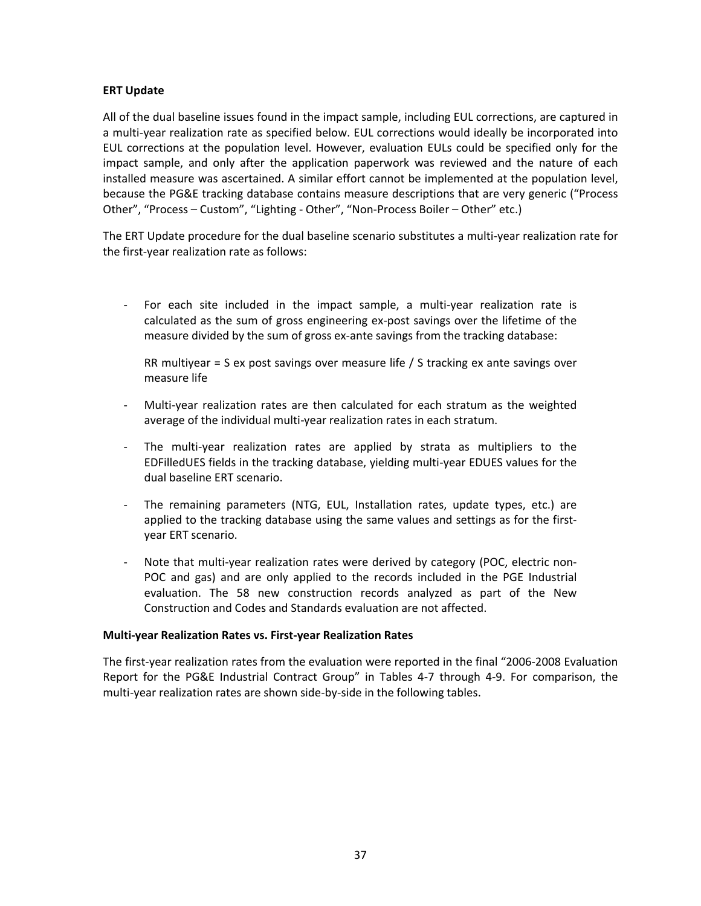**ERT Update**

All of the dual baseline issues found in the impact sample, including EUL corrections, are captured in a multi-year realization rate as specified below. EUL corrections would ideally be incorporated into EUL corrections at the population level. However, evaluation EULs could be specified only for the impact sample, and only after the application paperwork was reviewed and the nature of each installed measure was ascertained. A similar effort cannot be implemented at the population level, because the PG&E tracking database contains measure descriptions that are very generic (“Process Other”, “Process – Custom”, “Lighting - Other”, “Non-Process Boiler – Other” etc.)

The ERT Update procedure for the dual baseline scenario substitutes a multi-year realization rate for the first-year realization rate as follows:

- For each site included in the impact sample, a multi-year realization rate is calculated as the sum of gross engineering ex-post savings over the lifetime of the measure divided by the sum of gross ex-ante savings from the tracking database:

  RR multiyear = S ex post savings over measure life / S tracking ex ante savings over measure life

- Multi-year realization rates are then calculated for each stratum as the weighted average of the individual multi-year realization rates in each stratum.

- The multi-year realization rates are applied by strata as multipliers to the EDFilledUES fields in the tracking database, yielding multi-year EDUES values for the dual baseline ERT scenario.

- The remaining parameters (NTG, EUL, Installation rates, update types, etc.) are applied to the tracking database using the same values and settings as for the first-year ERT scenario.

- Note that multi-year realization rates were derived by category (POC, electric non-POC and gas) and are only applied to the records included in the PGE Industrial evaluation. The 58 new construction records analyzed as part of the New Construction and Codes and Standards evaluation are not affected.

**Multi-year Realization Rates vs. First-year Realization Rates**

The first-year realization rates from the evaluation were reported in the final “2006-2008 Evaluation Report for the PG&E Industrial Contract Group” in Tables 4-7 through 4-9. For comparison, the multi-year realization rates are shown side-by-side in the following tables.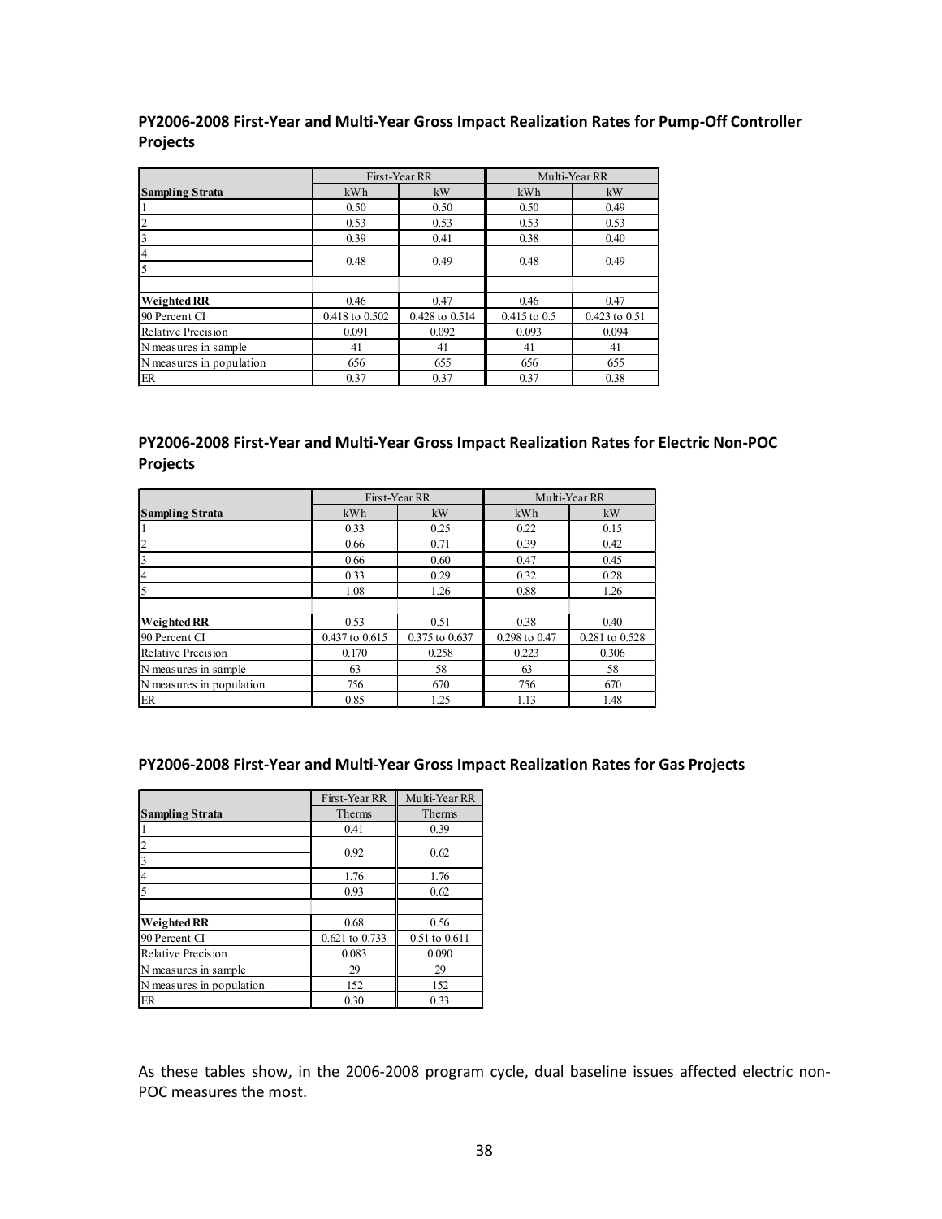**PY2006-2008 First-Year and Multi-Year Gross Impact Realization Rates for Pump-Off Controller Projects**

| | First-Year RR | | Multi-Year RR | |
|---|---|---|---|---|
| **Sampling Strata** | kWh | kW | kWh | kW |
| 1 | 0.50 | 0.50 | 0.50 | 0.49 |
| 2 | 0.53 | 0.53 | 0.53 | 0.53 |
| 3 | 0.39 | 0.41 | 0.38 | 0.40 |
| 4 | 0.48 | 0.49 | 0.48 | 0.49 |
| 5 | | | | |
| | | | | |
| **Weighted RR** | 0.46 | 0.47 | 0.46 | 0.47 |
| 90 Percent CI | 0.418 to 0.502 | 0.428 to 0.514 | 0.415 to 0.5 | 0.423 to 0.51 |
| Relative Precision | 0.091 | 0.092 | 0.093 | 0.094 |
| N measures in sample | 41 | 41 | 41 | 41 |
| N measures in population | 656 | 655 | 656 | 655 |
| ER | 0.37 | 0.37 | 0.37 | 0.38 |

**PY2006-2008 First-Year and Multi-Year Gross Impact Realization Rates for Electric Non-POC Projects**

| | First-Year RR | | Multi-Year RR | |
|---|---|---|---|---|
| **Sampling Strata** | kWh | kW | kWh | kW |
| 1 | 0.33 | 0.25 | 0.22 | 0.15 |
| 2 | 0.66 | 0.71 | 0.39 | 0.42 |
| 3 | 0.66 | 0.60 | 0.47 | 0.45 |
| 4 | 0.33 | 0.29 | 0.32 | 0.28 |
| 5 | 1.08 | 1.26 | 0.88 | 1.26 |
| | | | | |
| **Weighted RR** | 0.53 | 0.51 | 0.38 | 0.40 |
| 90 Percent CI | 0.437 to 0.615 | 0.375 to 0.637 | 0.298 to 0.47 | 0.281 to 0.528 |
| Relative Precision | 0.170 | 0.258 | 0.223 | 0.306 |
| N measures in sample | 63 | 58 | 63 | 58 |
| N measures in population | 756 | 670 | 756 | 670 |
| ER | 0.85 | 1.25 | 1.13 | 1.48 |

**PY2006-2008 First-Year and Multi-Year Gross Impact Realization Rates for Gas Projects**

| | First-Year RR | Multi-Year RR |
|---|---|---|
| **Sampling Strata** | Therms | Therms |
| 1 | 0.41 | 0.39 |
| 2 | 0.92 | 0.62 |
| 3 | | |
| 4 | 1.76 | 1.76 |
| 5 | 0.93 | 0.62 |
| | | |
| **Weighted RR** | 0.68 | 0.56 |
| 90 Percent CI | 0.621 to 0.733 | 0.51 to 0.611 |
| Relative Precision | 0.083 | 0.090 |
| N measures in sample | 29 | 29 |
| N measures in population | 152 | 152 |
| ER | 0.30 | 0.33 |

As these tables show, in the 2006-2008 program cycle, dual baseline issues affected electric non-POC measures the most.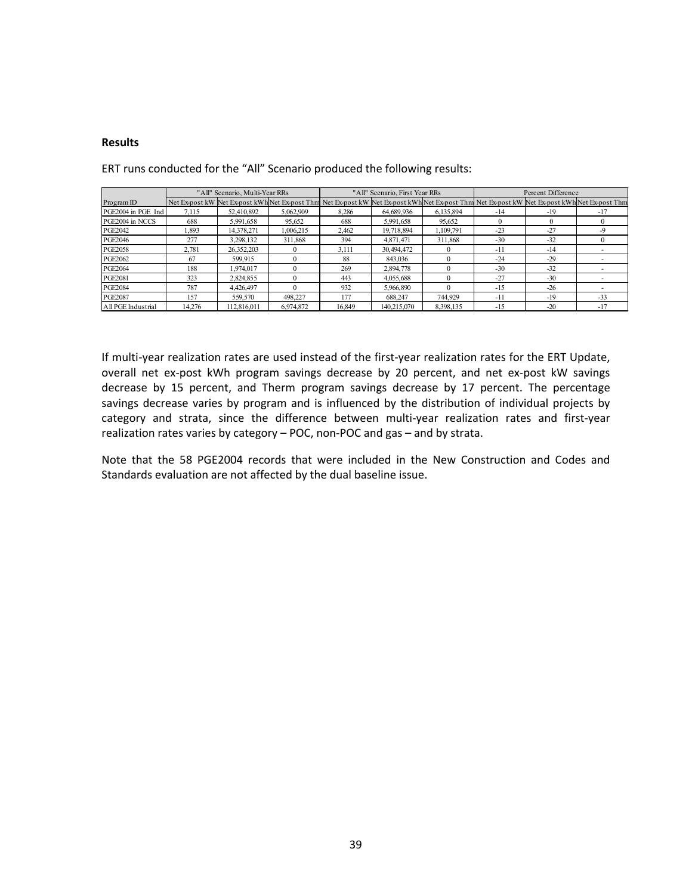**Results**

ERT runs conducted for the "All" Scenario produced the following results:

| | "All" Scenario, Multi-Year RRs | | | "All" Scenario, First Year RRs | | | Percent Difference | | |
|---|---|---|---|---|---|---|---|---|---|
| Program ID | Net Ex-post kW | Net Ex-post kWh | Net Ex-post Thm | Net Ex-post kW | Net Ex-post kWh | Net Ex-post Thm | Net Ex-post kW | Net Ex-post kWh | Net Ex-post Thm |
| PGE2004 in PGE Ind | 7,115 | 52,410,892 | 5,062,909 | 8,286 | 64,689,936 | 6,135,894 | -14 | -19 | -17 |
| PGE2004 in NCCS | 688 | 5,991,658 | 95,652 | 688 | 5,991,658 | 95,652 | 0 | 0 | 0 |
| PGE2042 | 1,893 | 14,378,271 | 1,006,215 | 2,462 | 19,718,894 | 1,109,791 | -23 | -27 | -9 |
| PGE2046 | 277 | 3,298,132 | 311,868 | 394 | 4,871,471 | 311,868 | -30 | -32 | 0 |
| PGE2058 | 2,781 | 26,352,203 | 0 | 3,111 | 30,494,472 | 0 | -11 | -14 | - |
| PGE2062 | 67 | 599,915 | 0 | 88 | 843,036 | 0 | -24 | -29 | - |
| PGE2064 | 188 | 1,974,017 | 0 | 269 | 2,894,778 | 0 | -30 | -32 | - |
| PGE2081 | 323 | 2,824,855 | 0 | 443 | 4,055,688 | 0 | -27 | -30 | - |
| PGE2084 | 787 | 4,426,497 | 0 | 932 | 5,966,890 | 0 | -15 | -26 | - |
| PGE2087 | 157 | 559,570 | 498,227 | 177 | 688,247 | 744,929 | -11 | -19 | -33 |
| All PGE Industrial | 14,276 | 112,816,011 | 6,974,872 | 16,849 | 140,215,070 | 8,398,135 | -15 | -20 | -17 |

If multi-year realization rates are used instead of the first-year realization rates for the ERT Update, overall net ex-post kWh program savings decrease by 20 percent, and net ex-post kW savings decrease by 15 percent, and Therm program savings decrease by 17 percent. The percentage savings decrease varies by program and is influenced by the distribution of individual projects by category and strata, since the difference between multi-year realization rates and first-year realization rates varies by category – POC, non-POC and gas – and by strata.

Note that the 58 PGE2004 records that were included in the New Construction and Codes and Standards evaluation are not affected by the dual baseline issue.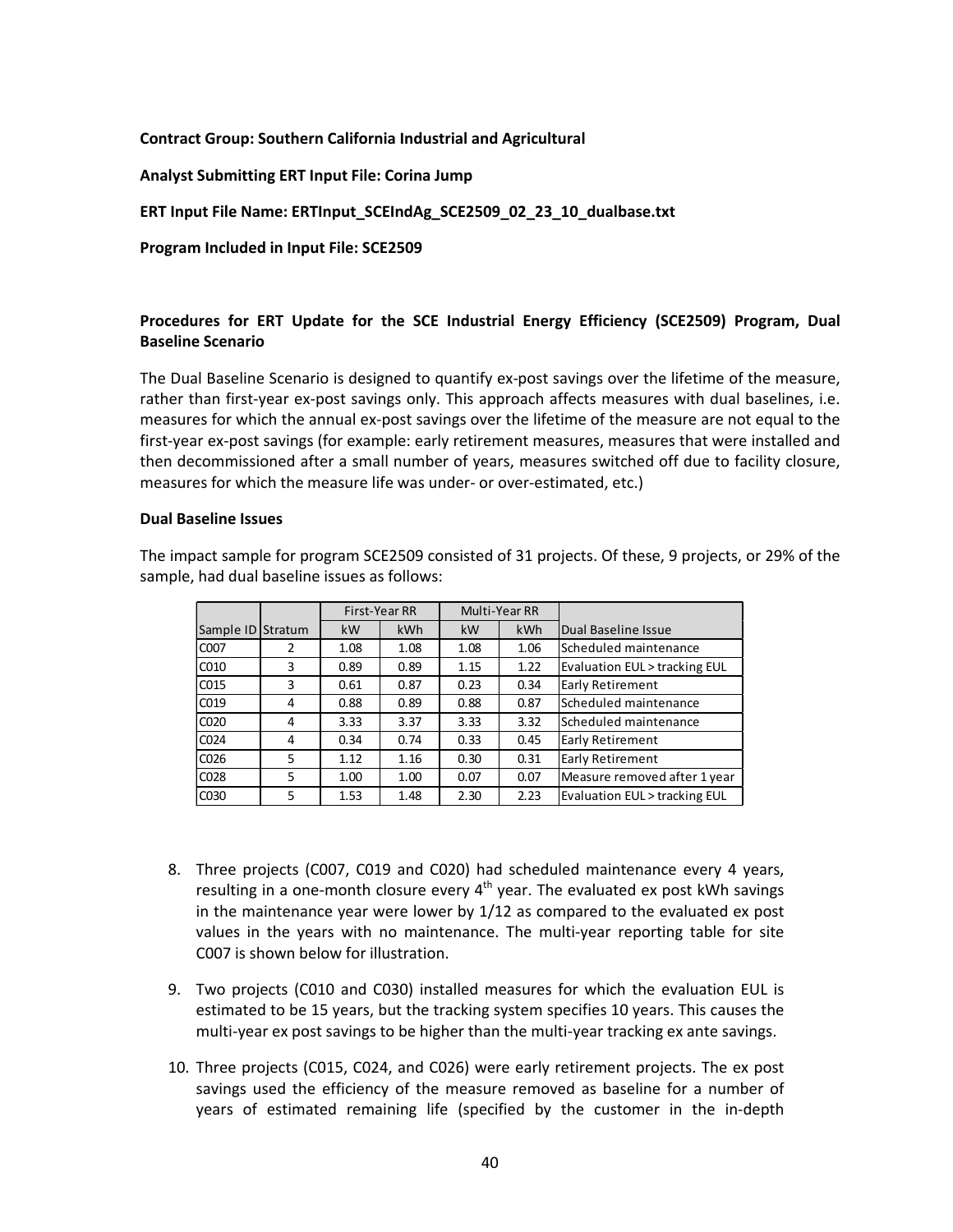**Contract Group: Southern California Industrial and Agricultural**

**Analyst Submitting ERT Input File: Corina Jump**

**ERT Input File Name: ERTInput_SCEIndAg_SCE2509_02_23_10_dualbase.txt**

**Program Included in Input File: SCE2509**

**Procedures for ERT Update for the SCE Industrial Energy Efficiency (SCE2509) Program, Dual Baseline Scenario**

The Dual Baseline Scenario is designed to quantify ex-post savings over the lifetime of the measure, rather than first-year ex-post savings only. This approach affects measures with dual baselines, i.e. measures for which the annual ex-post savings over the lifetime of the measure are not equal to the first-year ex-post savings (for example: early retirement measures, measures that were installed and then decommissioned after a small number of years, measures switched off due to facility closure, measures for which the measure life was under- or over-estimated, etc.)

**Dual Baseline Issues**

The impact sample for program SCE2509 consisted of 31 projects. Of these, 9 projects, or 29% of the sample, had dual baseline issues as follows:

| | | First-Year RR | | Multi-Year RR | | |
|---|---|---|---|---|---|---|
| Sample ID | Stratum | kW | kWh | kW | kWh | Dual Baseline Issue |
| C007 | 2 | 1.08 | 1.08 | 1.08 | 1.06 | Scheduled maintenance |
| C010 | 3 | 0.89 | 0.89 | 1.15 | 1.22 | Evaluation EUL > tracking EUL |
| C015 | 3 | 0.61 | 0.87 | 0.23 | 0.34 | Early Retirement |
| C019 | 4 | 0.88 | 0.89 | 0.88 | 0.87 | Scheduled maintenance |
| C020 | 4 | 3.33 | 3.37 | 3.33 | 3.32 | Scheduled maintenance |
| C024 | 4 | 0.34 | 0.74 | 0.33 | 0.45 | Early Retirement |
| C026 | 5 | 1.12 | 1.16 | 0.30 | 0.31 | Early Retirement |
| C028 | 5 | 1.00 | 1.00 | 0.07 | 0.07 | Measure removed after 1 year |
| C030 | 5 | 1.53 | 1.48 | 2.30 | 2.23 | Evaluation EUL > tracking EUL |

8. Three projects (C007, C019 and C020) had scheduled maintenance every 4 years, resulting in a one-month closure every 4th year. The evaluated ex post kWh savings in the maintenance year were lower by 1/12 as compared to the evaluated ex post values in the years with no maintenance. The multi-year reporting table for site C007 is shown below for illustration.

9. Two projects (C010 and C030) installed measures for which the evaluation EUL is estimated to be 15 years, but the tracking system specifies 10 years. This causes the multi-year ex post savings to be higher than the multi-year tracking ex ante savings.

10. Three projects (C015, C024, and C026) were early retirement projects. The ex post savings used the efficiency of the measure removed as baseline for a number of years of estimated remaining life (specified by the customer in the in-depth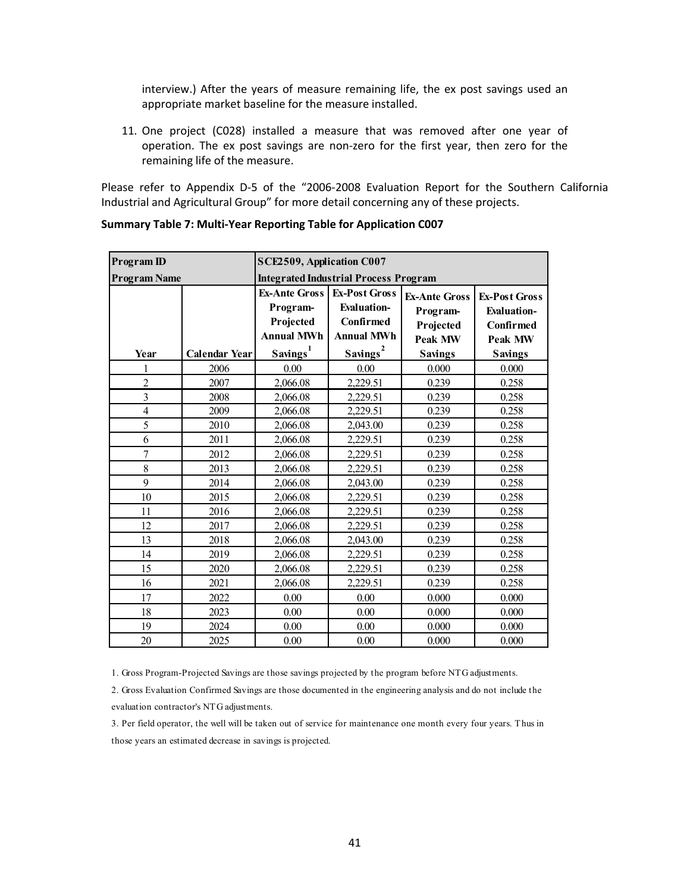interview.) After the years of measure remaining life, the ex post savings used an appropriate market baseline for the measure installed.

11. One project (C028) installed a measure that was removed after one year of operation. The ex post savings are non-zero for the first year, then zero for the remaining life of the measure.

Please refer to Appendix D-5 of the "2006-2008 Evaluation Report for the Southern California Industrial and Agricultural Group" for more detail concerning any of these projects.

**Summary Table 7: Multi-Year Reporting Table for Application C007**

| Program ID | | SCE2509, Application C007 | | | |
|---|---|---|---|---|---|
| Program Name | | Integrated Industrial Process Program | | | |
| Year | Calendar Year | Ex-Ante Gross Program-Projected Annual MWh Savings[1] | Ex-Post Gross Evaluation-Confirmed Annual MWh Savings[2] | Ex-Ante Gross Program-Projected Peak MW Savings | Ex-Post Gross Evaluation-Confirmed Peak MW Savings |
| 1 | 2006 | 0.00 | 0.00 | 0.000 | 0.000 |
| 2 | 2007 | 2,066.08 | 2,229.51 | 0.239 | 0.258 |
| 3 | 2008 | 2,066.08 | 2,229.51 | 0.239 | 0.258 |
| 4 | 2009 | 2,066.08 | 2,229.51 | 0.239 | 0.258 |
| 5 | 2010 | 2,066.08 | 2,043.00 | 0.239 | 0.258 |
| 6 | 2011 | 2,066.08 | 2,229.51 | 0.239 | 0.258 |
| 7 | 2012 | 2,066.08 | 2,229.51 | 0.239 | 0.258 |
| 8 | 2013 | 2,066.08 | 2,229.51 | 0.239 | 0.258 |
| 9 | 2014 | 2,066.08 | 2,043.00 | 0.239 | 0.258 |
| 10 | 2015 | 2,066.08 | 2,229.51 | 0.239 | 0.258 |
| 11 | 2016 | 2,066.08 | 2,229.51 | 0.239 | 0.258 |
| 12 | 2017 | 2,066.08 | 2,229.51 | 0.239 | 0.258 |
| 13 | 2018 | 2,066.08 | 2,043.00 | 0.239 | 0.258 |
| 14 | 2019 | 2,066.08 | 2,229.51 | 0.239 | 0.258 |
| 15 | 2020 | 2,066.08 | 2,229.51 | 0.239 | 0.258 |
| 16 | 2021 | 2,066.08 | 2,229.51 | 0.239 | 0.258 |
| 17 | 2022 | 0.00 | 0.00 | 0.000 | 0.000 |
| 18 | 2023 | 0.00 | 0.00 | 0.000 | 0.000 |
| 19 | 2024 | 0.00 | 0.00 | 0.000 | 0.000 |
| 20 | 2025 | 0.00 | 0.00 | 0.000 | 0.000 |

1. Gross Program-Projected Savings are those savings projected by the program before NTG adjustments.

2. Gross Evaluation Confirmed Savings are those documented in the engineering analysis and do not include the evaluation contractor's NTG adjustments.

3. Per field operator, the well will be taken out of service for maintenance one month every four years. Thus in those years an estimated decrease in savings is projected.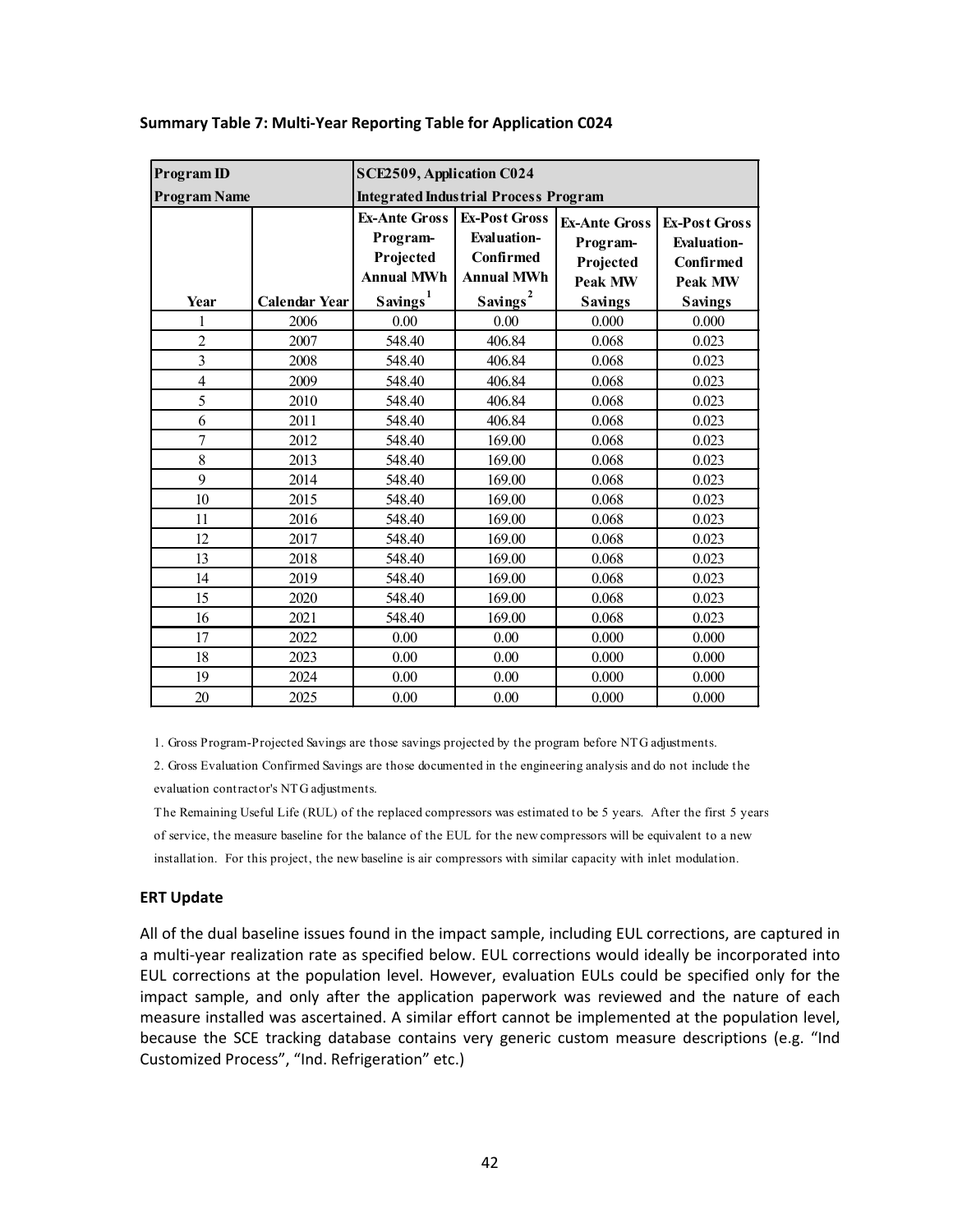**Summary Table 7: Multi-Year Reporting Table for Application C024**

| Program ID | | SCE2509, Application C024 | | | |
|---|---|---|---|---|---|
| Program Name | | Integrated Industrial Process Program | | | |
| Year | Calendar Year | Ex-Ante Gross Program-Projected Annual MWh Savings[1] | Ex-Post Gross Evaluation-Confirmed Annual MWh Savings[2] | Ex-Ante Gross Program-Projected Peak MW Savings | Ex-Post Gross Evaluation-Confirmed Peak MW Savings |
| 1 | 2006 | 0.00 | 0.00 | 0.000 | 0.000 |
| 2 | 2007 | 548.40 | 406.84 | 0.068 | 0.023 |
| 3 | 2008 | 548.40 | 406.84 | 0.068 | 0.023 |
| 4 | 2009 | 548.40 | 406.84 | 0.068 | 0.023 |
| 5 | 2010 | 548.40 | 406.84 | 0.068 | 0.023 |
| 6 | 2011 | 548.40 | 406.84 | 0.068 | 0.023 |
| 7 | 2012 | 548.40 | 169.00 | 0.068 | 0.023 |
| 8 | 2013 | 548.40 | 169.00 | 0.068 | 0.023 |
| 9 | 2014 | 548.40 | 169.00 | 0.068 | 0.023 |
| 10 | 2015 | 548.40 | 169.00 | 0.068 | 0.023 |
| 11 | 2016 | 548.40 | 169.00 | 0.068 | 0.023 |
| 12 | 2017 | 548.40 | 169.00 | 0.068 | 0.023 |
| 13 | 2018 | 548.40 | 169.00 | 0.068 | 0.023 |
| 14 | 2019 | 548.40 | 169.00 | 0.068 | 0.023 |
| 15 | 2020 | 548.40 | 169.00 | 0.068 | 0.023 |
| 16 | 2021 | 548.40 | 169.00 | 0.068 | 0.023 |
| 17 | 2022 | 0.00 | 0.00 | 0.000 | 0.000 |
| 18 | 2023 | 0.00 | 0.00 | 0.000 | 0.000 |
| 19 | 2024 | 0.00 | 0.00 | 0.000 | 0.000 |
| 20 | 2025 | 0.00 | 0.00 | 0.000 | 0.000 |

1. Gross Program-Projected Savings are those savings projected by the program before NTG adjustments.

2. Gross Evaluation Confirmed Savings are those documented in the engineering analysis and do not include the evaluation contractor's NTG adjustments.

The Remaining Useful Life (RUL) of the replaced compressors was estimated to be 5 years. After the first 5 years of service, the measure baseline for the balance of the EUL for the new compressors will be equivalent to a new installation. For this project, the new baseline is air compressors with similar capacity with inlet modulation.

### ERT Update

All of the dual baseline issues found in the impact sample, including EUL corrections, are captured in a multi-year realization rate as specified below. EUL corrections would ideally be incorporated into EUL corrections at the population level. However, evaluation EULs could be specified only for the impact sample, and only after the application paperwork was reviewed and the nature of each measure installed was ascertained. A similar effort cannot be implemented at the population level, because the SCE tracking database contains very generic custom measure descriptions (e.g. "Ind Customized Process", "Ind. Refrigeration" etc.)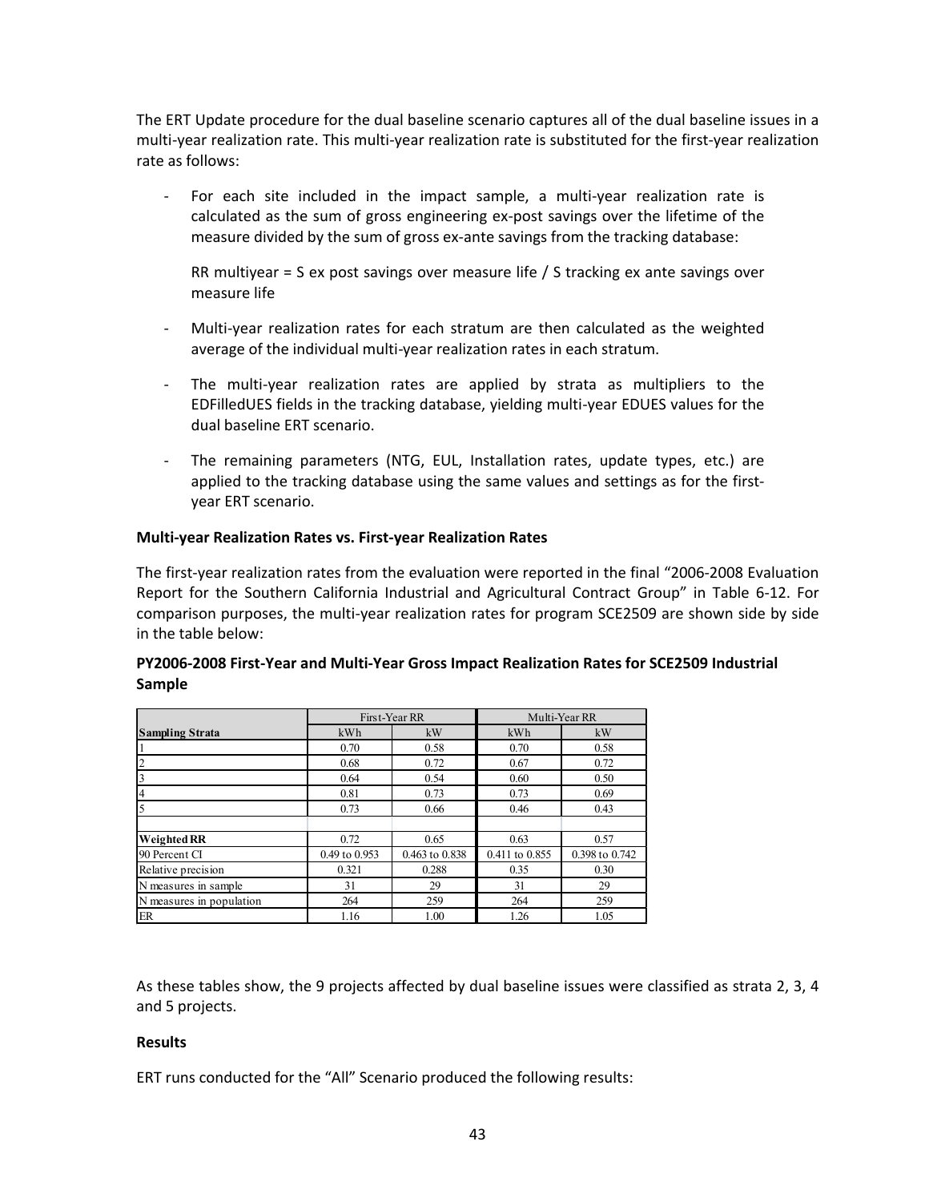The ERT Update procedure for the dual baseline scenario captures all of the dual baseline issues in a multi-year realization rate. This multi-year realization rate is substituted for the first-year realization rate as follows:

- For each site included in the impact sample, a multi-year realization rate is calculated as the sum of gross engineering ex-post savings over the lifetime of the measure divided by the sum of gross ex-ante savings from the tracking database:

  RR multiyear = S ex post savings over measure life / S tracking ex ante savings over measure life

- Multi-year realization rates for each stratum are then calculated as the weighted average of the individual multi-year realization rates in each stratum.

- The multi-year realization rates are applied by strata as multipliers to the EDFilledUES fields in the tracking database, yielding multi-year EDUES values for the dual baseline ERT scenario.

- The remaining parameters (NTG, EUL, Installation rates, update types, etc.) are applied to the tracking database using the same values and settings as for the first-year ERT scenario.

**Multi-year Realization Rates vs. First-year Realization Rates**

The first-year realization rates from the evaluation were reported in the final "2006-2008 Evaluation Report for the Southern California Industrial and Agricultural Contract Group" in Table 6-12. For comparison purposes, the multi-year realization rates for program SCE2509 are shown side by side in the table below:

**PY2006-2008 First-Year and Multi-Year Gross Impact Realization Rates for SCE2509 Industrial Sample**

| | First-Year RR | | Multi-Year RR | |
|---|---|---|---|---|
| **Sampling Strata** | kWh | kW | kWh | kW |
| 1 | 0.70 | 0.58 | 0.70 | 0.58 |
| 2 | 0.68 | 0.72 | 0.67 | 0.72 |
| 3 | 0.64 | 0.54 | 0.60 | 0.50 |
| 4 | 0.81 | 0.73 | 0.73 | 0.69 |
| 5 | 0.73 | 0.66 | 0.46 | 0.43 |
| | | | | |
| **Weighted RR** | 0.72 | 0.65 | 0.63 | 0.57 |
| 90 Percent CI | 0.49 to 0.953 | 0.463 to 0.838 | 0.411 to 0.855 | 0.398 to 0.742 |
| Relative precision | 0.321 | 0.288 | 0.35 | 0.30 |
| N measures in sample | 31 | 29 | 31 | 29 |
| N measures in population | 264 | 259 | 264 | 259 |
| ER | 1.16 | 1.00 | 1.26 | 1.05 |

As these tables show, the 9 projects affected by dual baseline issues were classified as strata 2, 3, 4 and 5 projects.

**Results**

ERT runs conducted for the "All" Scenario produced the following results: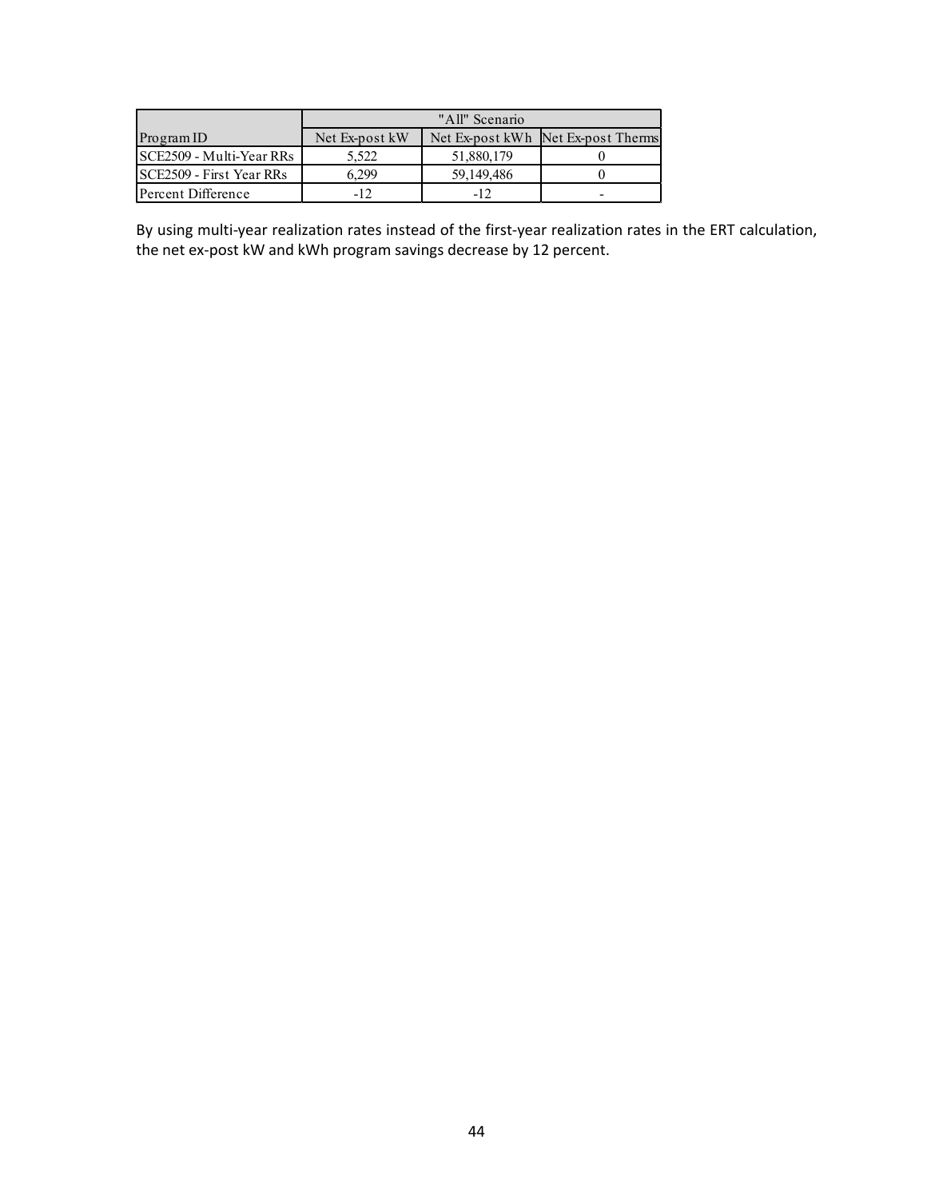| Program ID | "All" Scenario | | |
|---|---|---|---|
| | Net Ex-post kW | Net Ex-post kWh | Net Ex-post Therms |
| SCE2509 - Multi-Year RRs | 5,522 | 51,880,179 | 0 |
| SCE2509 - First Year RRs | 6,299 | 59,149,486 | 0 |
| Percent Difference | -12 | -12 | - |

By using multi-year realization rates instead of the first-year realization rates in the ERT calculation, the net ex-post kW and kWh program savings decrease by 12 percent.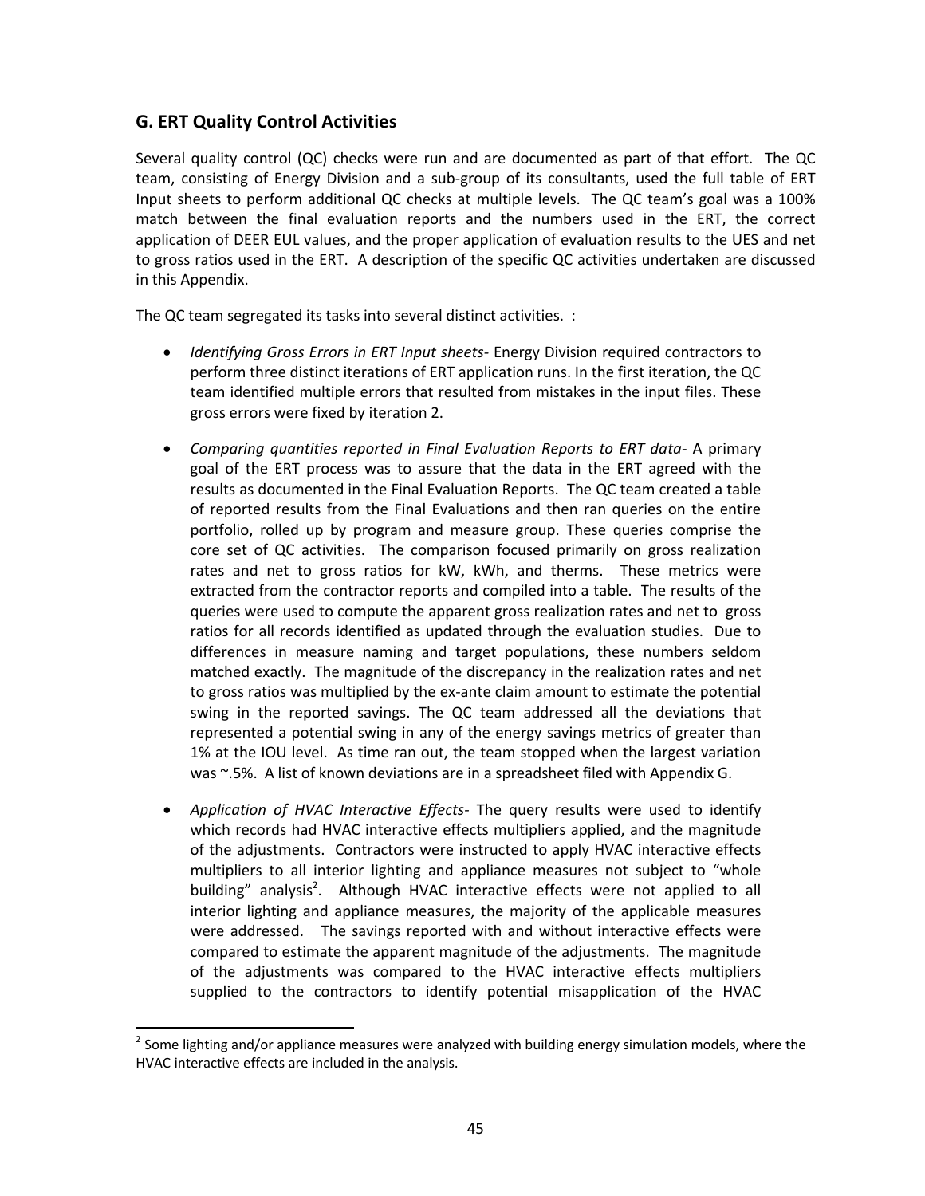## G. ERT Quality Control Activities

Several quality control (QC) checks were run and are documented as part of that effort. The QC team, consisting of Energy Division and a sub-group of its consultants, used the full table of ERT Input sheets to perform additional QC checks at multiple levels. The QC team's goal was a 100% match between the final evaluation reports and the numbers used in the ERT, the correct application of DEER EUL values, and the proper application of evaluation results to the UES and net to gross ratios used in the ERT. A description of the specific QC activities undertaken are discussed in this Appendix.

The QC team segregated its tasks into several distinct activities. :

- *Identifying Gross Errors in ERT Input sheets*- Energy Division required contractors to perform three distinct iterations of ERT application runs. In the first iteration, the QC team identified multiple errors that resulted from mistakes in the input files. These gross errors were fixed by iteration 2.
- *Comparing quantities reported in Final Evaluation Reports to ERT data*- A primary goal of the ERT process was to assure that the data in the ERT agreed with the results as documented in the Final Evaluation Reports. The QC team created a table of reported results from the Final Evaluations and then ran queries on the entire portfolio, rolled up by program and measure group. These queries comprise the core set of QC activities. The comparison focused primarily on gross realization rates and net to gross ratios for kW, kWh, and therms. These metrics were extracted from the contractor reports and compiled into a table. The results of the queries were used to compute the apparent gross realization rates and net to gross ratios for all records identified as updated through the evaluation studies. Due to differences in measure naming and target populations, these numbers seldom matched exactly. The magnitude of the discrepancy in the realization rates and net to gross ratios was multiplied by the ex-ante claim amount to estimate the potential swing in the reported savings. The QC team addressed all the deviations that represented a potential swing in any of the energy savings metrics of greater than 1% at the IOU level. As time ran out, the team stopped when the largest variation was ~.5%. A list of known deviations are in a spreadsheet filed with Appendix G.
- *Application of HVAC Interactive Effects*- The query results were used to identify which records had HVAC interactive effects multipliers applied, and the magnitude of the adjustments. Contractors were instructed to apply HVAC interactive effects multipliers to all interior lighting and appliance measures not subject to "whole building" analysis[2]. Although HVAC interactive effects were not applied to all interior lighting and appliance measures, the majority of the applicable measures were addressed. The savings reported with and without interactive effects were compared to estimate the apparent magnitude of the adjustments. The magnitude of the adjustments was compared to the HVAC interactive effects multipliers supplied to the contractors to identify potential misapplication of the HVAC

[2] Some lighting and/or appliance measures were analyzed with building energy simulation models, where the HVAC interactive effects are included in the analysis.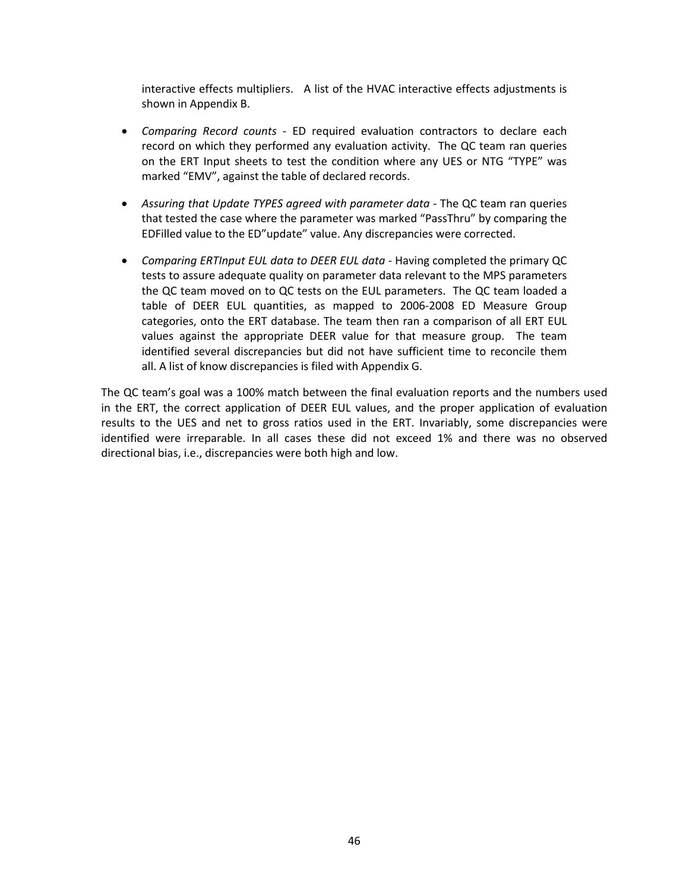interactive effects multipliers. A list of the HVAC interactive effects adjustments is shown in Appendix B.

- *Comparing Record counts* - ED required evaluation contractors to declare each record on which they performed any evaluation activity. The QC team ran queries on the ERT Input sheets to test the condition where any UES or NTG "TYPE" was marked "EMV", against the table of declared records.

- *Assuring that Update TYPES agreed with parameter data* - The QC team ran queries that tested the case where the parameter was marked "PassThru" by comparing the EDFilled value to the ED"update" value. Any discrepancies were corrected.

- *Comparing ERTInput EUL data to DEER EUL data* - Having completed the primary QC tests to assure adequate quality on parameter data relevant to the MPS parameters the QC team moved on to QC tests on the EUL parameters. The QC team loaded a table of DEER EUL quantities, as mapped to 2006-2008 ED Measure Group categories, onto the ERT database. The team then ran a comparison of all ERT EUL values against the appropriate DEER value for that measure group. The team identified several discrepancies but did not have sufficient time to reconcile them all. A list of know discrepancies is filed with Appendix G.

The QC team's goal was a 100% match between the final evaluation reports and the numbers used in the ERT, the correct application of DEER EUL values, and the proper application of evaluation results to the UES and net to gross ratios used in the ERT. Invariably, some discrepancies were identified were irreparable. In all cases these did not exceed 1% and there was no observed directional bias, i.e., discrepancies were both high and low.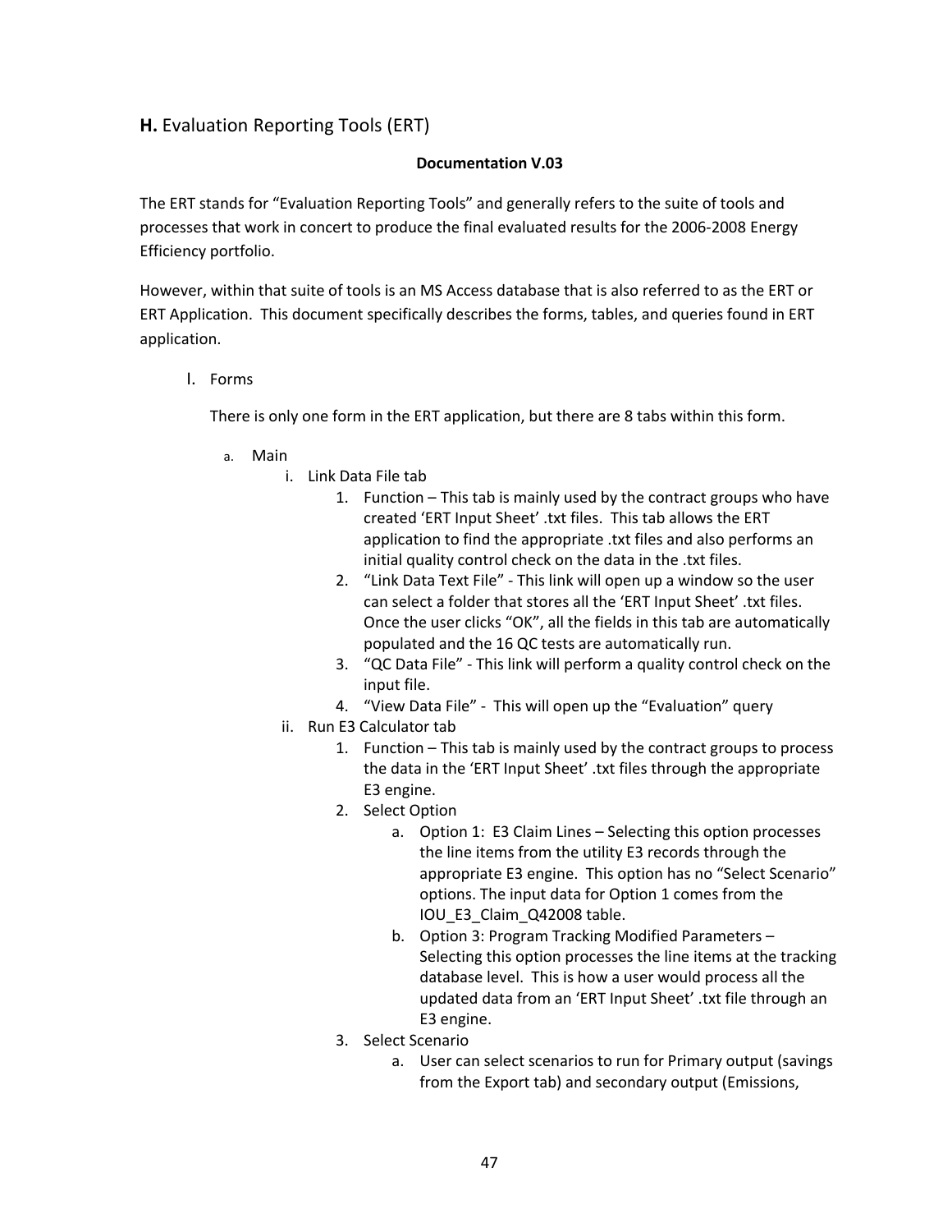## **H.** Evaluation Reporting Tools (ERT)

**Documentation V.03**

The ERT stands for "Evaluation Reporting Tools" and generally refers to the suite of tools and processes that work in concert to produce the final evaluated results for the 2006-2008 Energy Efficiency portfolio.

However, within that suite of tools is an MS Access database that is also referred to as the ERT or ERT Application. This document specifically describes the forms, tables, and queries found in ERT application.

I. Forms

There is only one form in the ERT application, but there are 8 tabs within this form.

a. Main
   i. Link Data File tab
      1. Function – This tab is mainly used by the contract groups who have created 'ERT Input Sheet' .txt files. This tab allows the ERT application to find the appropriate .txt files and also performs an initial quality control check on the data in the .txt files.
      2. "Link Data Text File" - This link will open up a window so the user can select a folder that stores all the 'ERT Input Sheet' .txt files. Once the user clicks "OK", all the fields in this tab are automatically populated and the 16 QC tests are automatically run.
      3. "QC Data File" - This link will perform a quality control check on the input file.
      4. "View Data File" - This will open up the "Evaluation" query
   ii. Run E3 Calculator tab
      1. Function – This tab is mainly used by the contract groups to process the data in the 'ERT Input Sheet' .txt files through the appropriate E3 engine.
      2. Select Option
         a. Option 1: E3 Claim Lines – Selecting this option processes the line items from the utility E3 records through the appropriate E3 engine. This option has no "Select Scenario" options. The input data for Option 1 comes from the IOU_E3_Claim_Q42008 table.
         b. Option 3: Program Tracking Modified Parameters – Selecting this option processes the line items at the tracking database level. This is how a user would process all the updated data from an 'ERT Input Sheet' .txt file through an E3 engine.
      3. Select Scenario
         a. User can select scenarios to run for Primary output (savings from the Export tab) and secondary output (Emissions,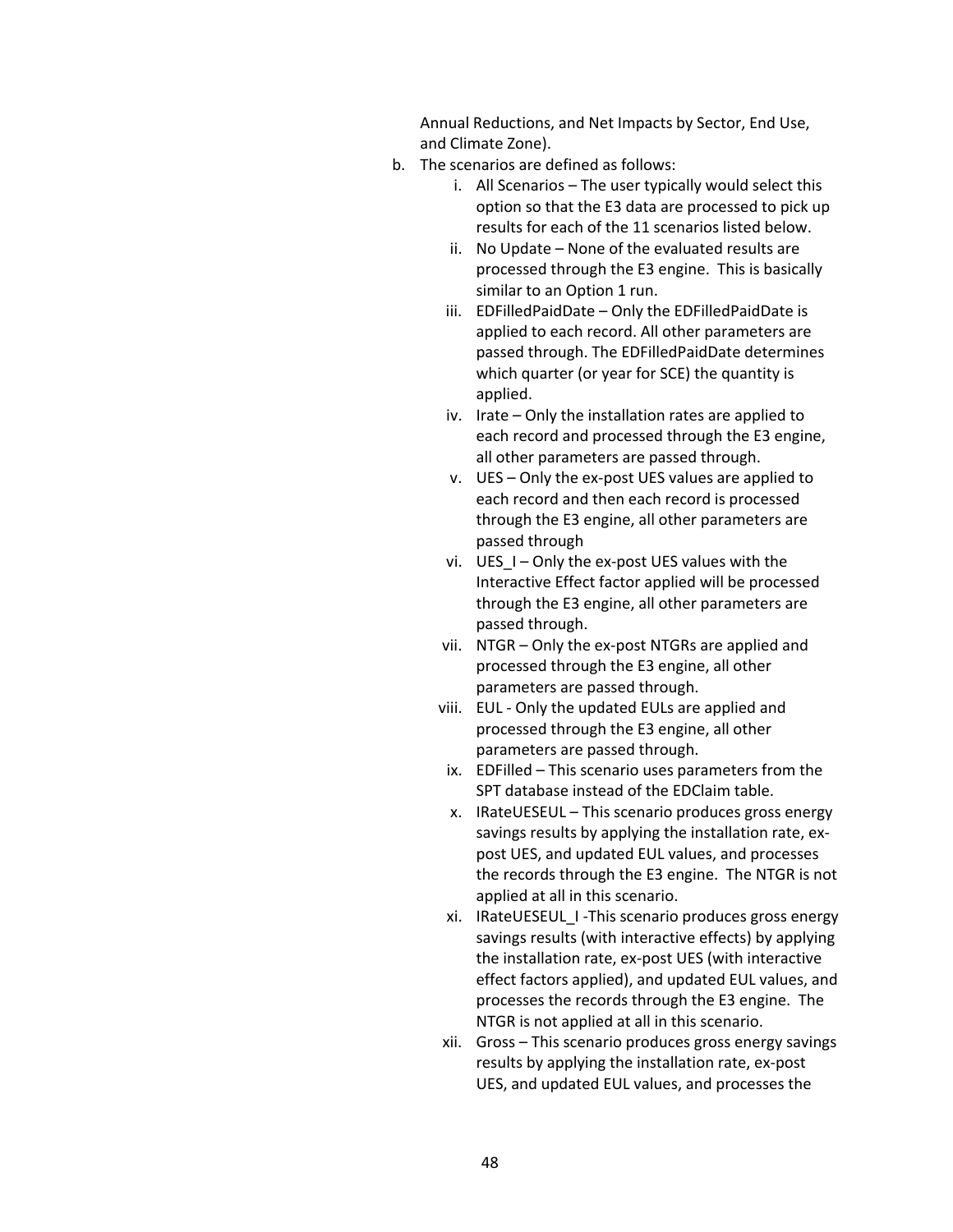Annual Reductions, and Net Impacts by Sector, End Use, and Climate Zone).

b. The scenarios are defined as follows:
   i. All Scenarios – The user typically would select this option so that the E3 data are processed to pick up results for each of the 11 scenarios listed below.
   ii. No Update – None of the evaluated results are processed through the E3 engine. This is basically similar to an Option 1 run.
   iii. EDFilledPaidDate – Only the EDFilledPaidDate is applied to each record. All other parameters are passed through. The EDFilledPaidDate determines which quarter (or year for SCE) the quantity is applied.
   iv. Irate – Only the installation rates are applied to each record and processed through the E3 engine, all other parameters are passed through.
   v. UES – Only the ex-post UES values are applied to each record and then each record is processed through the E3 engine, all other parameters are passed through
   vi. UES_I – Only the ex-post UES values with the Interactive Effect factor applied will be processed through the E3 engine, all other parameters are passed through.
   vii. NTGR – Only the ex-post NTGRs are applied and processed through the E3 engine, all other parameters are passed through.
   viii. EUL - Only the updated EULs are applied and processed through the E3 engine, all other parameters are passed through.
   ix. EDFilled – This scenario uses parameters from the SPT database instead of the EDClaim table.
   x. IRateUESEUL – This scenario produces gross energy savings results by applying the installation rate, ex-post UES, and updated EUL values, and processes the records through the E3 engine. The NTGR is not applied at all in this scenario.
   xi. IRateUESEUL_I -This scenario produces gross energy savings results (with interactive effects) by applying the installation rate, ex-post UES (with interactive effect factors applied), and updated EUL values, and processes the records through the E3 engine. The NTGR is not applied at all in this scenario.
   xii. Gross – This scenario produces gross energy savings results by applying the installation rate, ex-post UES, and updated EUL values, and processes the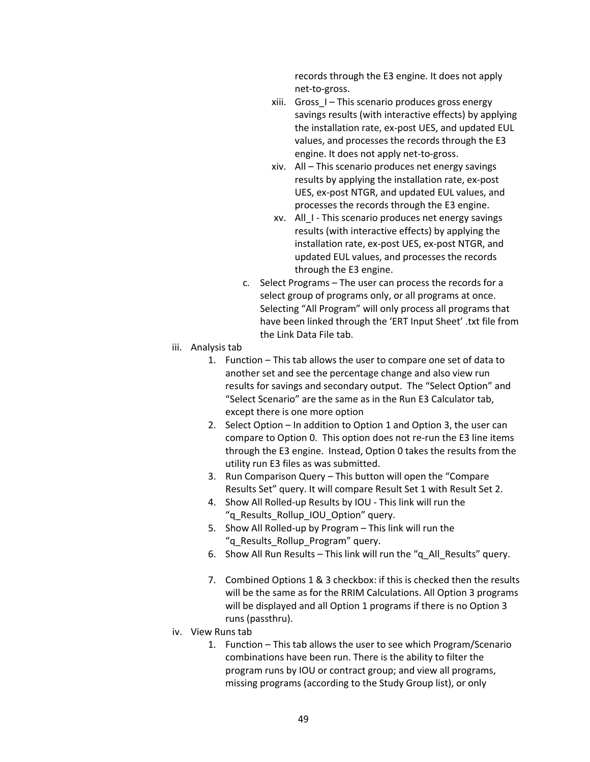records through the E3 engine. It does not apply net-to-gross.

xiii. Gross_I – This scenario produces gross energy savings results (with interactive effects) by applying the installation rate, ex-post UES, and updated EUL values, and processes the records through the E3 engine. It does not apply net-to-gross.

xiv. All – This scenario produces net energy savings results by applying the installation rate, ex-post UES, ex-post NTGR, and updated EUL values, and processes the records through the E3 engine.

xv. All_I - This scenario produces net energy savings results (with interactive effects) by applying the installation rate, ex-post UES, ex-post NTGR, and updated EUL values, and processes the records through the E3 engine.

c. Select Programs – The user can process the records for a select group of programs only, or all programs at once. Selecting "All Program" will only process all programs that have been linked through the 'ERT Input Sheet' .txt file from the Link Data File tab.

iii. Analysis tab

1. Function – This tab allows the user to compare one set of data to another set and see the percentage change and also view run results for savings and secondary output. The "Select Option" and "Select Scenario" are the same as in the Run E3 Calculator tab, except there is one more option
2. Select Option – In addition to Option 1 and Option 3, the user can compare to Option 0. This option does not re-run the E3 line items through the E3 engine. Instead, Option 0 takes the results from the utility run E3 files as was submitted.
3. Run Comparison Query – This button will open the "Compare Results Set" query. It will compare Result Set 1 with Result Set 2.
4. Show All Rolled-up Results by IOU - This link will run the "q_Results_Rollup_IOU_Option" query.
5. Show All Rolled-up by Program – This link will run the "q_Results_Rollup_Program" query.
6. Show All Run Results – This link will run the "q_All_Results" query.
7. Combined Options 1 & 3 checkbox: if this is checked then the results will be the same as for the RRIM Calculations. All Option 3 programs will be displayed and all Option 1 programs if there is no Option 3 runs (passthru).

iv. View Runs tab

1. Function – This tab allows the user to see which Program/Scenario combinations have been run. There is the ability to filter the program runs by IOU or contract group; and view all programs, missing programs (according to the Study Group list), or only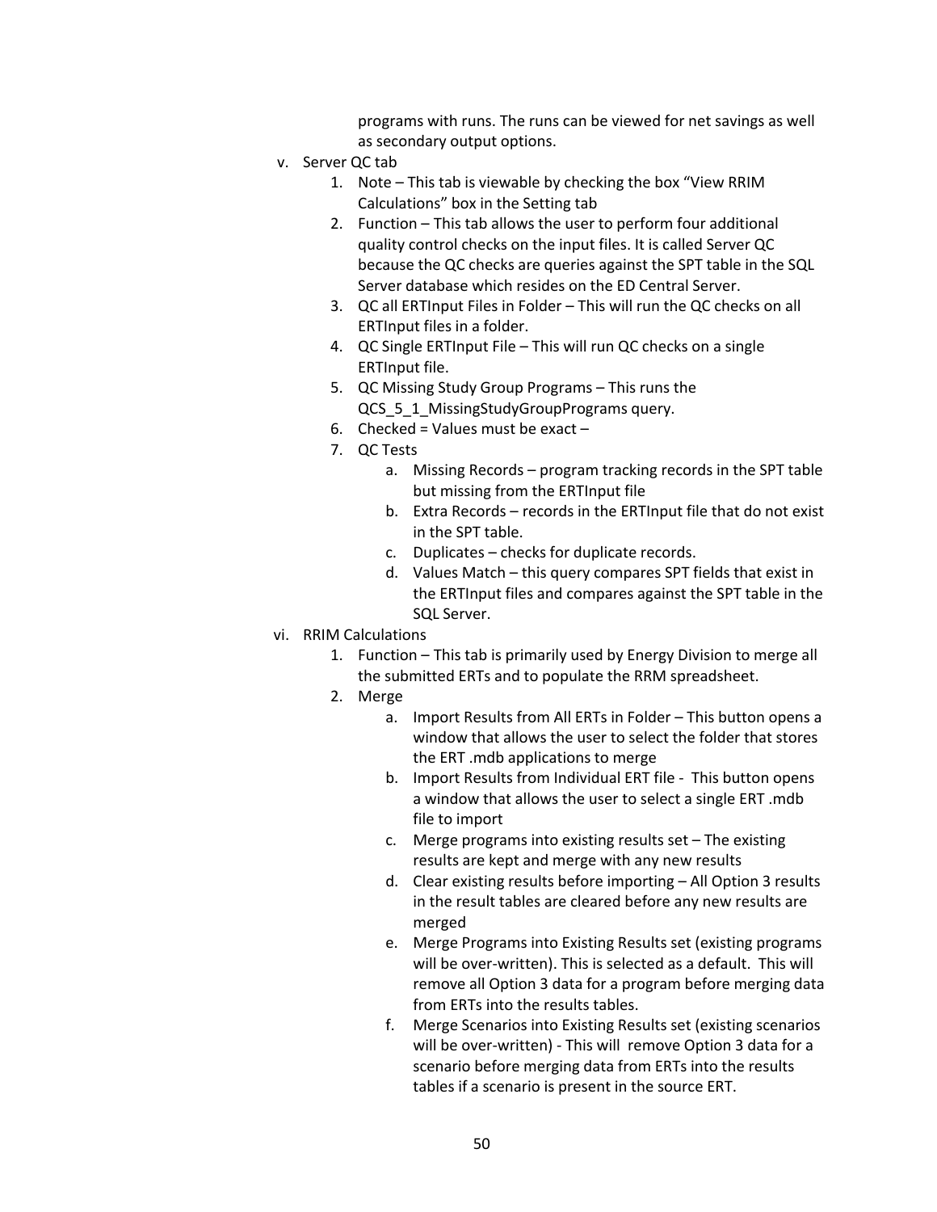programs with runs. The runs can be viewed for net savings as well as secondary output options.

v. Server QC tab
   1. Note – This tab is viewable by checking the box "View RRIM Calculations" box in the Setting tab
   2. Function – This tab allows the user to perform four additional quality control checks on the input files. It is called Server QC because the QC checks are queries against the SPT table in the SQL Server database which resides on the ED Central Server.
   3. QC all ERTInput Files in Folder – This will run the QC checks on all ERTInput files in a folder.
   4. QC Single ERTInput File – This will run QC checks on a single ERTInput file.
   5. QC Missing Study Group Programs – This runs the QCS_5_1_MissingStudyGroupPrograms query.
   6. Checked = Values must be exact –
   7. QC Tests
      a. Missing Records – program tracking records in the SPT table but missing from the ERTInput file
      b. Extra Records – records in the ERTInput file that do not exist in the SPT table.
      c. Duplicates – checks for duplicate records.
      d. Values Match – this query compares SPT fields that exist in the ERTInput files and compares against the SPT table in the SQL Server.

vi. RRIM Calculations
   1. Function – This tab is primarily used by Energy Division to merge all the submitted ERTs and to populate the RRM spreadsheet.
   2. Merge
      a. Import Results from All ERTs in Folder – This button opens a window that allows the user to select the folder that stores the ERT .mdb applications to merge
      b. Import Results from Individual ERT file - This button opens a window that allows the user to select a single ERT .mdb file to import
      c. Merge programs into existing results set – The existing results are kept and merge with any new results
      d. Clear existing results before importing – All Option 3 results in the result tables are cleared before any new results are merged
      e. Merge Programs into Existing Results set (existing programs will be over-written). This is selected as a default. This will remove all Option 3 data for a program before merging data from ERTs into the results tables.
      f. Merge Scenarios into Existing Results set (existing scenarios will be over-written) - This will remove Option 3 data for a scenario before merging data from ERTs into the results tables if a scenario is present in the source ERT.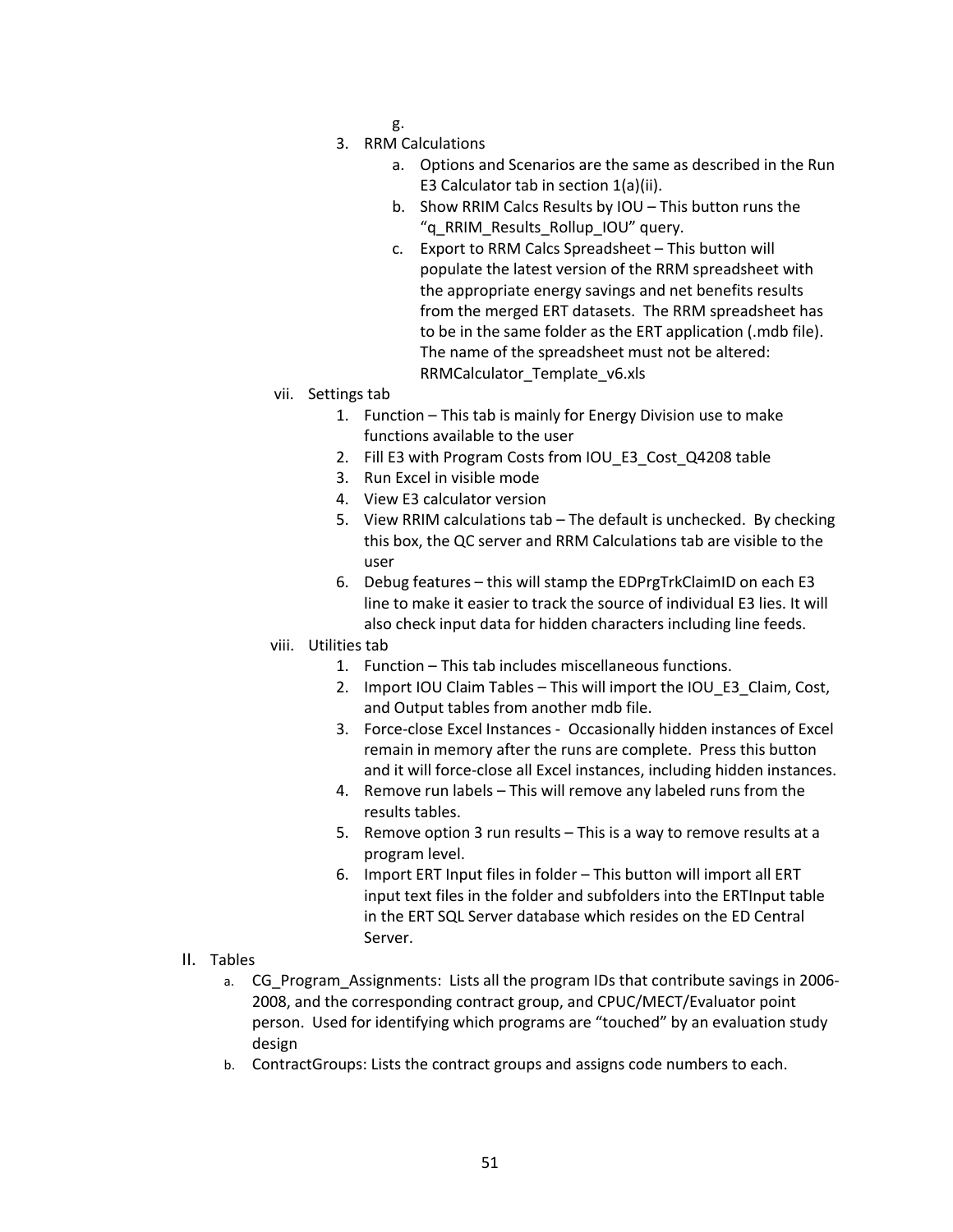g.

3. RRM Calculations
   a. Options and Scenarios are the same as described in the Run E3 Calculator tab in section 1(a)(ii).
   b. Show RRIM Calcs Results by IOU – This button runs the "q_RRIM_Results_Rollup_IOU" query.
   c. Export to RRM Calcs Spreadsheet – This button will populate the latest version of the RRM spreadsheet with the appropriate energy savings and net benefits results from the merged ERT datasets. The RRM spreadsheet has to be in the same folder as the ERT application (.mdb file). The name of the spreadsheet must not be altered: RRMCalculator_Template_v6.xls

vii. Settings tab
1. Function – This tab is mainly for Energy Division use to make functions available to the user
2. Fill E3 with Program Costs from IOU_E3_Cost_Q4208 table
3. Run Excel in visible mode
4. View E3 calculator version
5. View RRIM calculations tab – The default is unchecked. By checking this box, the QC server and RRM Calculations tab are visible to the user
6. Debug features – this will stamp the EDPrgTrkClaimID on each E3 line to make it easier to track the source of individual E3 lies. It will also check input data for hidden characters including line feeds.

viii. Utilities tab
1. Function – This tab includes miscellaneous functions.
2. Import IOU Claim Tables – This will import the IOU_E3_Claim, Cost, and Output tables from another mdb file.
3. Force-close Excel Instances - Occasionally hidden instances of Excel remain in memory after the runs are complete. Press this button and it will force-close all Excel instances, including hidden instances.
4. Remove run labels – This will remove any labeled runs from the results tables.
5. Remove option 3 run results – This is a way to remove results at a program level.
6. Import ERT Input files in folder – This button will import all ERT input text files in the folder and subfolders into the ERTInput table in the ERT SQL Server database which resides on the ED Central Server.

II. Tables
   a. CG_Program_Assignments: Lists all the program IDs that contribute savings in 2006-2008, and the corresponding contract group, and CPUC/MECT/Evaluator point person. Used for identifying which programs are "touched" by an evaluation study design
   b. ContractGroups: Lists the contract groups and assigns code numbers to each.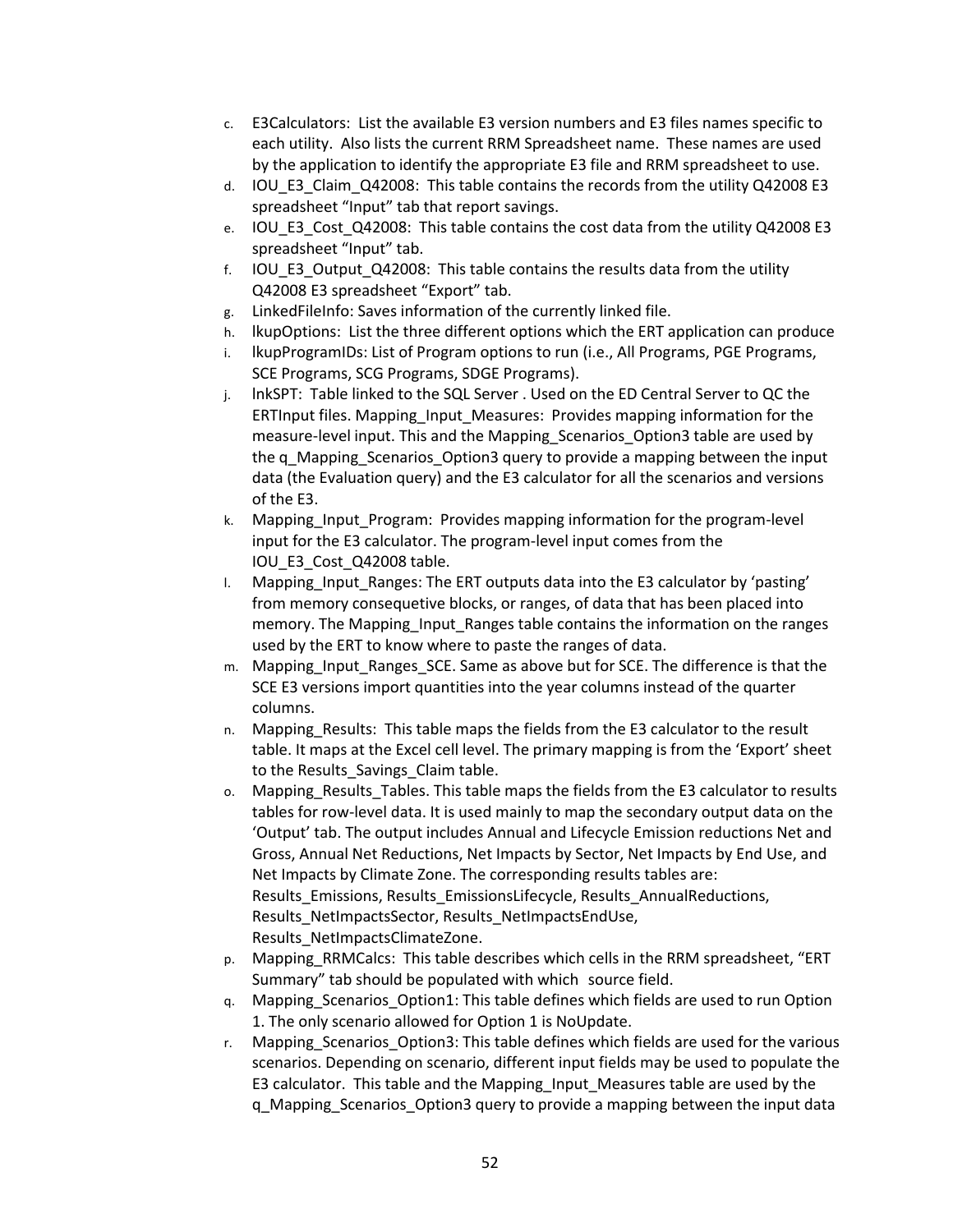c. E3Calculators: List the available E3 version numbers and E3 files names specific to each utility. Also lists the current RRM Spreadsheet name. These names are used by the application to identify the appropriate E3 file and RRM spreadsheet to use.
d. IOU_E3_Claim_Q42008: This table contains the records from the utility Q42008 E3 spreadsheet "Input" tab that report savings.
e. IOU_E3_Cost_Q42008: This table contains the cost data from the utility Q42008 E3 spreadsheet "Input" tab.
f. IOU_E3_Output_Q42008: This table contains the results data from the utility Q42008 E3 spreadsheet "Export" tab.
g. LinkedFileInfo: Saves information of the currently linked file.
h. lkupOptions: List the three different options which the ERT application can produce
i. lkupProgramIDs: List of Program options to run (i.e., All Programs, PGE Programs, SCE Programs, SCG Programs, SDGE Programs).
j. lnkSPT: Table linked to the SQL Server . Used on the ED Central Server to QC the ERTInput files. Mapping_Input_Measures: Provides mapping information for the measure-level input. This and the Mapping_Scenarios_Option3 table are used by the q_Mapping_Scenarios_Option3 query to provide a mapping between the input data (the Evaluation query) and the E3 calculator for all the scenarios and versions of the E3.
k. Mapping_Input_Program: Provides mapping information for the program-level input for the E3 calculator. The program-level input comes from the IOU_E3_Cost_Q42008 table.
l. Mapping_Input_Ranges: The ERT outputs data into the E3 calculator by 'pasting' from memory consequetive blocks, or ranges, of data that has been placed into memory. The Mapping_Input_Ranges table contains the information on the ranges used by the ERT to know where to paste the ranges of data.
m. Mapping_Input_Ranges_SCE. Same as above but for SCE. The difference is that the SCE E3 versions import quantities into the year columns instead of the quarter columns.
n. Mapping_Results: This table maps the fields from the E3 calculator to the result table. It maps at the Excel cell level. The primary mapping is from the 'Export' sheet to the Results_Savings_Claim table.
o. Mapping_Results_Tables. This table maps the fields from the E3 calculator to results tables for row-level data. It is used mainly to map the secondary output data on the 'Output' tab. The output includes Annual and Lifecycle Emission reductions Net and Gross, Annual Net Reductions, Net Impacts by Sector, Net Impacts by End Use, and Net Impacts by Climate Zone. The corresponding results tables are: Results_Emissions, Results_EmissionsLifecycle, Results_AnnualReductions, Results_NetImpactsSector, Results_NetImpactsEndUse, Results_NetImpactsClimateZone.
p. Mapping_RRMCalcs: This table describes which cells in the RRM spreadsheet, "ERT Summary" tab should be populated with which source field.
q. Mapping_Scenarios_Option1: This table defines which fields are used to run Option 1. The only scenario allowed for Option 1 is NoUpdate.
r. Mapping_Scenarios_Option3: This table defines which fields are used for the various scenarios. Depending on scenario, different input fields may be used to populate the E3 calculator. This table and the Mapping_Input_Measures table are used by the q_Mapping_Scenarios_Option3 query to provide a mapping between the input data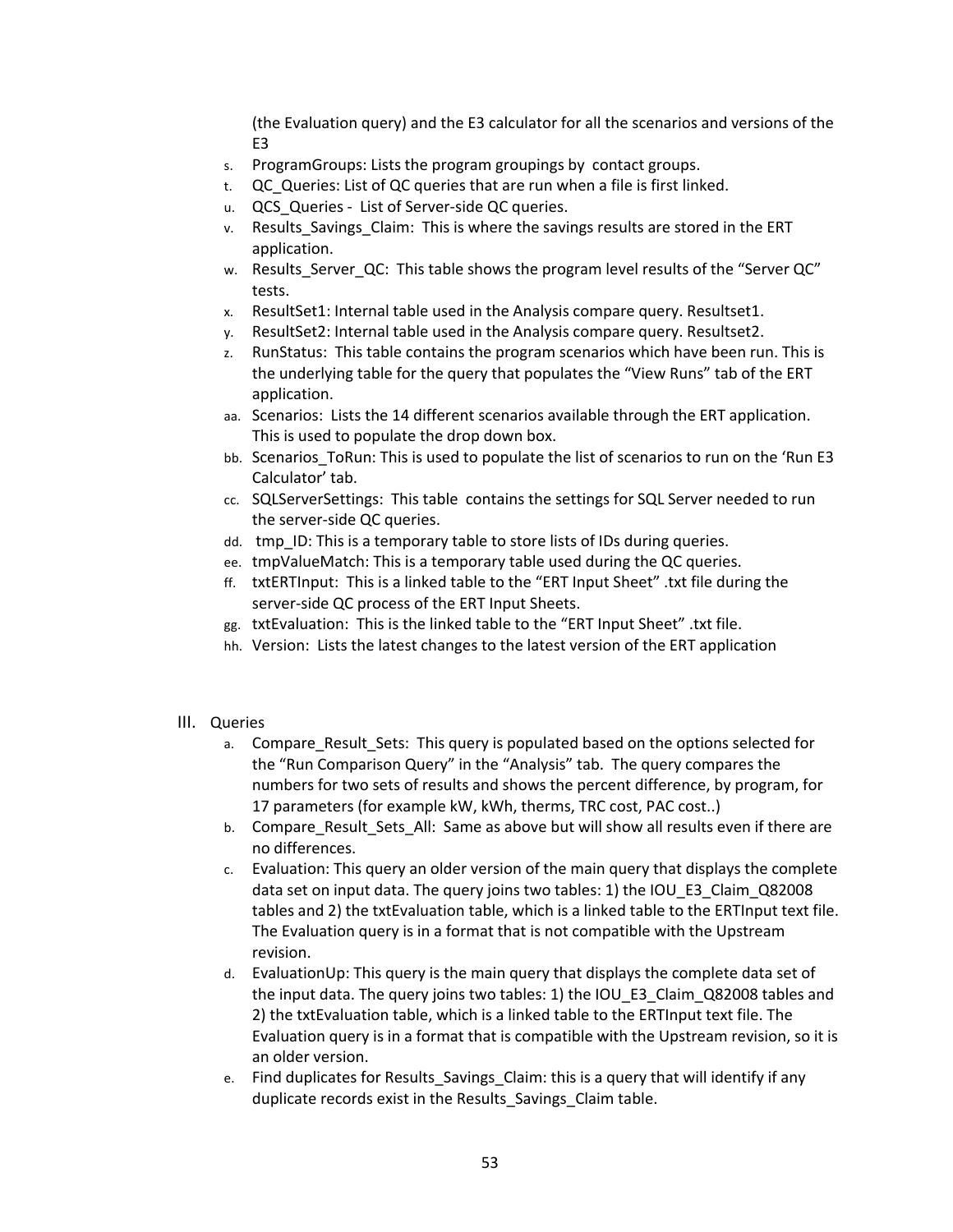(the Evaluation query) and the E3 calculator for all the scenarios and versions of the E3

s. ProgramGroups: Lists the program groupings by contact groups.
t. QC_Queries: List of QC queries that are run when a file is first linked.
u. QCS_Queries - List of Server-side QC queries.
v. Results_Savings_Claim: This is where the savings results are stored in the ERT application.
w. Results_Server_QC: This table shows the program level results of the "Server QC" tests.
x. ResultSet1: Internal table used in the Analysis compare query. Resultset1.
y. ResultSet2: Internal table used in the Analysis compare query. Resultset2.
z. RunStatus: This table contains the program scenarios which have been run. This is the underlying table for the query that populates the "View Runs" tab of the ERT application.
aa. Scenarios: Lists the 14 different scenarios available through the ERT application. This is used to populate the drop down box.
bb. Scenarios_ToRun: This is used to populate the list of scenarios to run on the 'Run E3 Calculator' tab.
cc. SQLServerSettings: This table contains the settings for SQL Server needed to run the server-side QC queries.
dd. tmp_ID: This is a temporary table to store lists of IDs during queries.
ee. tmpValueMatch: This is a temporary table used during the QC queries.
ff. txtERTInput: This is a linked table to the "ERT Input Sheet" .txt file during the server-side QC process of the ERT Input Sheets.
gg. txtEvaluation: This is the linked table to the "ERT Input Sheet" .txt file.
hh. Version: Lists the latest changes to the latest version of the ERT application

## III. Queries

a. Compare_Result_Sets: This query is populated based on the options selected for the "Run Comparison Query" in the "Analysis" tab. The query compares the numbers for two sets of results and shows the percent difference, by program, for 17 parameters (for example kW, kWh, therms, TRC cost, PAC cost..)
b. Compare_Result_Sets_All: Same as above but will show all results even if there are no differences.
c. Evaluation: This query an older version of the main query that displays the complete data set on input data. The query joins two tables: 1) the IOU_E3_Claim_Q82008 tables and 2) the txtEvaluation table, which is a linked table to the ERTInput text file. The Evaluation query is in a format that is not compatible with the Upstream revision.
d. EvaluationUp: This query is the main query that displays the complete data set of the input data. The query joins two tables: 1) the IOU_E3_Claim_Q82008 tables and 2) the txtEvaluation table, which is a linked table to the ERTInput text file. The Evaluation query is in a format that is compatible with the Upstream revision, so it is an older version.
e. Find duplicates for Results_Savings_Claim: this is a query that will identify if any duplicate records exist in the Results_Savings_Claim table.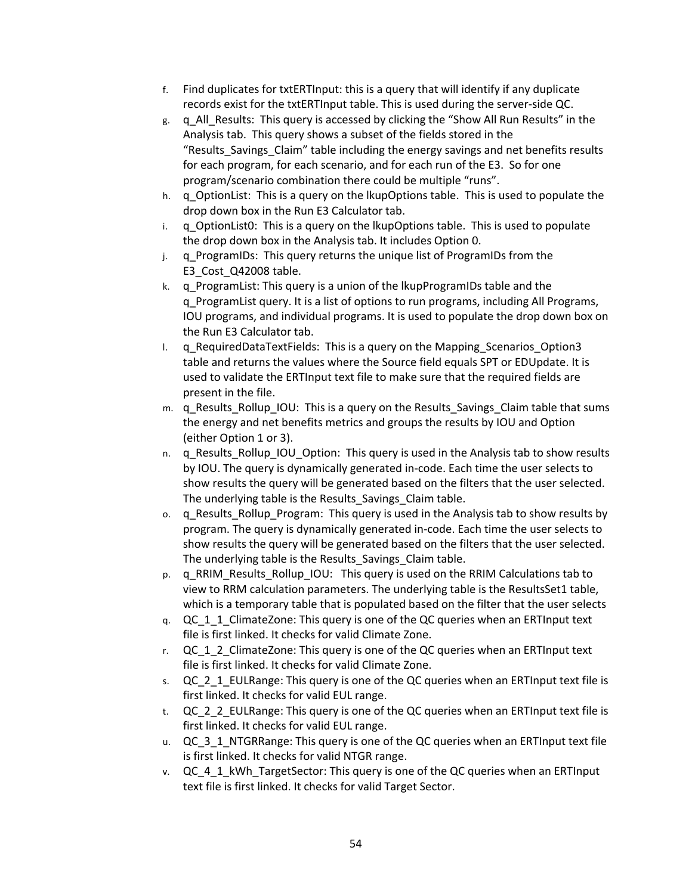f. Find duplicates for txtERTInput: this is a query that will identify if any duplicate records exist for the txtERTInput table. This is used during the server-side QC.
g. q_All_Results: This query is accessed by clicking the "Show All Run Results" in the Analysis tab. This query shows a subset of the fields stored in the "Results_Savings_Claim" table including the energy savings and net benefits results for each program, for each scenario, and for each run of the E3. So for one program/scenario combination there could be multiple "runs".
h. q_OptionList: This is a query on the lkupOptions table. This is used to populate the drop down box in the Run E3 Calculator tab.
i. q_OptionList0: This is a query on the lkupOptions table. This is used to populate the drop down box in the Analysis tab. It includes Option 0.
j. q_ProgramIDs: This query returns the unique list of ProgramIDs from the E3_Cost_Q42008 table.
k. q_ProgramList: This query is a union of the lkupProgramIDs table and the q_ProgramList query. It is a list of options to run programs, including All Programs, IOU programs, and individual programs. It is used to populate the drop down box on the Run E3 Calculator tab.
l. q_RequiredDataTextFields: This is a query on the Mapping_Scenarios_Option3 table and returns the values where the Source field equals SPT or EDUpdate. It is used to validate the ERTInput text file to make sure that the required fields are present in the file.
m. q_Results_Rollup_IOU: This is a query on the Results_Savings_Claim table that sums the energy and net benefits metrics and groups the results by IOU and Option (either Option 1 or 3).
n. q_Results_Rollup_IOU_Option: This query is used in the Analysis tab to show results by IOU. The query is dynamically generated in-code. Each time the user selects to show results the query will be generated based on the filters that the user selected. The underlying table is the Results_Savings_Claim table.
o. q_Results_Rollup_Program: This query is used in the Analysis tab to show results by program. The query is dynamically generated in-code. Each time the user selects to show results the query will be generated based on the filters that the user selected. The underlying table is the Results_Savings_Claim table.
p. q_RRIM_Results_Rollup_IOU: This query is used on the RRIM Calculations tab to view to RRM calculation parameters. The underlying table is the ResultsSet1 table, which is a temporary table that is populated based on the filter that the user selects
q. QC_1_1_ClimateZone: This query is one of the QC queries when an ERTInput text file is first linked. It checks for valid Climate Zone.
r. QC_1_2_ClimateZone: This query is one of the QC queries when an ERTInput text file is first linked. It checks for valid Climate Zone.
s. QC_2_1_EULRange: This query is one of the QC queries when an ERTInput text file is first linked. It checks for valid EUL range.
t. QC_2_2_EULRange: This query is one of the QC queries when an ERTInput text file is first linked. It checks for valid EUL range.
u. QC_3_1_NTGRRange: This query is one of the QC queries when an ERTInput text file is first linked. It checks for valid NTGR range.
v. QC_4_1_kWh_TargetSector: This query is one of the QC queries when an ERTInput text file is first linked. It checks for valid Target Sector.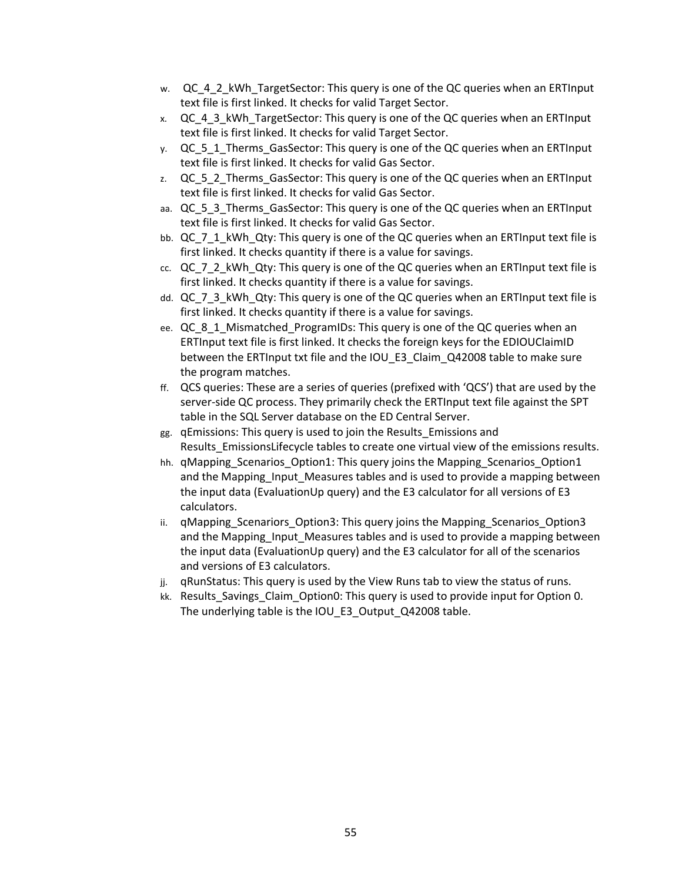w. QC_4_2_kWh_TargetSector: This query is one of the QC queries when an ERTInput text file is first linked. It checks for valid Target Sector.

x. QC_4_3_kWh_TargetSector: This query is one of the QC queries when an ERTInput text file is first linked. It checks for valid Target Sector.

y. QC_5_1_Therms_GasSector: This query is one of the QC queries when an ERTInput text file is first linked. It checks for valid Gas Sector.

z. QC_5_2_Therms_GasSector: This query is one of the QC queries when an ERTInput text file is first linked. It checks for valid Gas Sector.

aa. QC_5_3_Therms_GasSector: This query is one of the QC queries when an ERTInput text file is first linked. It checks for valid Gas Sector.

bb. QC_7_1_kWh_Qty: This query is one of the QC queries when an ERTInput text file is first linked. It checks quantity if there is a value for savings.

cc. QC_7_2_kWh_Qty: This query is one of the QC queries when an ERTInput text file is first linked. It checks quantity if there is a value for savings.

dd. QC_7_3_kWh_Qty: This query is one of the QC queries when an ERTInput text file is first linked. It checks quantity if there is a value for savings.

ee. QC_8_1_Mismatched_ProgramIDs: This query is one of the QC queries when an ERTInput text file is first linked. It checks the foreign keys for the EDIOUClaimID between the ERTInput txt file and the IOU_E3_Claim_Q42008 table to make sure the program matches.

ff. QCS queries: These are a series of queries (prefixed with 'QCS') that are used by the server-side QC process. They primarily check the ERTInput text file against the SPT table in the SQL Server database on the ED Central Server.

gg. qEmissions: This query is used to join the Results_Emissions and Results_EmissionsLifecycle tables to create one virtual view of the emissions results.

hh. qMapping_Scenarios_Option1: This query joins the Mapping_Scenarios_Option1 and the Mapping_Input_Measures tables and is used to provide a mapping between the input data (EvaluationUp query) and the E3 calculator for all versions of E3 calculators.

ii. qMapping_Scenariors_Option3: This query joins the Mapping_Scenarios_Option3 and the Mapping_Input_Measures tables and is used to provide a mapping between the input data (EvaluationUp query) and the E3 calculator for all of the scenarios and versions of E3 calculators.

jj. qRunStatus: This query is used by the View Runs tab to view the status of runs.

kk. Results_Savings_Claim_Option0: This query is used to provide input for Option 0. The underlying table is the IOU_E3_Output_Q42008 table.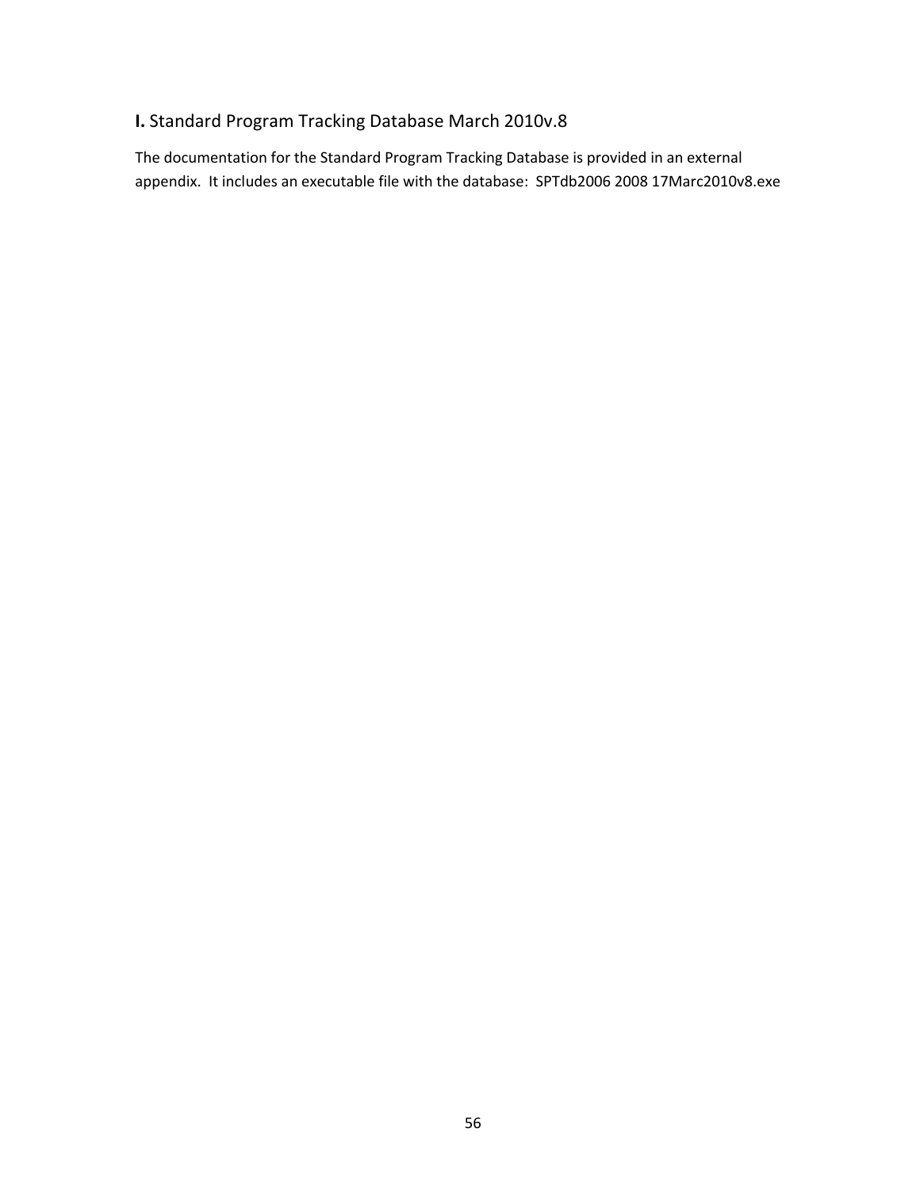## **I.** Standard Program Tracking Database March 2010v.8

The documentation for the Standard Program Tracking Database is provided in an external appendix. It includes an executable file with the database: SPTdb2006 2008 17Marc2010v8.exe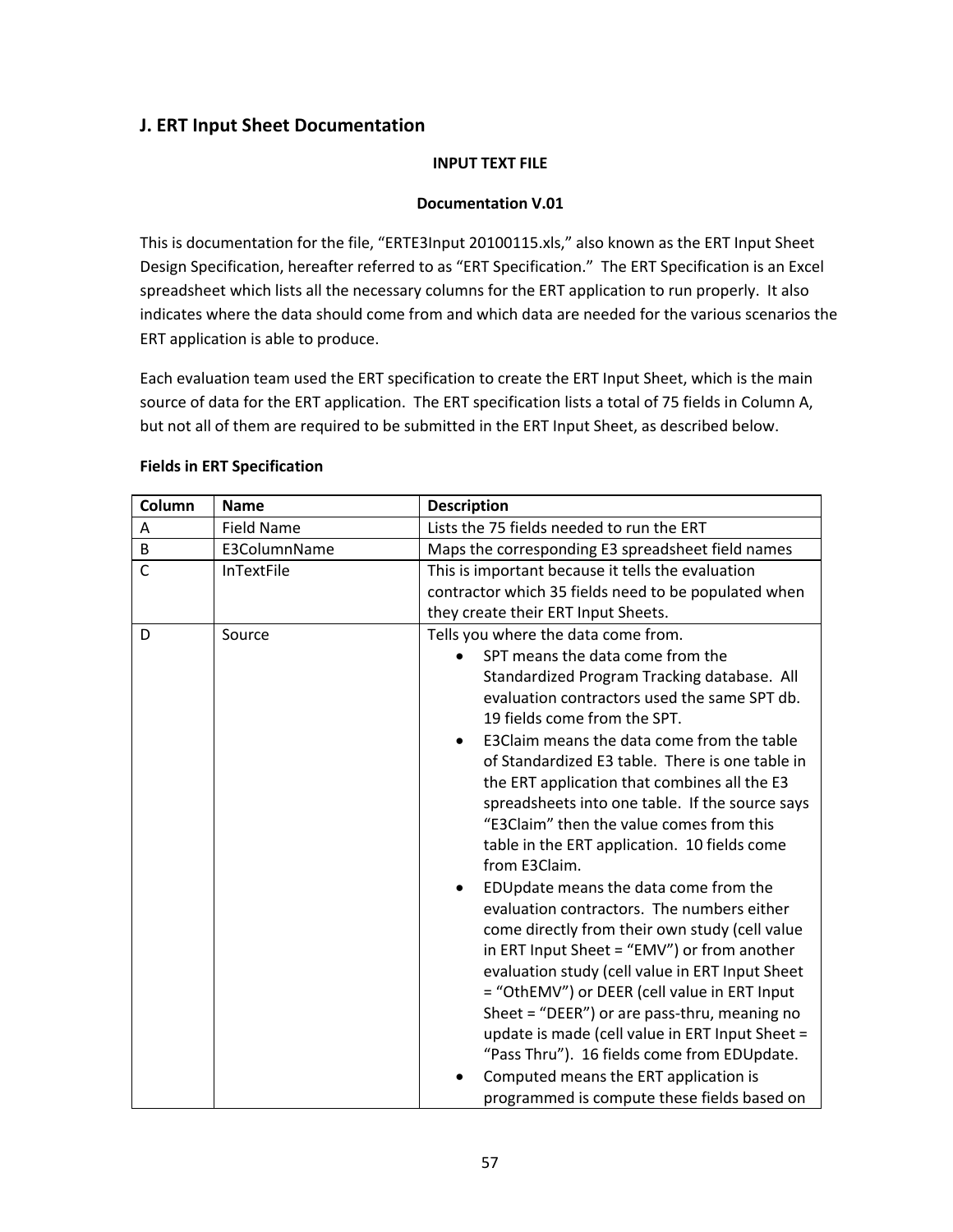## J. ERT Input Sheet Documentation

**INPUT TEXT FILE**

**Documentation V.01**

This is documentation for the file, "ERTE3Input 20100115.xls," also known as the ERT Input Sheet Design Specification, hereafter referred to as "ERT Specification." The ERT Specification is an Excel spreadsheet which lists all the necessary columns for the ERT application to run properly. It also indicates where the data should come from and which data are needed for the various scenarios the ERT application is able to produce.

Each evaluation team used the ERT specification to create the ERT Input Sheet, which is the main source of data for the ERT application. The ERT specification lists a total of 75 fields in Column A, but not all of them are required to be submitted in the ERT Input Sheet, as described below.

**Fields in ERT Specification**

| Column | Name | Description |
|---|---|---|
| A | Field Name | Lists the 75 fields needed to run the ERT |
| B | E3ColumnName | Maps the corresponding E3 spreadsheet field names |
| C | InTextFile | This is important because it tells the evaluation contractor which 35 fields need to be populated when they create their ERT Input Sheets. |
| D | Source | Tells you where the data come from.<br>• SPT means the data come from the Standardized Program Tracking database. All evaluation contractors used the same SPT db. 19 fields come from the SPT.<br>• E3Claim means the data come from the table of Standardized E3 table. There is one table in the ERT application that combines all the E3 spreadsheets into one table. If the source says "E3Claim" then the value comes from this table in the ERT application. 10 fields come from E3Claim.<br>• EDUpdate means the data come from the evaluation contractors. The numbers either come directly from their own study (cell value in ERT Input Sheet = "EMV") or from another evaluation study (cell value in ERT Input Sheet = "OthEMV") or DEER (cell value in ERT Input Sheet = "DEER") or are pass-thru, meaning no update is made (cell value in ERT Input Sheet = "Pass Thru"). 16 fields come from EDUpdate.<br>• Computed means the ERT application is programmed is compute these fields based on |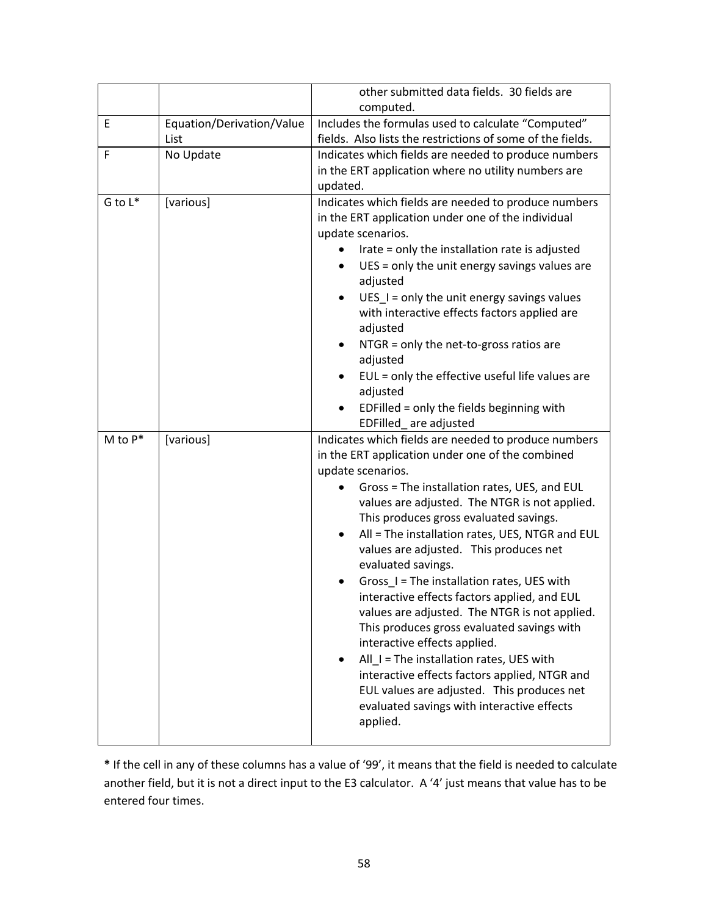| | | |
|---|---|---|
| | | other submitted data fields. 30 fields are computed. |
| E | Equation/Derivation/Value List | Includes the formulas used to calculate "Computed" fields. Also lists the restrictions of some of the fields. |
| F | No Update | Indicates which fields are needed to produce numbers in the ERT application where no utility numbers are updated. |
| G to L* | [various] | Indicates which fields are needed to produce numbers in the ERT application under one of the individual update scenarios.<br>• Irate = only the installation rate is adjusted<br>• UES = only the unit energy savings values are adjusted<br>• UES_I = only the unit energy savings values with interactive effects factors applied are adjusted<br>• NTGR = only the net-to-gross ratios are adjusted<br>• EUL = only the effective useful life values are adjusted<br>• EDFilled = only the fields beginning with EDFilled_ are adjusted |
| M to P* | [various] | Indicates which fields are needed to produce numbers in the ERT application under one of the combined update scenarios.<br>• Gross = The installation rates, UES, and EUL values are adjusted. The NTGR is not applied. This produces gross evaluated savings.<br>• All = The installation rates, UES, NTGR and EUL values are adjusted. This produces net evaluated savings.<br>• Gross_I = The installation rates, UES with interactive effects factors applied, and EUL values are adjusted. The NTGR is not applied. This produces gross evaluated savings with interactive effects applied.<br>• All_I = The installation rates, UES with interactive effects factors applied, NTGR and EUL values are adjusted. This produces net evaluated savings with interactive effects applied. |

**\*** If the cell in any of these columns has a value of '99', it means that the field is needed to calculate another field, but it is not a direct input to the E3 calculator. A '4' just means that value has to be entered four times.